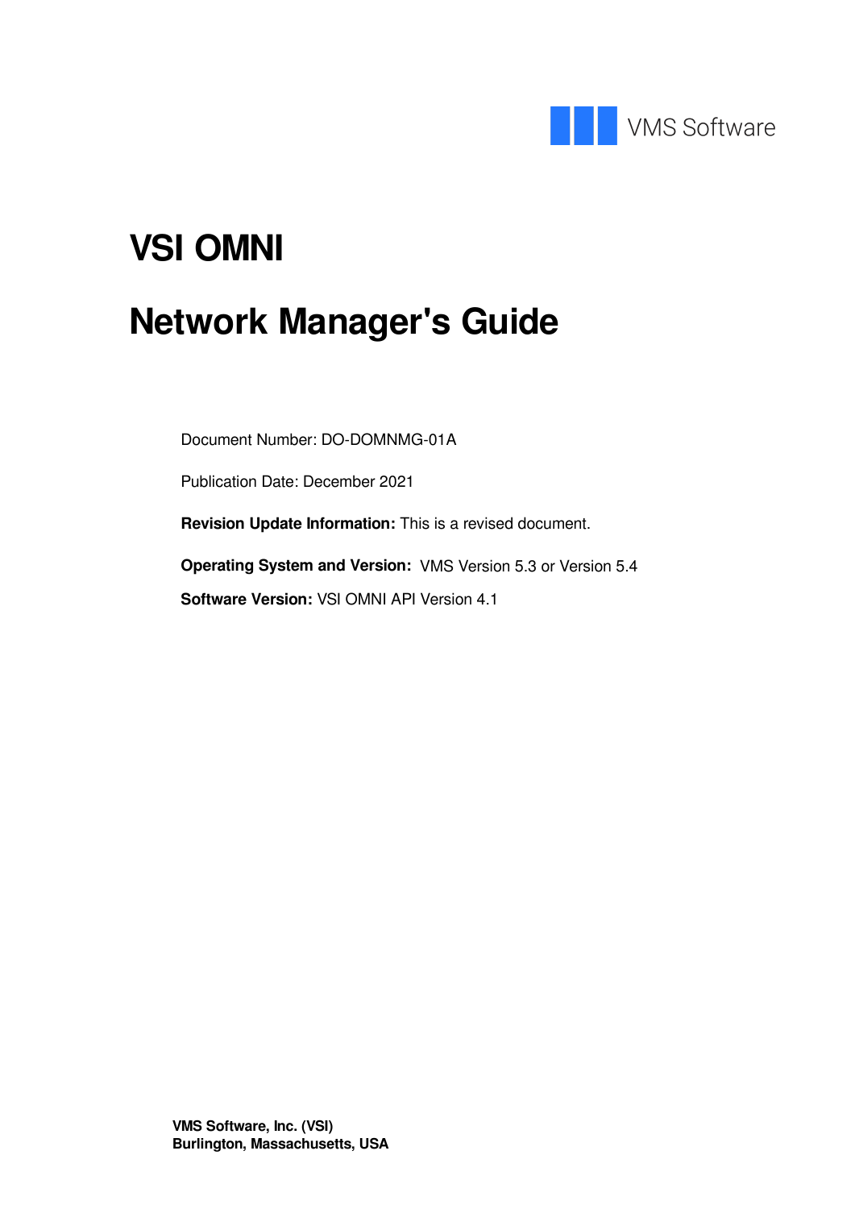VMS Software

# VSI OMNI

# Network Manager's Guide

Document Number: DO-DOMNMG-01A

Publication Date: December 2021

**Revision Update Information:** This is a revised document.

**Operating System and Version:** VMS Version 5.3 or Version 5.4

**Software Version:** VSI OMNI API Version 4.1

**VMS Software, Inc. (VSI)**
**Burlington, Massachusetts, USA**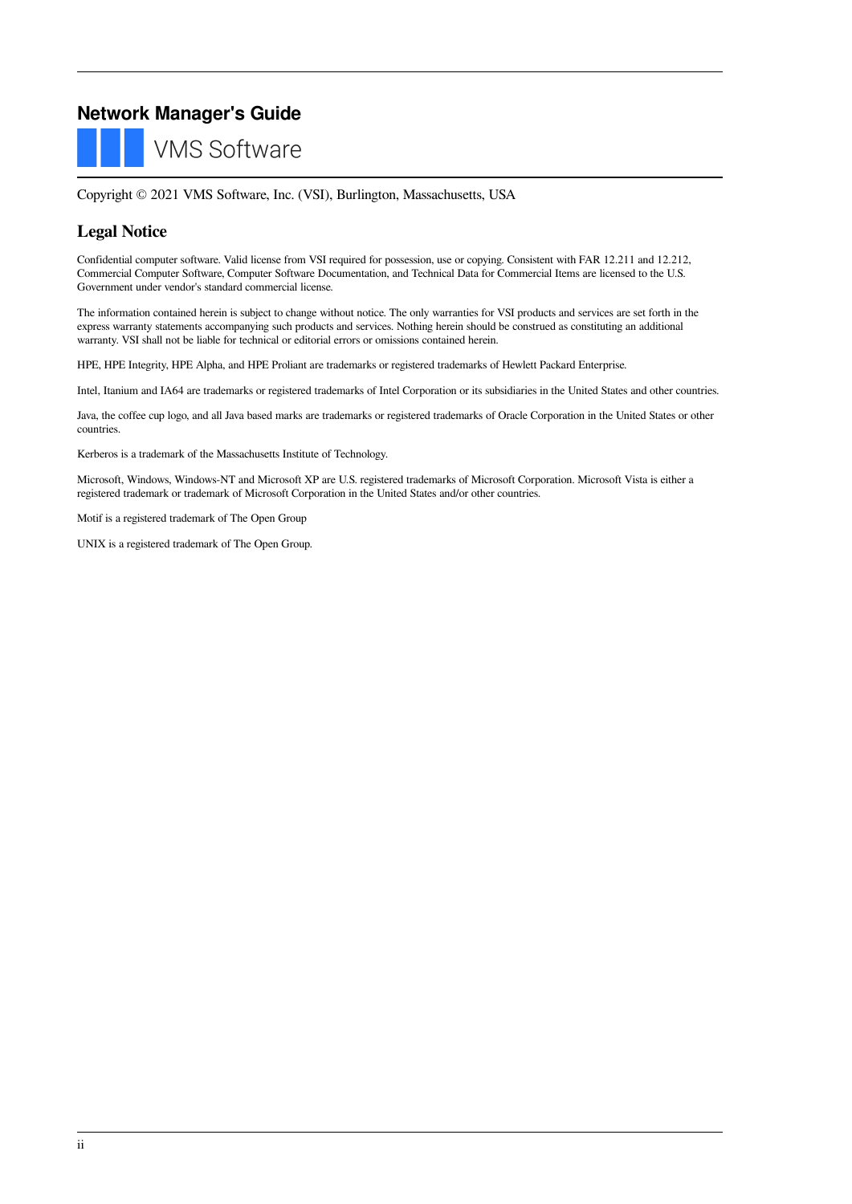# Network Manager's Guide

VMS Software

Copyright © 2021 VMS Software, Inc. (VSI), Burlington, Massachusetts, USA

## Legal Notice

Confidential computer software. Valid license from VSI required for possession, use or copying. Consistent with FAR 12.211 and 12.212, Commercial Computer Software, Computer Software Documentation, and Technical Data for Commercial Items are licensed to the U.S. Government under vendor's standard commercial license.

The information contained herein is subject to change without notice. The only warranties for VSI products and services are set forth in the express warranty statements accompanying such products and services. Nothing herein should be construed as constituting an additional warranty. VSI shall not be liable for technical or editorial errors or omissions contained herein.

HPE, HPE Integrity, HPE Alpha, and HPE Proliant are trademarks or registered trademarks of Hewlett Packard Enterprise.

Intel, Itanium and IA64 are trademarks or registered trademarks of Intel Corporation or its subsidiaries in the United States and other countries.

Java, the coffee cup logo, and all Java based marks are trademarks or registered trademarks of Oracle Corporation in the United States or other countries.

Kerberos is a trademark of the Massachusetts Institute of Technology.

Microsoft, Windows, Windows-NT and Microsoft XP are U.S. registered trademarks of Microsoft Corporation. Microsoft Vista is either a registered trademark or trademark of Microsoft Corporation in the United States and/or other countries.

Motif is a registered trademark of The Open Group

UNIX is a registered trademark of The Open Group.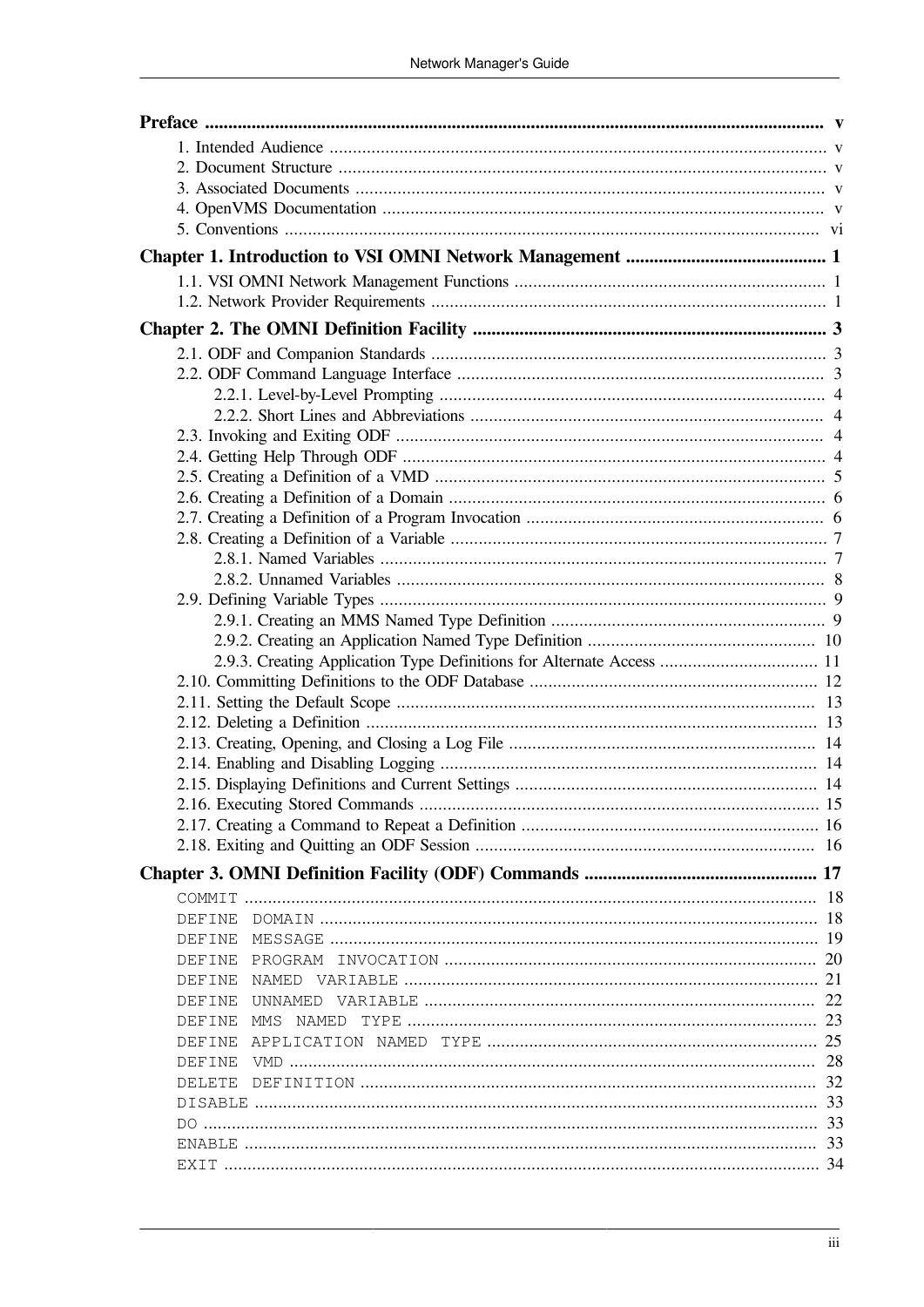**Preface** .................................................... v

- 1. Intended Audience .................................................... v
- 2. Document Structure .................................................... v
- 3. Associated Documents .................................................... v
- 4. OpenVMS Documentation .................................................... v
- 5. Conventions .................................................... vi

**Chapter 1. Introduction to VSI OMNI Network Management** .................................................... 1

- 1.1. VSI OMNI Network Management Functions .................................................... 1
- 1.2. Network Provider Requirements .................................................... 1

**Chapter 2. The OMNI Definition Facility** .................................................... 3

- 2.1. ODF and Companion Standards .................................................... 3
- 2.2. ODF Command Language Interface .................................................... 3
  - 2.2.1. Level-by-Level Prompting .................................................... 4
  - 2.2.2. Short Lines and Abbreviations .................................................... 4
- 2.3. Invoking and Exiting ODF .................................................... 4
- 2.4. Getting Help Through ODF .................................................... 4
- 2.5. Creating a Definition of a VMD .................................................... 5
- 2.6. Creating a Definition of a Domain .................................................... 6
- 2.7. Creating a Definition of a Program Invocation .................................................... 6
- 2.8. Creating a Definition of a Variable .................................................... 7
  - 2.8.1. Named Variables .................................................... 7
  - 2.8.2. Unnamed Variables .................................................... 8
- 2.9. Defining Variable Types .................................................... 9
  - 2.9.1. Creating an MMS Named Type Definition .................................................... 9
  - 2.9.2. Creating an Application Named Type Definition .................................................... 10
  - 2.9.3. Creating Application Type Definitions for Alternate Access .................................................... 11
- 2.10. Committing Definitions to the ODF Database .................................................... 12
- 2.11. Setting the Default Scope .................................................... 13
- 2.12. Deleting a Definition .................................................... 13
- 2.13. Creating, Opening, and Closing a Log File .................................................... 14
- 2.14. Enabling and Disabling Logging .................................................... 14
- 2.15. Displaying Definitions and Current Settings .................................................... 14
- 2.16. Executing Stored Commands .................................................... 15
- 2.17. Creating a Command to Repeat a Definition .................................................... 16
- 2.18. Exiting and Quitting an ODF Session .................................................... 16

**Chapter 3. OMNI Definition Facility (ODF) Commands** .................................................... 17

- `COMMIT` .................................................... 18
- `DEFINE DOMAIN` .................................................... 18
- `DEFINE MESSAGE` .................................................... 19
- `DEFINE PROGRAM INVOCATION` .................................................... 20
- `DEFINE NAMED VARIABLE` .................................................... 21
- `DEFINE UNNAMED VARIABLE` .................................................... 22
- `DEFINE MMS NAMED TYPE` .................................................... 23
- `DEFINE APPLICATION NAMED TYPE` .................................................... 25
- `DEFINE VMD` .................................................... 28
- `DELETE DEFINITION` .................................................... 32
- `DISABLE` .................................................... 33
- `DO` .................................................... 33
- `ENABLE` .................................................... 33
- `EXIT` .................................................... 34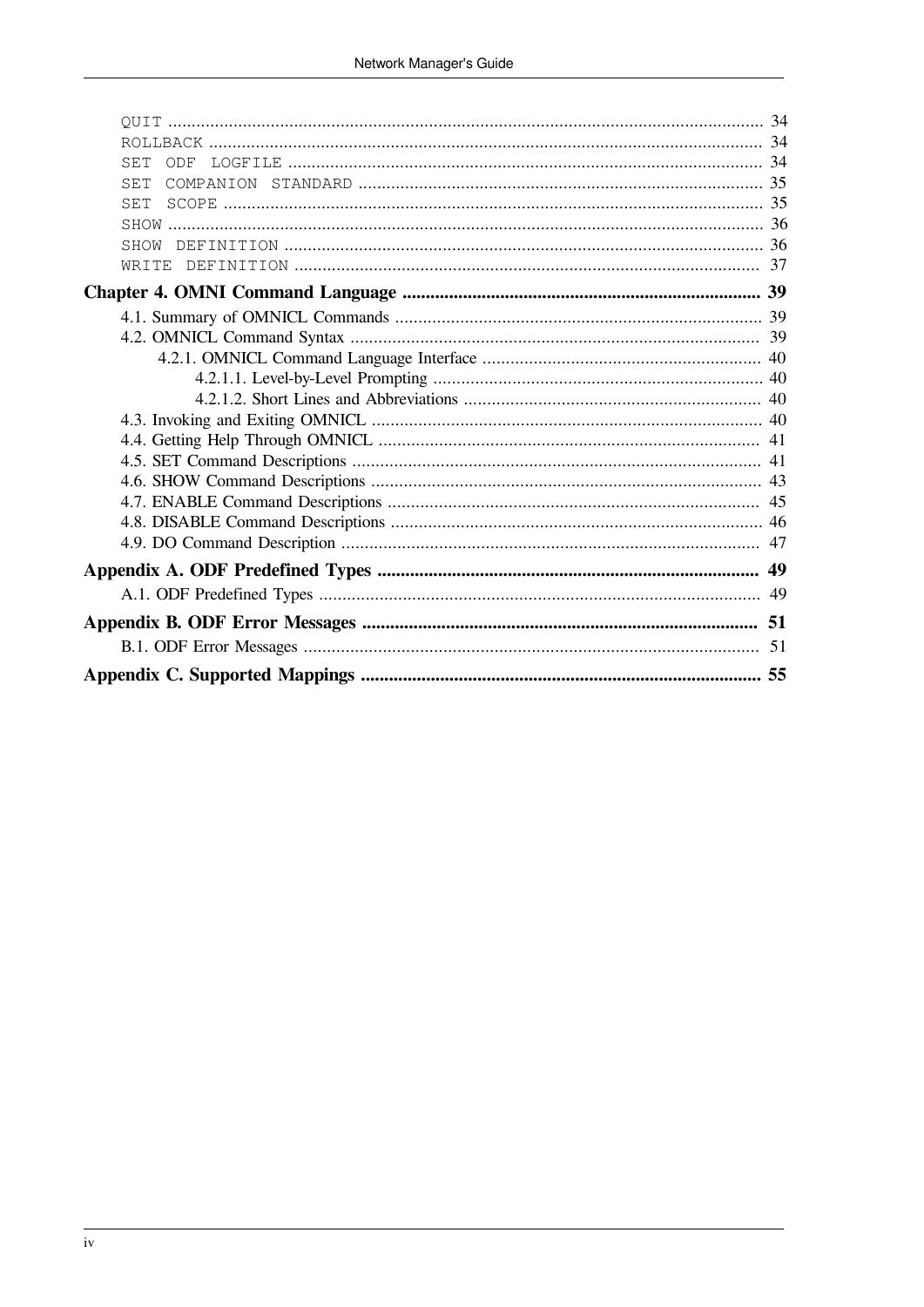- `QUIT` ..... 34
- `ROLLBACK` ..... 34
- `SET ODF LOGFILE` ..... 34
- `SET COMPANION STANDARD` ..... 35
- `SET SCOPE` ..... 35
- `SHOW` ..... 36
- `SHOW DEFINITION` ..... 36
- `WRITE DEFINITION` ..... 37

**Chapter 4. OMNI Command Language ..... 39**

- 4.1. Summary of OMNICL Commands ..... 39
- 4.2. OMNICL Command Syntax ..... 39
  - 4.2.1. OMNICL Command Language Interface ..... 40
    - 4.2.1.1. Level-by-Level Prompting ..... 40
    - 4.2.1.2. Short Lines and Abbreviations ..... 40
- 4.3. Invoking and Exiting OMNICL ..... 40
- 4.4. Getting Help Through OMNICL ..... 41
- 4.5. SET Command Descriptions ..... 41
- 4.6. SHOW Command Descriptions ..... 43
- 4.7. ENABLE Command Descriptions ..... 45
- 4.8. DISABLE Command Descriptions ..... 46
- 4.9. DO Command Description ..... 47

**Appendix A. ODF Predefined Types ..... 49**

- A.1. ODF Predefined Types ..... 49

**Appendix B. ODF Error Messages ..... 51**

- B.1. ODF Error Messages ..... 51

**Appendix C. Supported Mappings ..... 55**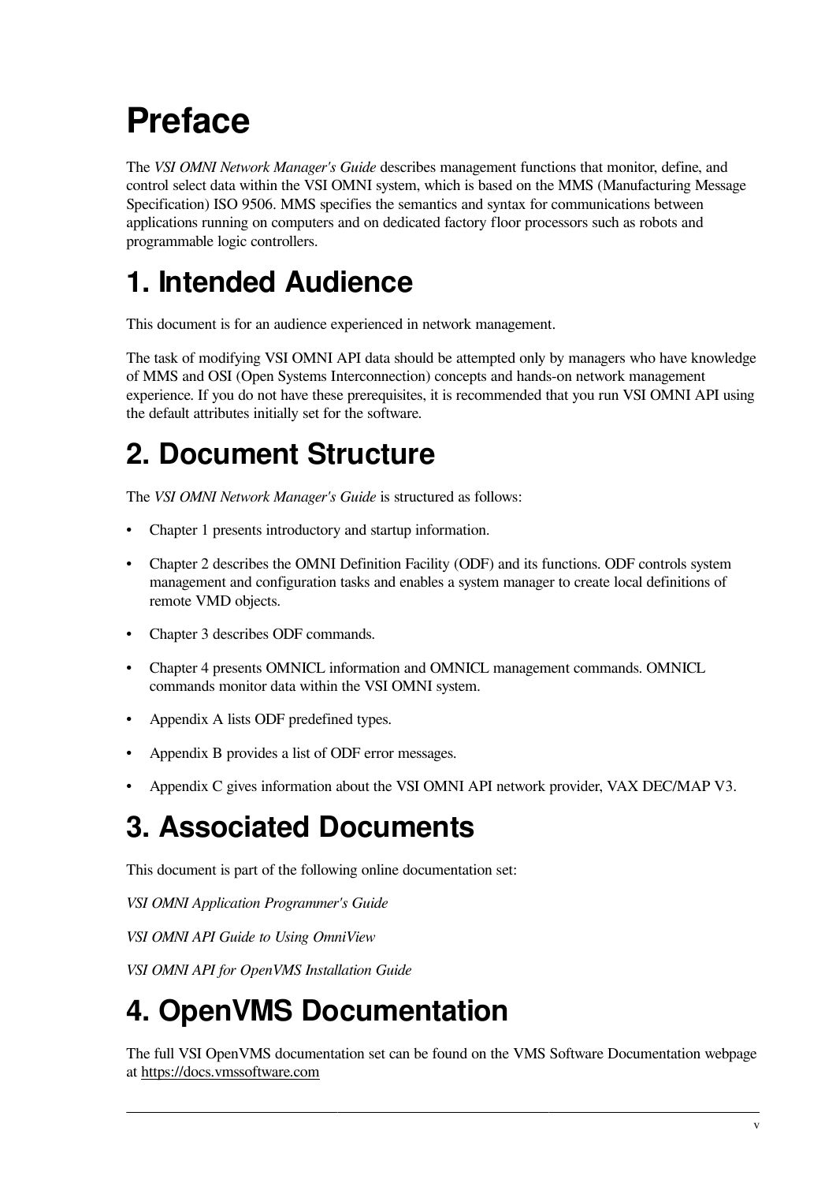# Preface

The *VSI OMNI Network Manager's Guide* describes management functions that monitor, define, and control select data within the VSI OMNI system, which is based on the MMS (Manufacturing Message Specification) ISO 9506. MMS specifies the semantics and syntax for communications between applications running on computers and on dedicated factory floor processors such as robots and programmable logic controllers.

# 1. Intended Audience

This document is for an audience experienced in network management.

The task of modifying VSI OMNI API data should be attempted only by managers who have knowledge of MMS and OSI (Open Systems Interconnection) concepts and hands-on network management experience. If you do not have these prerequisites, it is recommended that you run VSI OMNI API using the default attributes initially set for the software.

# 2. Document Structure

The *VSI OMNI Network Manager's Guide* is structured as follows:

- Chapter 1 presents introductory and startup information.
- Chapter 2 describes the OMNI Definition Facility (ODF) and its functions. ODF controls system management and configuration tasks and enables a system manager to create local definitions of remote VMD objects.
- Chapter 3 describes ODF commands.
- Chapter 4 presents OMNICL information and OMNICL management commands. OMNICL commands monitor data within the VSI OMNI system.
- Appendix A lists ODF predefined types.
- Appendix B provides a list of ODF error messages.
- Appendix C gives information about the VSI OMNI API network provider, VAX DEC/MAP V3.

# 3. Associated Documents

This document is part of the following online documentation set:

*VSI OMNI Application Programmer's Guide*

*VSI OMNI API Guide to Using OmniView*

*VSI OMNI API for OpenVMS Installation Guide*

# 4. OpenVMS Documentation

The full VSI OpenVMS documentation set can be found on the VMS Software Documentation webpage at https://docs.vmssoftware.com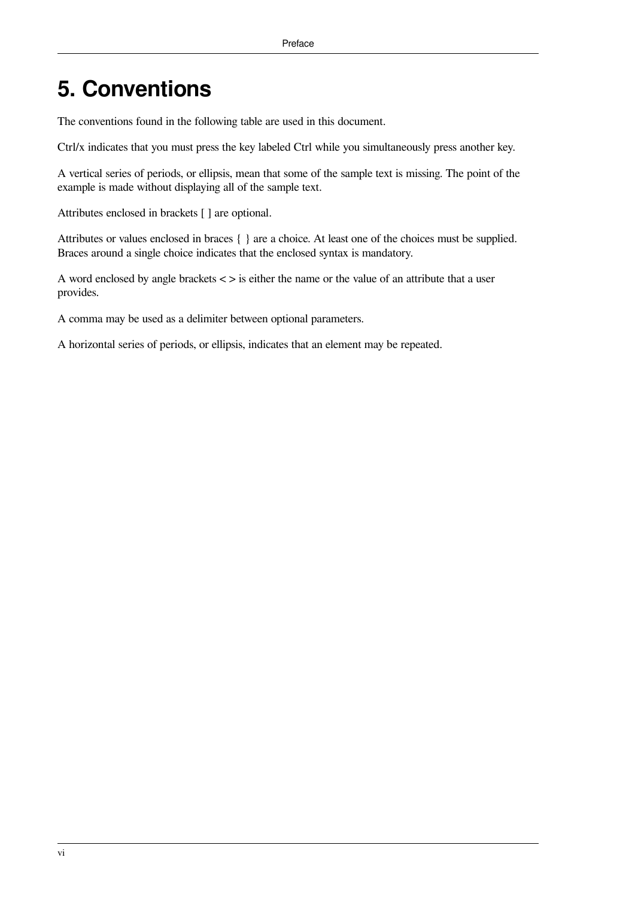# 5. Conventions

The conventions found in the following table are used in this document.

Ctrl/x indicates that you must press the key labeled Ctrl while you simultaneously press another key.

A vertical series of periods, or ellipsis, mean that some of the sample text is missing. The point of the example is made without displaying all of the sample text.

Attributes enclosed in brackets [ ] are optional.

Attributes or values enclosed in braces { } are a choice. At least one of the choices must be supplied. Braces around a single choice indicates that the enclosed syntax is mandatory.

A word enclosed by angle brackets < > is either the name or the value of an attribute that a user provides.

A comma may be used as a delimiter between optional parameters.

A horizontal series of periods, or ellipsis, indicates that an element may be repeated.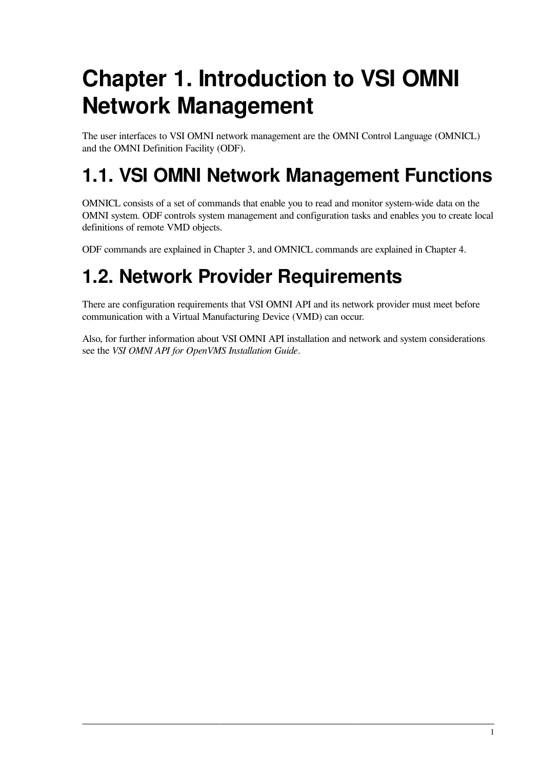# Chapter 1. Introduction to VSI OMNI Network Management

The user interfaces to VSI OMNI network management are the OMNI Control Language (OMNICL) and the OMNI Definition Facility (ODF).

## 1.1. VSI OMNI Network Management Functions

OMNICL consists of a set of commands that enable you to read and monitor system-wide data on the OMNI system. ODF controls system management and configuration tasks and enables you to create local definitions of remote VMD objects.

ODF commands are explained in Chapter 3, and OMNICL commands are explained in Chapter 4.

## 1.2. Network Provider Requirements

There are configuration requirements that VSI OMNI API and its network provider must meet before communication with a Virtual Manufacturing Device (VMD) can occur.

Also, for further information about VSI OMNI API installation and network and system considerations see the *VSI OMNI API for OpenVMS Installation Guide*.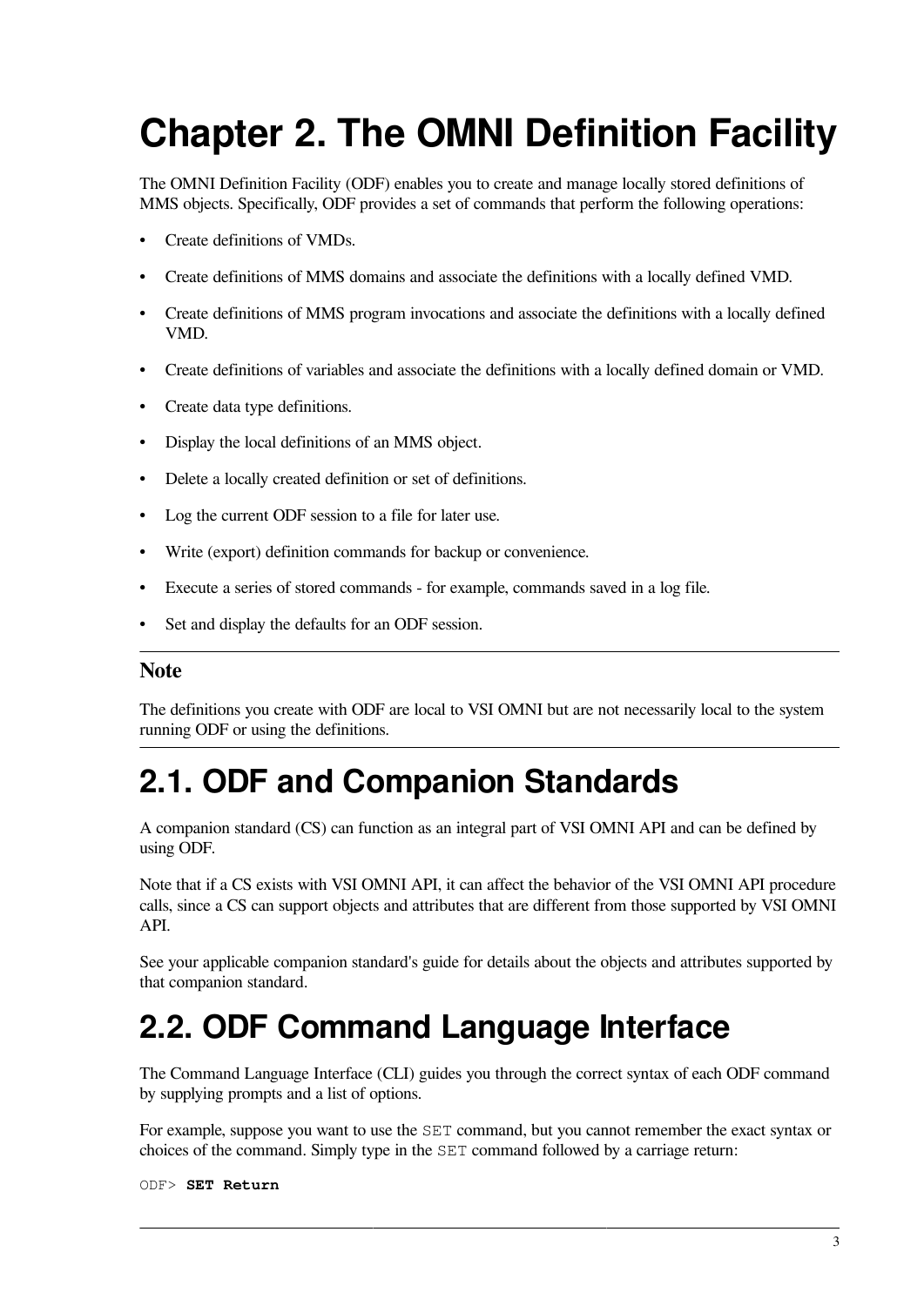# Chapter 2. The OMNI Definition Facility

The OMNI Definition Facility (ODF) enables you to create and manage locally stored definitions of MMS objects. Specifically, ODF provides a set of commands that perform the following operations:

- Create definitions of VMDs.
- Create definitions of MMS domains and associate the definitions with a locally defined VMD.
- Create definitions of MMS program invocations and associate the definitions with a locally defined VMD.
- Create definitions of variables and associate the definitions with a locally defined domain or VMD.
- Create data type definitions.
- Display the local definitions of an MMS object.
- Delete a locally created definition or set of definitions.
- Log the current ODF session to a file for later use.
- Write (export) definition commands for backup or convenience.
- Execute a series of stored commands - for example, commands saved in a log file.
- Set and display the defaults for an ODF session.

---

**Note**

The definitions you create with ODF are local to VSI OMNI but are not necessarily local to the system running ODF or using the definitions.

---

## 2.1. ODF and Companion Standards

A companion standard (CS) can function as an integral part of VSI OMNI API and can be defined by using ODF.

Note that if a CS exists with VSI OMNI API, it can affect the behavior of the VSI OMNI API procedure calls, since a CS can support objects and attributes that are different from those supported by VSI OMNI API.

See your applicable companion standard's guide for details about the objects and attributes supported by that companion standard.

## 2.2. ODF Command Language Interface

The Command Language Interface (CLI) guides you through the correct syntax of each ODF command by supplying prompts and a list of options.

For example, suppose you want to use the `SET` command, but you cannot remember the exact syntax or choices of the command. Simply type in the `SET` command followed by a carriage return:

```
ODF> SET Return
```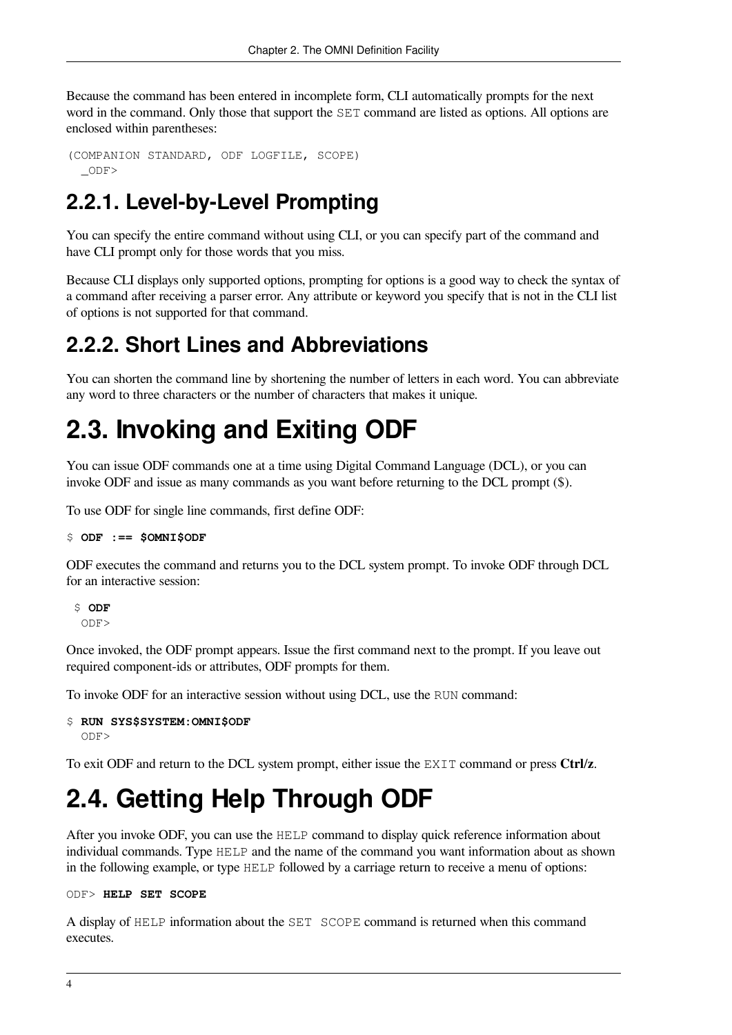Because the command has been entered in incomplete form, CLI automatically prompts for the next word in the command. Only those that support the `SET` command are listed as options. All options are enclosed within parentheses:

```
(COMPANION STANDARD, ODF LOGFILE, SCOPE)
  _ODF>
```

## 2.2.1. Level-by-Level Prompting

You can specify the entire command without using CLI, or you can specify part of the command and have CLI prompt only for those words that you miss.

Because CLI displays only supported options, prompting for options is a good way to check the syntax of a command after receiving a parser error. Any attribute or keyword you specify that is not in the CLI list of options is not supported for that command.

## 2.2.2. Short Lines and Abbreviations

You can shorten the command line by shortening the number of letters in each word. You can abbreviate any word to three characters or the number of characters that makes it unique.

# 2.3. Invoking and Exiting ODF

You can issue ODF commands one at a time using Digital Command Language (DCL), or you can invoke ODF and issue as many commands as you want before returning to the DCL prompt ($).

To use ODF for single line commands, first define ODF:

```
$ ODF :== $OMNI$ODF
```

ODF executes the command and returns you to the DCL system prompt. To invoke ODF through DCL for an interactive session:

```
 $ ODF
  ODF>
```

Once invoked, the ODF prompt appears. Issue the first command next to the prompt. If you leave out required component-ids or attributes, ODF prompts for them.

To invoke ODF for an interactive session without using DCL, use the `RUN` command:

```
$ RUN SYS$SYSTEM:OMNI$ODF
  ODF>
```

To exit ODF and return to the DCL system prompt, either issue the `EXIT` command or press **Ctrl/z**.

# 2.4. Getting Help Through ODF

After you invoke ODF, you can use the `HELP` command to display quick reference information about individual commands. Type `HELP` and the name of the command you want information about as shown in the following example, or type `HELP` followed by a carriage return to receive a menu of options:

```
ODF> HELP SET SCOPE
```

A display of `HELP` information about the `SET SCOPE` command is returned when this command executes.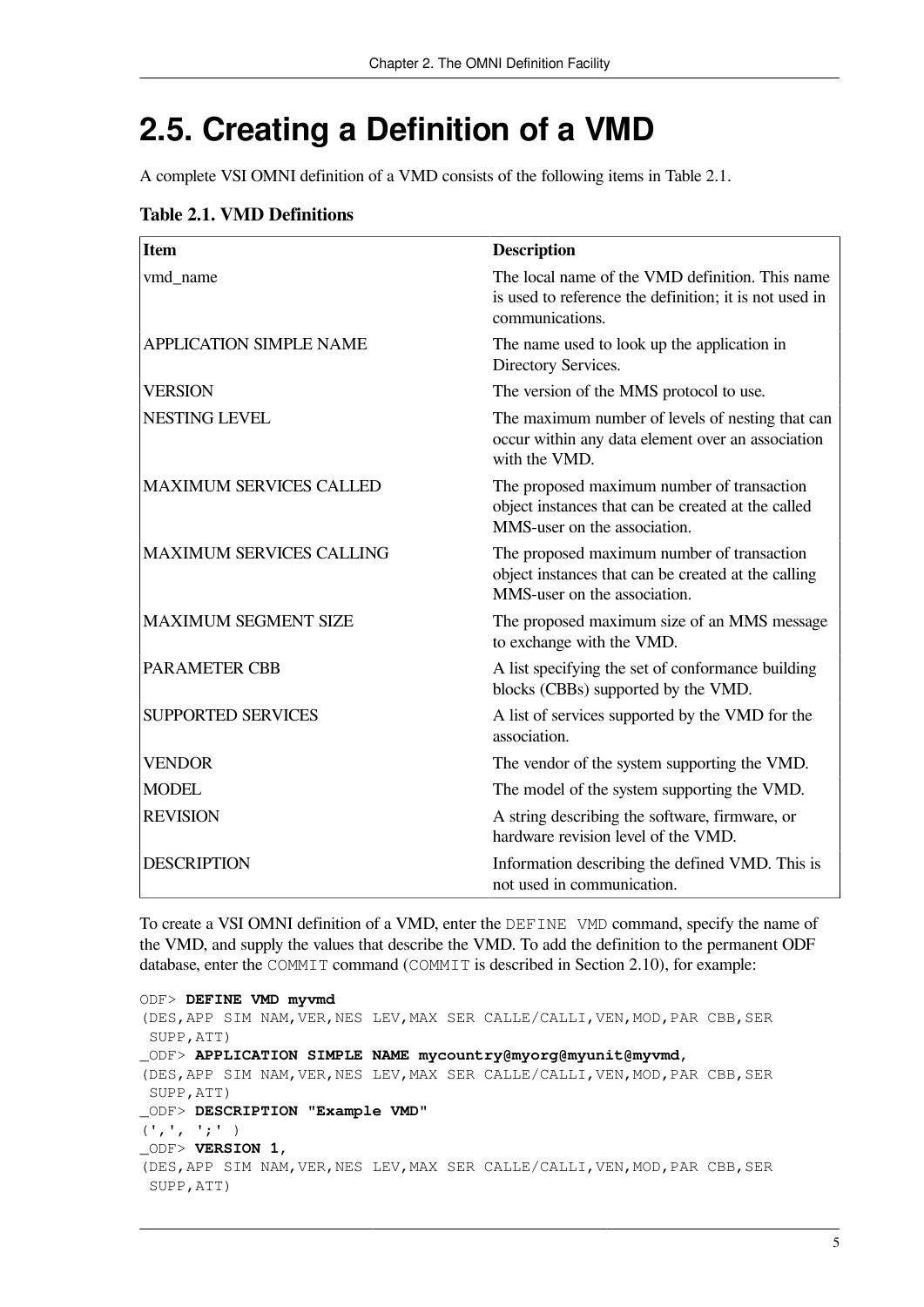## 2.5. Creating a Definition of a VMD

A complete VSI OMNI definition of a VMD consists of the following items in Table 2.1.

**Table 2.1. VMD Definitions**

| Item | Description |
|---|---|
| vmd_name | The local name of the VMD definition. This name is used to reference the definition; it is not used in communications. |
| APPLICATION SIMPLE NAME | The name used to look up the application in Directory Services. |
| VERSION | The version of the MMS protocol to use. |
| NESTING LEVEL | The maximum number of levels of nesting that can occur within any data element over an association with the VMD. |
| MAXIMUM SERVICES CALLED | The proposed maximum number of transaction object instances that can be created at the called MMS-user on the association. |
| MAXIMUM SERVICES CALLING | The proposed maximum number of transaction object instances that can be created at the calling MMS-user on the association. |
| MAXIMUM SEGMENT SIZE | The proposed maximum size of an MMS message to exchange with the VMD. |
| PARAMETER CBB | A list specifying the set of conformance building blocks (CBBs) supported by the VMD. |
| SUPPORTED SERVICES | A list of services supported by the VMD for the association. |
| VENDOR | The vendor of the system supporting the VMD. |
| MODEL | The model of the system supporting the VMD. |
| REVISION | A string describing the software, firmware, or hardware revision level of the VMD. |
| DESCRIPTION | Information describing the defined VMD. This is not used in communication. |

To create a VSI OMNI definition of a VMD, enter the `DEFINE VMD` command, specify the name of the VMD, and supply the values that describe the VMD. To add the definition to the permanent ODF database, enter the `COMMIT` command (`COMMIT` is described in Section 2.10), for example:

```
ODF> DEFINE VMD myvmd
(DES,APP SIM NAM,VER,NES LEV,MAX SER CALLE/CALLI,VEN,MOD,PAR CBB,SER
 SUPP,ATT)
_ODF> APPLICATION SIMPLE NAME mycountry@myorg@myunit@myvmd,
(DES,APP SIM NAM,VER,NES LEV,MAX SER CALLE/CALLI,VEN,MOD,PAR CBB,SER
 SUPP,ATT)
_ODF> DESCRIPTION "Example VMD"
(',', ';' )
_ODF> VERSION 1,
(DES,APP SIM NAM,VER,NES LEV,MAX SER CALLE/CALLI,VEN,MOD,PAR CBB,SER
 SUPP,ATT)
```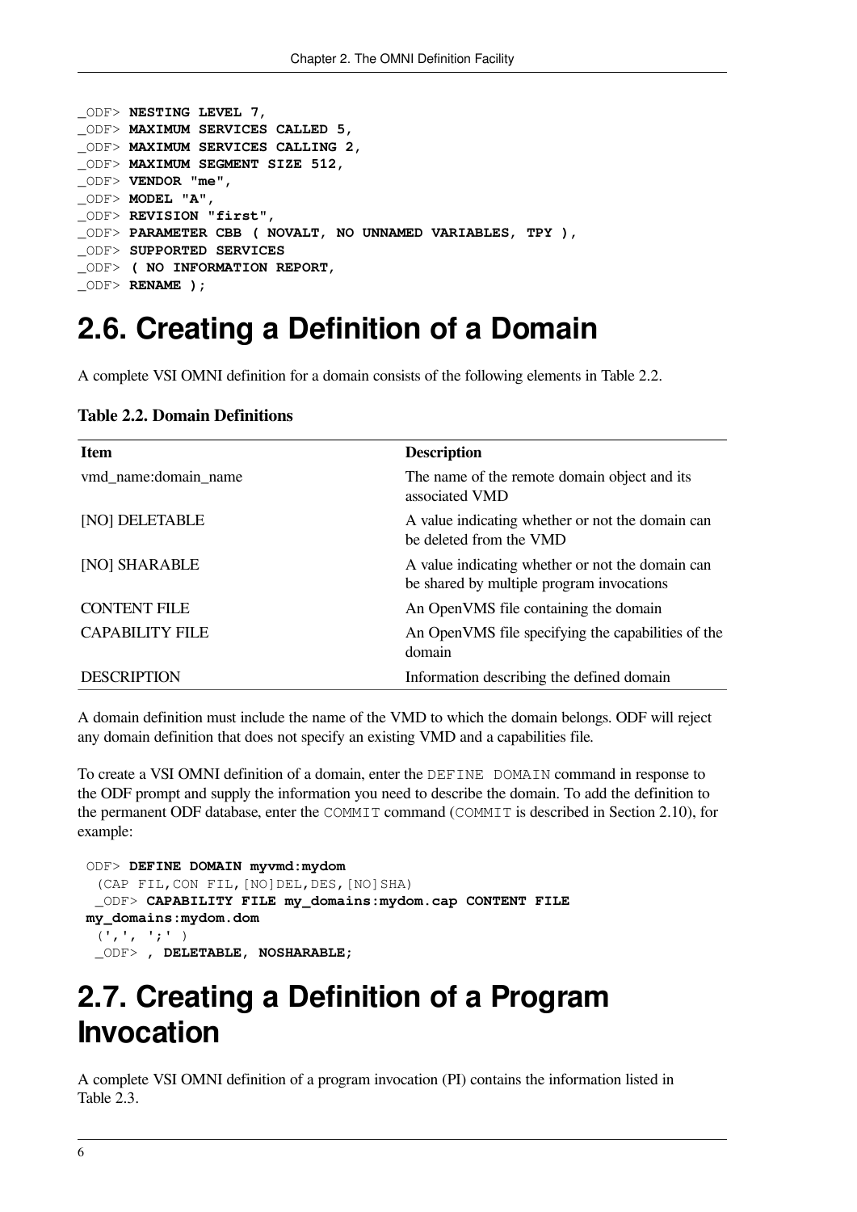```
_ODF> NESTING LEVEL 7,
_ODF> MAXIMUM SERVICES CALLED 5,
_ODF> MAXIMUM SERVICES CALLING 2,
_ODF> MAXIMUM SEGMENT SIZE 512,
_ODF> VENDOR "me",
_ODF> MODEL "A",
_ODF> REVISION "first",
_ODF> PARAMETER CBB ( NOVALT, NO UNNAMED VARIABLES, TPY ),
_ODF> SUPPORTED SERVICES
_ODF> ( NO INFORMATION REPORT,
_ODF> RENAME );
```

## 2.6. Creating a Definition of a Domain

A complete VSI OMNI definition for a domain consists of the following elements in Table 2.2.

**Table 2.2. Domain Definitions**

| Item | Description |
|---|---|
| vmd_name:domain_name | The name of the remote domain object and its associated VMD |
| [NO] DELETABLE | A value indicating whether or not the domain can be deleted from the VMD |
| [NO] SHARABLE | A value indicating whether or not the domain can be shared by multiple program invocations |
| CONTENT FILE | An OpenVMS file containing the domain |
| CAPABILITY FILE | An OpenVMS file specifying the capabilities of the domain |
| DESCRIPTION | Information describing the defined domain |

A domain definition must include the name of the VMD to which the domain belongs. ODF will reject any domain definition that does not specify an existing VMD and a capabilities file.

To create a VSI OMNI definition of a domain, enter the `DEFINE DOMAIN` command in response to the ODF prompt and supply the information you need to describe the domain. To add the definition to the permanent ODF database, enter the `COMMIT` command (`COMMIT` is described in Section 2.10), for example:

```
ODF> DEFINE DOMAIN myvmd:mydom
 (CAP FIL,CON FIL,[NO]DEL,DES,[NO]SHA)
 _ODF> CAPABILITY FILE my_domains:mydom.cap CONTENT FILE
my_domains:mydom.dom
 (',', ';' )
 _ODF> , DELETABLE, NOSHARABLE;
```

## 2.7. Creating a Definition of a Program Invocation

A complete VSI OMNI definition of a program invocation (PI) contains the information listed in Table 2.3.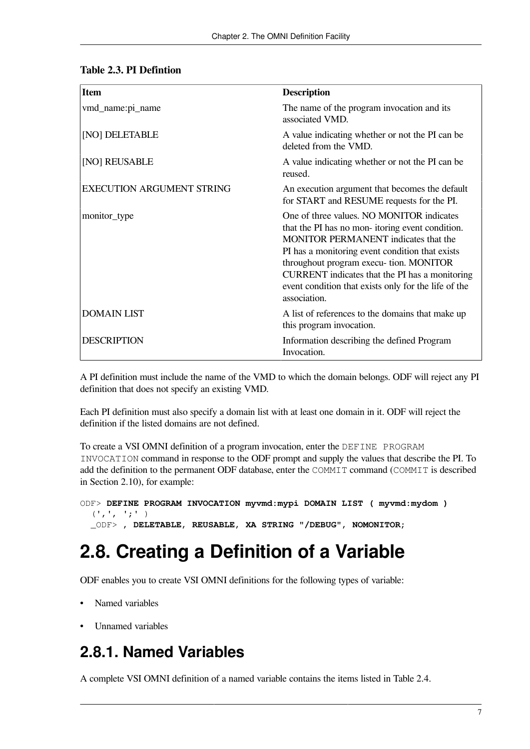**Table 2.3. PI Defintion**

| Item | Description |
|---|---|
| vmd_name:pi_name | The name of the program invocation and its associated VMD. |
| [NO] DELETABLE | A value indicating whether or not the PI can be deleted from the VMD. |
| [NO] REUSABLE | A value indicating whether or not the PI can be reused. |
| EXECUTION ARGUMENT STRING | An execution argument that becomes the default for START and RESUME requests for the PI. |
| monitor_type | One of three values. NO MONITOR indicates that the PI has no mon- itoring event condition. MONITOR PERMANENT indicates that the PI has a monitoring event condition that exists throughout program execu- tion. MONITOR CURRENT indicates that the PI has a monitoring event condition that exists only for the life of the association. |
| DOMAIN LIST | A list of references to the domains that make up this program invocation. |
| DESCRIPTION | Information describing the defined Program Invocation. |

A PI definition must include the name of the VMD to which the domain belongs. ODF will reject any PI definition that does not specify an existing VMD.

Each PI definition must also specify a domain list with at least one domain in it. ODF will reject the definition if the listed domains are not defined.

To create a VSI OMNI definition of a program invocation, enter the `DEFINE PROGRAM INVOCATION` command in response to the ODF prompt and supply the values that describe the PI. To add the definition to the permanent ODF database, enter the `COMMIT` command (`COMMIT` is described in Section 2.10), for example:

```
ODF> DEFINE PROGRAM INVOCATION myvmd:mypi DOMAIN LIST ( myvmd:mydom )
   (',', ';' )
  _ODF> , DELETABLE, REUSABLE, XA STRING "/DEBUG", NOMONITOR;
```

# 2.8. Creating a Definition of a Variable

ODF enables you to create VSI OMNI definitions for the following types of variable:

- Named variables
- Unnamed variables

## 2.8.1. Named Variables

A complete VSI OMNI definition of a named variable contains the items listed in Table 2.4.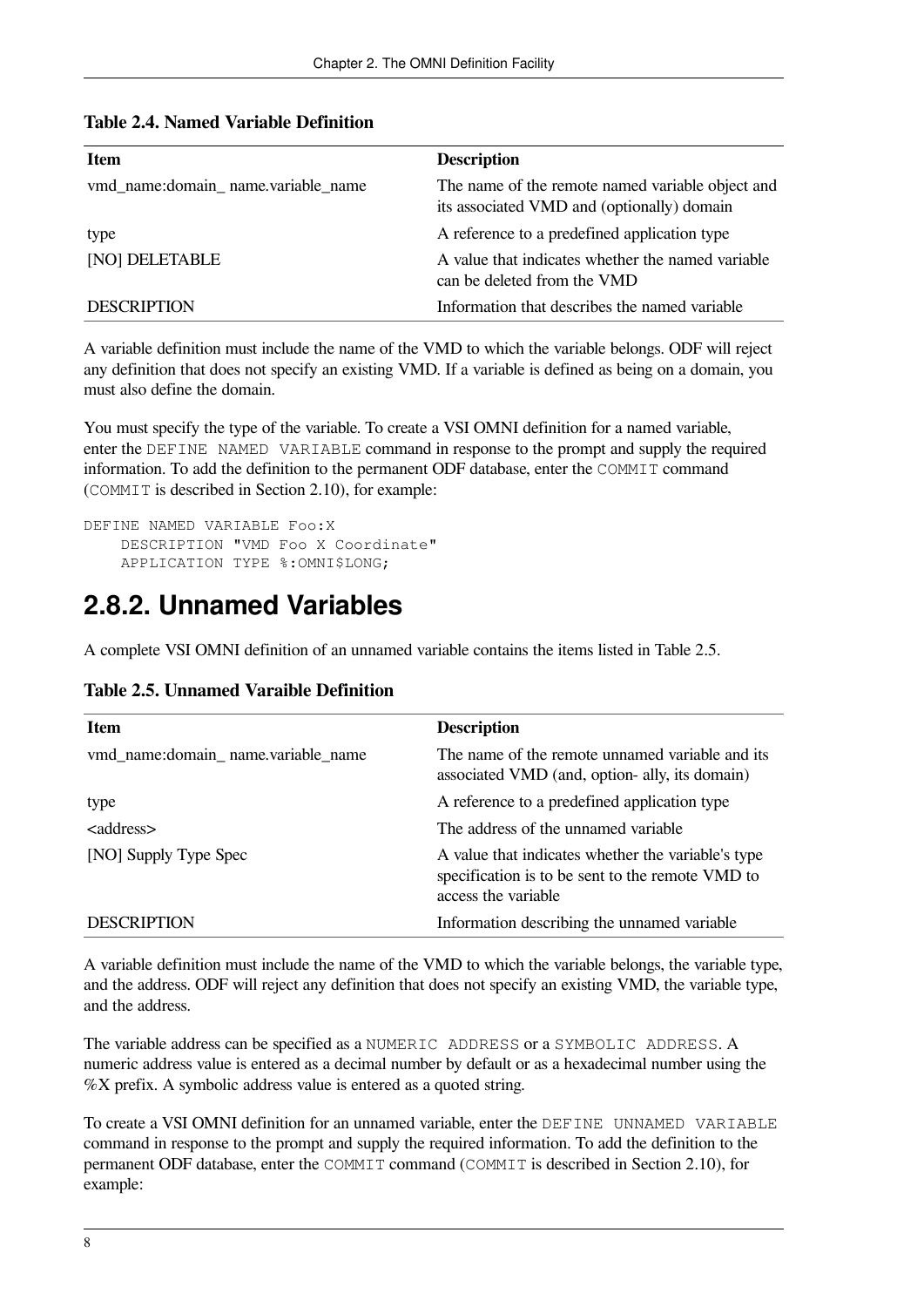**Table 2.4. Named Variable Definition**

| Item | Description |
|---|---|
| vmd_name:domain_ name.variable_name | The name of the remote named variable object and its associated VMD and (optionally) domain |
| type | A reference to a predefined application type |
| [NO] DELETABLE | A value that indicates whether the named variable can be deleted from the VMD |
| DESCRIPTION | Information that describes the named variable |

A variable definition must include the name of the VMD to which the variable belongs. ODF will reject any definition that does not specify an existing VMD. If a variable is defined as being on a domain, you must also define the domain.

You must specify the type of the variable. To create a VSI OMNI definition for a named variable, enter the `DEFINE NAMED VARIABLE` command in response to the prompt and supply the required information. To add the definition to the permanent ODF database, enter the `COMMIT` command (`COMMIT` is described in Section 2.10), for example:

```
DEFINE NAMED VARIABLE Foo:X
    DESCRIPTION "VMD Foo X Coordinate"
    APPLICATION TYPE %:OMNI$LONG;
```

## 2.8.2. Unnamed Variables

A complete VSI OMNI definition of an unnamed variable contains the items listed in Table 2.5.

**Table 2.5. Unnamed Varaible Definition**

| Item | Description |
|---|---|
| vmd_name:domain_ name.variable_name | The name of the remote unnamed variable and its associated VMD (and, option- ally, its domain) |
| type | A reference to a predefined application type |
| <address> | The address of the unnamed variable |
| [NO] Supply Type Spec | A value that indicates whether the variable's type specification is to be sent to the remote VMD to access the variable |
| DESCRIPTION | Information describing the unnamed variable |

A variable definition must include the name of the VMD to which the variable belongs, the variable type, and the address. ODF will reject any definition that does not specify an existing VMD, the variable type, and the address.

The variable address can be specified as a `NUMERIC ADDRESS` or a `SYMBOLIC ADDRESS`. A numeric address value is entered as a decimal number by default or as a hexadecimal number using the %X prefix. A symbolic address value is entered as a quoted string.

To create a VSI OMNI definition for an unnamed variable, enter the `DEFINE UNNAMED VARIABLE` command in response to the prompt and supply the required information. To add the definition to the permanent ODF database, enter the `COMMIT` command (`COMMIT` is described in Section 2.10), for example: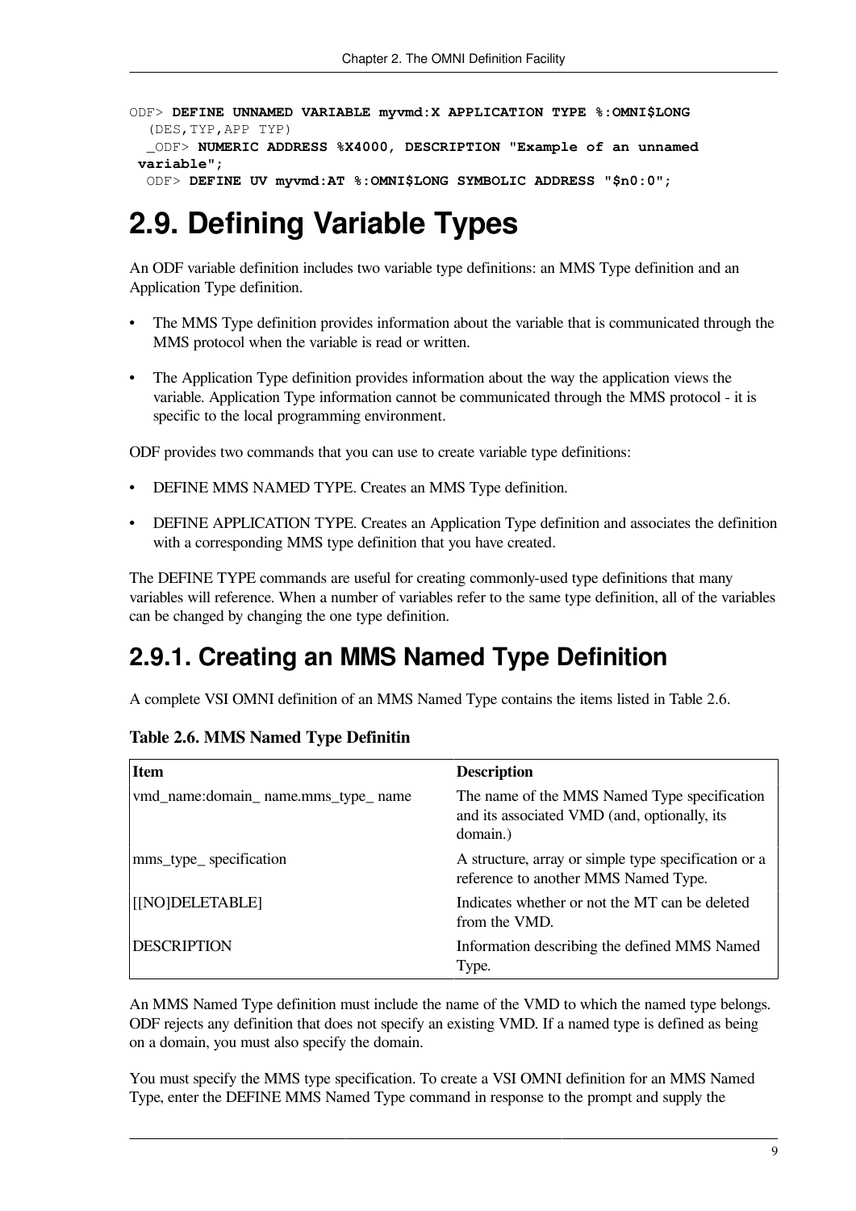```
ODF> DEFINE UNNAMED VARIABLE myvmd:X APPLICATION TYPE %:OMNI$LONG
   (DES,TYP,APP TYP)
   _ODF> NUMERIC ADDRESS %X4000, DESCRIPTION "Example of an unnamed
 variable";
  ODF> DEFINE UV myvmd:AT %:OMNI$LONG SYMBOLIC ADDRESS "$n0:0";
```

# 2.9. Defining Variable Types

An ODF variable definition includes two variable type definitions: an MMS Type definition and an Application Type definition.

- The MMS Type definition provides information about the variable that is communicated through the MMS protocol when the variable is read or written.
- The Application Type definition provides information about the way the application views the variable. Application Type information cannot be communicated through the MMS protocol - it is specific to the local programming environment.

ODF provides two commands that you can use to create variable type definitions:

- DEFINE MMS NAMED TYPE. Creates an MMS Type definition.
- DEFINE APPLICATION TYPE. Creates an Application Type definition and associates the definition with a corresponding MMS type definition that you have created.

The DEFINE TYPE commands are useful for creating commonly-used type definitions that many variables will reference. When a number of variables refer to the same type definition, all of the variables can be changed by changing the one type definition.

## 2.9.1. Creating an MMS Named Type Definition

A complete VSI OMNI definition of an MMS Named Type contains the items listed in Table 2.6.

**Table 2.6. MMS Named Type Definitin**

| Item | Description |
|---|---|
| vmd_name:domain_ name.mms_type_ name | The name of the MMS Named Type specification and its associated VMD (and, optionally, its domain.) |
| mms_type_ specification | A structure, array or simple type specification or a reference to another MMS Named Type. |
| [[NO]DELETABLE] | Indicates whether or not the MT can be deleted from the VMD. |
| DESCRIPTION | Information describing the defined MMS Named Type. |

An MMS Named Type definition must include the name of the VMD to which the named type belongs. ODF rejects any definition that does not specify an existing VMD. If a named type is defined as being on a domain, you must also specify the domain.

You must specify the MMS type specification. To create a VSI OMNI definition for an MMS Named Type, enter the DEFINE MMS Named Type command in response to the prompt and supply the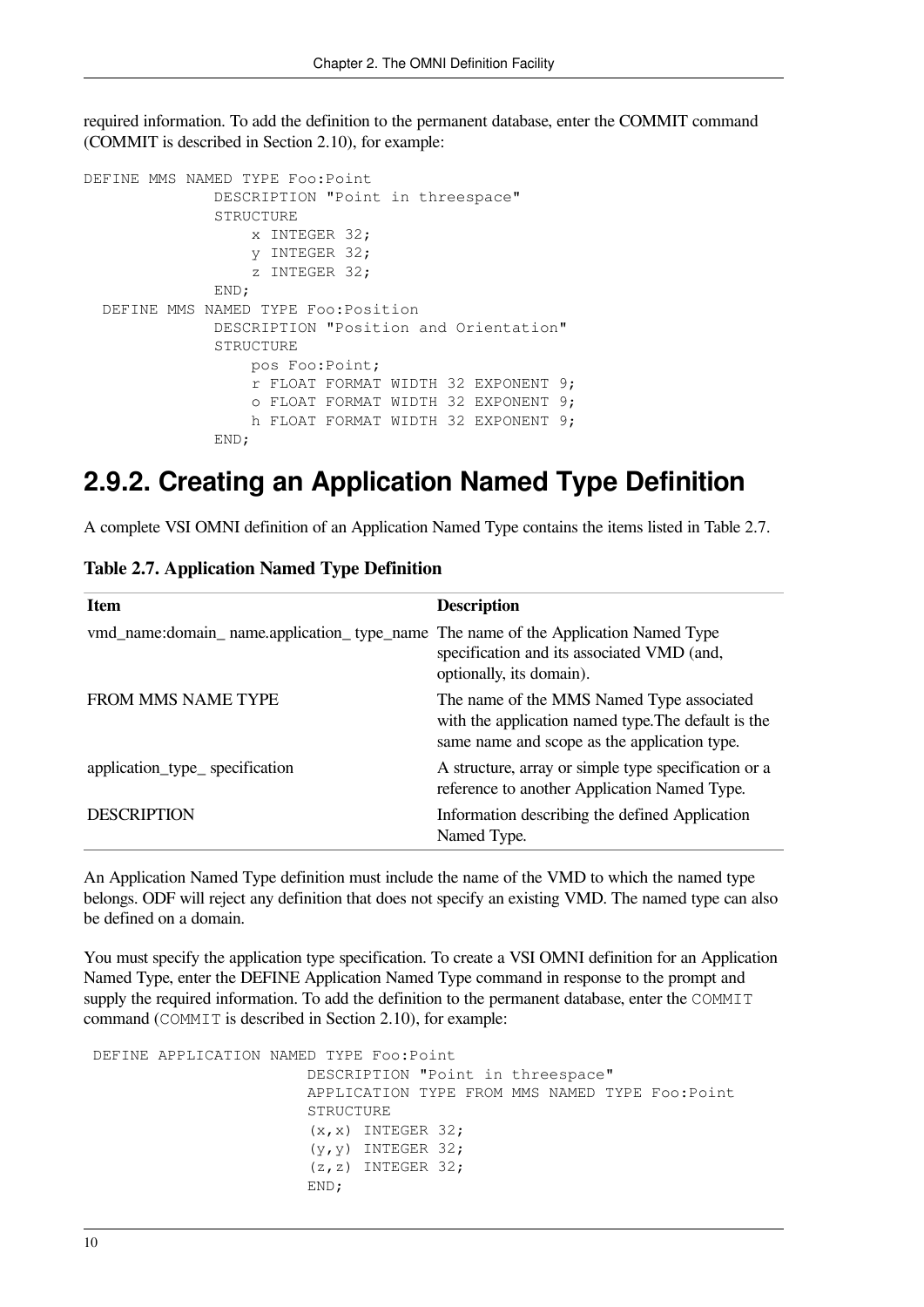required information. To add the definition to the permanent database, enter the COMMIT command (COMMIT is described in Section 2.10), for example:

```
DEFINE MMS NAMED TYPE Foo:Point
              DESCRIPTION "Point in threespace"
              STRUCTURE
                  x INTEGER 32;
                  y INTEGER 32;
                  z INTEGER 32;
              END;
  DEFINE MMS NAMED TYPE Foo:Position
              DESCRIPTION "Position and Orientation"
              STRUCTURE
                  pos Foo:Point;
                  r FLOAT FORMAT WIDTH 32 EXPONENT 9;
                  o FLOAT FORMAT WIDTH 32 EXPONENT 9;
                  h FLOAT FORMAT WIDTH 32 EXPONENT 9;
              END;
```

## 2.9.2. Creating an Application Named Type Definition

A complete VSI OMNI definition of an Application Named Type contains the items listed in Table 2.7.

**Table 2.7. Application Named Type Definition**

| Item | Description |
| --- | --- |
| vmd_name:domain_ name.application_ type_name | The name of the Application Named Type specification and its associated VMD (and, optionally, its domain). |
| FROM MMS NAME TYPE | The name of the MMS Named Type associated with the application named type.The default is the same name and scope as the application type. |
| application_type_ specification | A structure, array or simple type specification or a reference to another Application Named Type. |
| DESCRIPTION | Information describing the defined Application Named Type. |

An Application Named Type definition must include the name of the VMD to which the named type belongs. ODF will reject any definition that does not specify an existing VMD. The named type can also be defined on a domain.

You must specify the application type specification. To create a VSI OMNI definition for an Application Named Type, enter the DEFINE Application Named Type command in response to the prompt and supply the required information. To add the definition to the permanent database, enter the `COMMIT` command (`COMMIT` is described in Section 2.10), for example:

```
 DEFINE APPLICATION NAMED TYPE Foo:Point
                       DESCRIPTION "Point in threespace"
                       APPLICATION TYPE FROM MMS NAMED TYPE Foo:Point
                       STRUCTURE
                       (x,x) INTEGER 32;
                       (y,y) INTEGER 32;
                       (z,z) INTEGER 32;
                       END;
```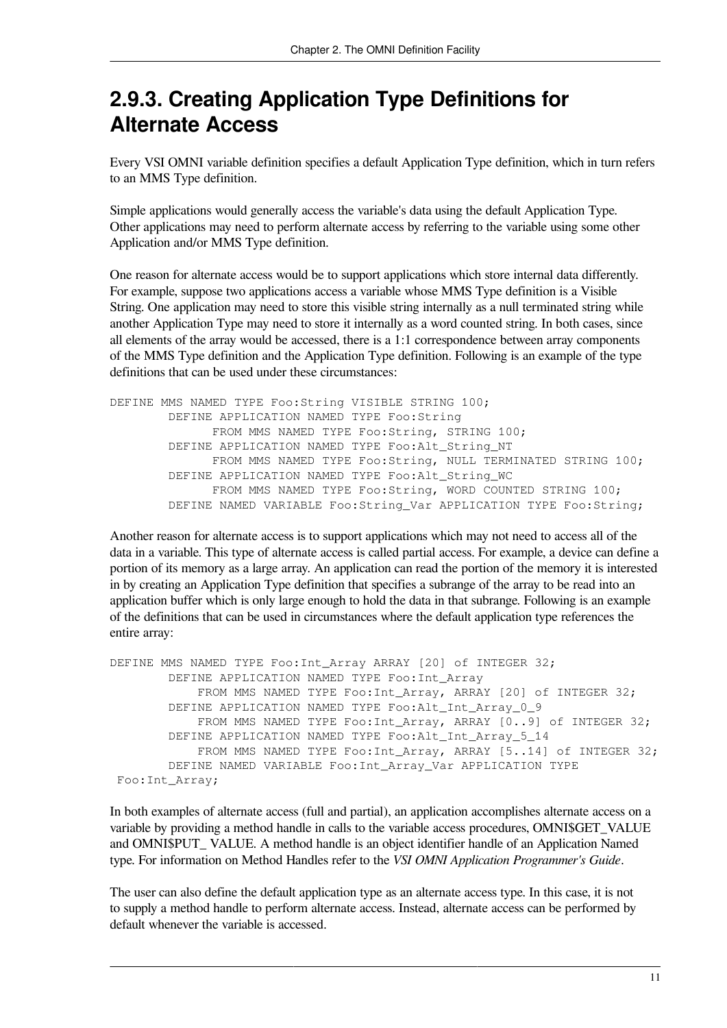### 2.9.3. Creating Application Type Definitions for Alternate Access

Every VSI OMNI variable definition specifies a default Application Type definition, which in turn refers to an MMS Type definition.

Simple applications would generally access the variable's data using the default Application Type. Other applications may need to perform alternate access by referring to the variable using some other Application and/or MMS Type definition.

One reason for alternate access would be to support applications which store internal data differently. For example, suppose two applications access a variable whose MMS Type definition is a Visible String. One application may need to store this visible string internally as a null terminated string while another Application Type may need to store it internally as a word counted string. In both cases, since all elements of the array would be accessed, there is a 1:1 correspondence between array components of the MMS Type definition and the Application Type definition. Following is an example of the type definitions that can be used under these circumstances:

```
DEFINE MMS NAMED TYPE Foo:String VISIBLE STRING 100;
        DEFINE APPLICATION NAMED TYPE Foo:String
              FROM MMS NAMED TYPE Foo:String, STRING 100;
        DEFINE APPLICATION NAMED TYPE Foo:Alt_String_NT
              FROM MMS NAMED TYPE Foo:String, NULL TERMINATED STRING 100;
        DEFINE APPLICATION NAMED TYPE Foo:Alt_String_WC
              FROM MMS NAMED TYPE Foo:String, WORD COUNTED STRING 100;
        DEFINE NAMED VARIABLE Foo:String_Var APPLICATION TYPE Foo:String;
```

Another reason for alternate access is to support applications which may not need to access all of the data in a variable. This type of alternate access is called partial access. For example, a device can define a portion of its memory as a large array. An application can read the portion of the memory it is interested in by creating an Application Type definition that specifies a subrange of the array to be read into an application buffer which is only large enough to hold the data in that subrange. Following is an example of the definitions that can be used in circumstances where the default application type references the entire array:

```
DEFINE MMS NAMED TYPE Foo:Int_Array ARRAY [20] of INTEGER 32;
        DEFINE APPLICATION NAMED TYPE Foo:Int_Array
            FROM MMS NAMED TYPE Foo:Int_Array, ARRAY [20] of INTEGER 32;
        DEFINE APPLICATION NAMED TYPE Foo:Alt_Int_Array_0_9
            FROM MMS NAMED TYPE Foo:Int_Array, ARRAY [0..9] of INTEGER 32;
        DEFINE APPLICATION NAMED TYPE Foo:Alt_Int_Array_5_14
            FROM MMS NAMED TYPE Foo:Int_Array, ARRAY [5..14] of INTEGER 32;
        DEFINE NAMED VARIABLE Foo:Int_Array_Var APPLICATION TYPE
 Foo:Int_Array;
```

In both examples of alternate access (full and partial), an application accomplishes alternate access on a variable by providing a method handle in calls to the variable access procedures, OMNI$GET_VALUE and OMNI$PUT_ VALUE. A method handle is an object identifier handle of an Application Named type. For information on Method Handles refer to the *VSI OMNI Application Programmer's Guide*.

The user can also define the default application type as an alternate access type. In this case, it is not to supply a method handle to perform alternate access. Instead, alternate access can be performed by default whenever the variable is accessed.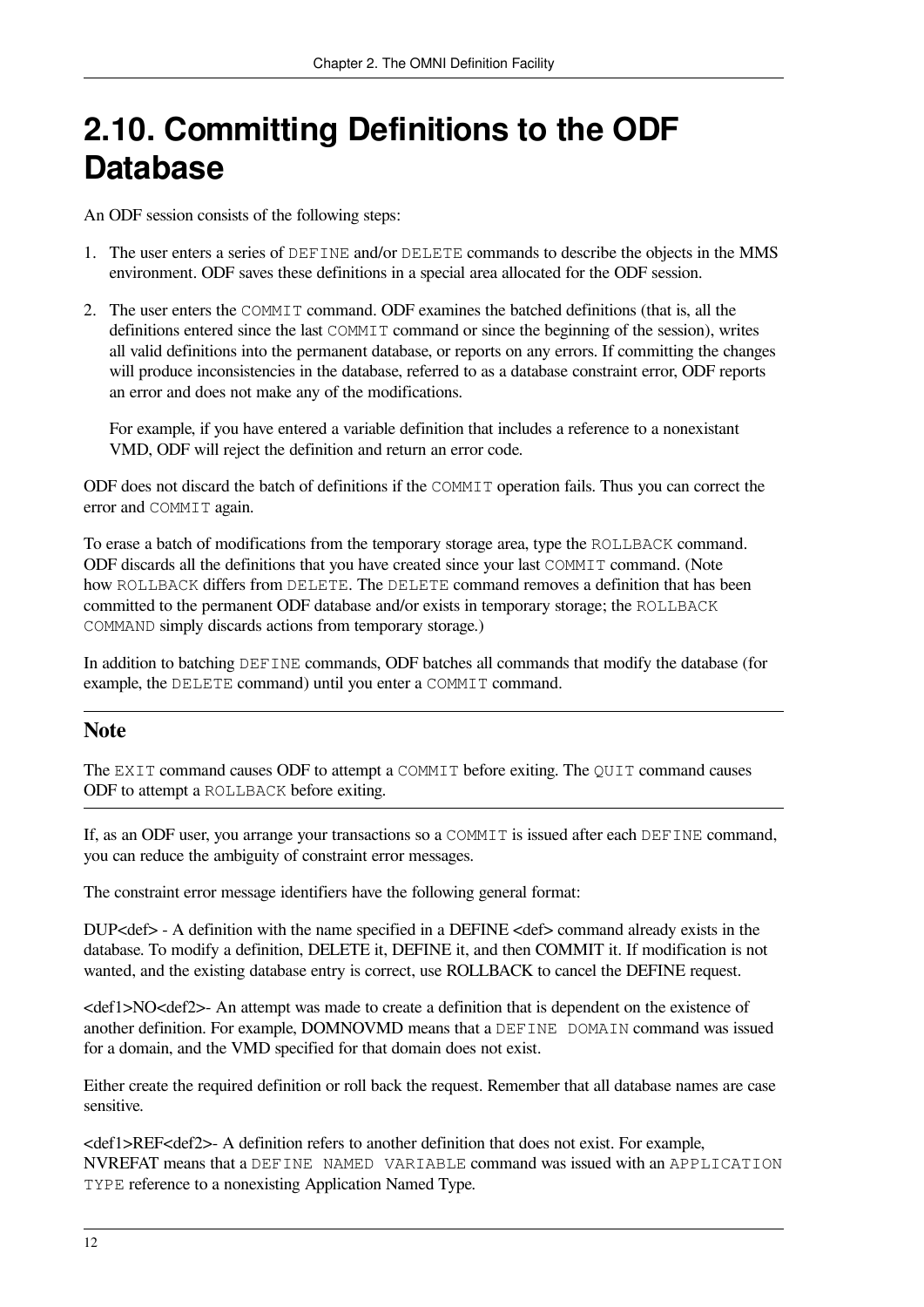## 2.10. Committing Definitions to the ODF Database

An ODF session consists of the following steps:

1. The user enters a series of `DEFINE` and/or `DELETE` commands to describe the objects in the MMS environment. ODF saves these definitions in a special area allocated for the ODF session.

2. The user enters the `COMMIT` command. ODF examines the batched definitions (that is, all the definitions entered since the last `COMMIT` command or since the beginning of the session), writes all valid definitions into the permanent database, or reports on any errors. If committing the changes will produce inconsistencies in the database, referred to as a database constraint error, ODF reports an error and does not make any of the modifications.

   For example, if you have entered a variable definition that includes a reference to a nonexistant VMD, ODF will reject the definition and return an error code.

ODF does not discard the batch of definitions if the `COMMIT` operation fails. Thus you can correct the error and `COMMIT` again.

To erase a batch of modifications from the temporary storage area, type the `ROLLBACK` command. ODF discards all the definitions that you have created since your last `COMMIT` command. (Note how `ROLLBACK` differs from `DELETE`. The `DELETE` command removes a definition that has been committed to the permanent ODF database and/or exists in temporary storage; the `ROLLBACK COMMAND` simply discards actions from temporary storage.)

In addition to batching `DEFINE` commands, ODF batches all commands that modify the database (for example, the `DELETE` command) until you enter a `COMMIT` command.

---

### Note

The `EXIT` command causes ODF to attempt a `COMMIT` before exiting. The `QUIT` command causes ODF to attempt a `ROLLBACK` before exiting.

---

If, as an ODF user, you arrange your transactions so a `COMMIT` is issued after each `DEFINE` command, you can reduce the ambiguity of constraint error messages.

The constraint error message identifiers have the following general format:

DUP<def> - A definition with the name specified in a DEFINE <def> command already exists in the database. To modify a definition, DELETE it, DEFINE it, and then COMMIT it. If modification is not wanted, and the existing database entry is correct, use ROLLBACK to cancel the DEFINE request.

<def1>NO<def2>- An attempt was made to create a definition that is dependent on the existence of another definition. For example, DOMNOVMD means that a `DEFINE DOMAIN` command was issued for a domain, and the VMD specified for that domain does not exist.

Either create the required definition or roll back the request. Remember that all database names are case sensitive.

<def1>REF<def2>- A definition refers to another definition that does not exist. For example, NVREFAT means that a `DEFINE NAMED VARIABLE` command was issued with an `APPLICATION TYPE` reference to a nonexisting Application Named Type.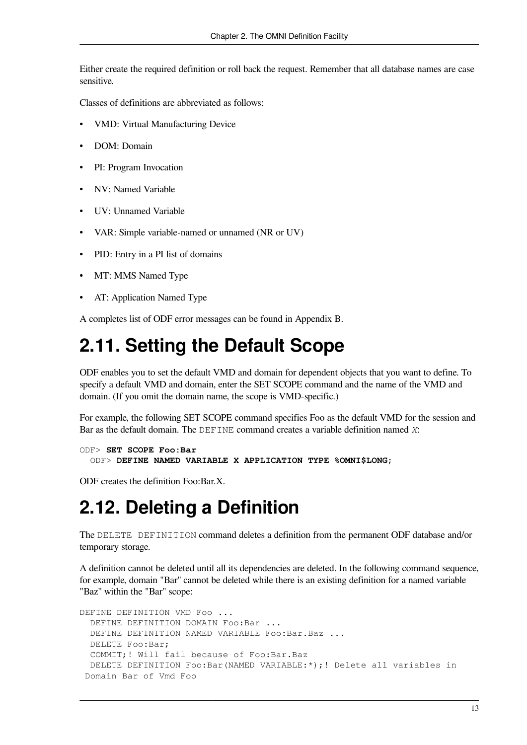Either create the required definition or roll back the request. Remember that all database names are case sensitive.

Classes of definitions are abbreviated as follows:

- VMD: Virtual Manufacturing Device
- DOM: Domain
- PI: Program Invocation
- NV: Named Variable
- UV: Unnamed Variable
- VAR: Simple variable-named or unnamed (NR or UV)
- PID: Entry in a PI list of domains
- MT: MMS Named Type
- AT: Application Named Type

A completes list of ODF error messages can be found in Appendix B.

# 2.11. Setting the Default Scope

ODF enables you to set the default VMD and domain for dependent objects that you want to define. To specify a default VMD and domain, enter the SET SCOPE command and the name of the VMD and domain. (If you omit the domain name, the scope is VMD-specific.)

For example, the following SET SCOPE command specifies Foo as the default VMD for the session and Bar as the default domain. The `DEFINE` command creates a variable definition named *X*:

```
ODF> SET SCOPE Foo:Bar
  ODF> DEFINE NAMED VARIABLE X APPLICATION TYPE %OMNI$LONG;
```

ODF creates the definition Foo:Bar.X.

# 2.12. Deleting a Definition

The `DELETE DEFINITION` command deletes a definition from the permanent ODF database and/or temporary storage.

A definition cannot be deleted until all its dependencies are deleted. In the following command sequence, for example, domain "Bar" cannot be deleted while there is an existing definition for a named variable "Baz" within the "Bar" scope:

```
DEFINE DEFINITION VMD Foo ...
  DEFINE DEFINITION DOMAIN Foo:Bar ...
  DEFINE DEFINITION NAMED VARIABLE Foo:Bar.Baz ...
  DELETE Foo:Bar;
  COMMIT;! Will fail because of Foo:Bar.Baz
  DELETE DEFINITION Foo:Bar(NAMED VARIABLE:*);! Delete all variables in
 Domain Bar of Vmd Foo
```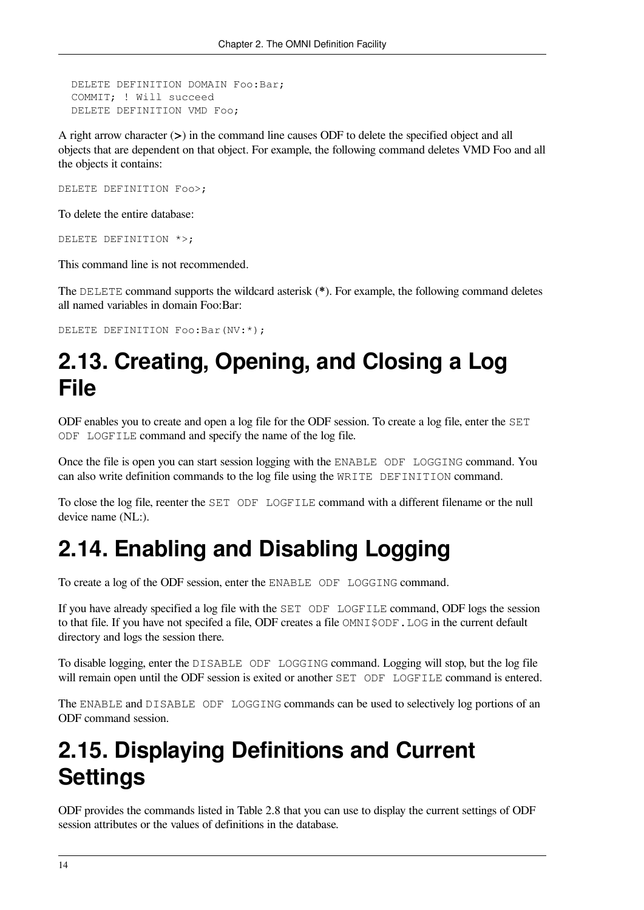```
DELETE DEFINITION DOMAIN Foo:Bar;
COMMIT; ! Will succeed
DELETE DEFINITION VMD Foo;
```

A right arrow character (**>**) in the command line causes ODF to delete the specified object and all objects that are dependent on that object. For example, the following command deletes VMD Foo and all the objects it contains:

```
DELETE DEFINITION Foo>;
```

To delete the entire database:

```
DELETE DEFINITION *>;
```

This command line is not recommended.

The `DELETE` command supports the wildcard asterisk (**\***). For example, the following command deletes all named variables in domain Foo:Bar:

```
DELETE DEFINITION Foo:Bar(NV:*);
```

## 2.13. Creating, Opening, and Closing a Log File

ODF enables you to create and open a log file for the ODF session. To create a log file, enter the `SET ODF LOGFILE` command and specify the name of the log file.

Once the file is open you can start session logging with the `ENABLE ODF LOGGING` command. You can also write definition commands to the log file using the `WRITE DEFINITION` command.

To close the log file, reenter the `SET ODF LOGFILE` command with a different filename or the null device name (NL:).

## 2.14. Enabling and Disabling Logging

To create a log of the ODF session, enter the `ENABLE ODF LOGGING` command.

If you have already specified a log file with the `SET ODF LOGFILE` command, ODF logs the session to that file. If you have not specifed a file, ODF creates a file `OMNI$ODF.LOG` in the current default directory and logs the session there.

To disable logging, enter the `DISABLE ODF LOGGING` command. Logging will stop, but the log file will remain open until the ODF session is exited or another `SET ODF LOGFILE` command is entered.

The `ENABLE` and `DISABLE ODF LOGGING` commands can be used to selectively log portions of an ODF command session.

## 2.15. Displaying Definitions and Current Settings

ODF provides the commands listed in Table 2.8 that you can use to display the current settings of ODF session attributes or the values of definitions in the database.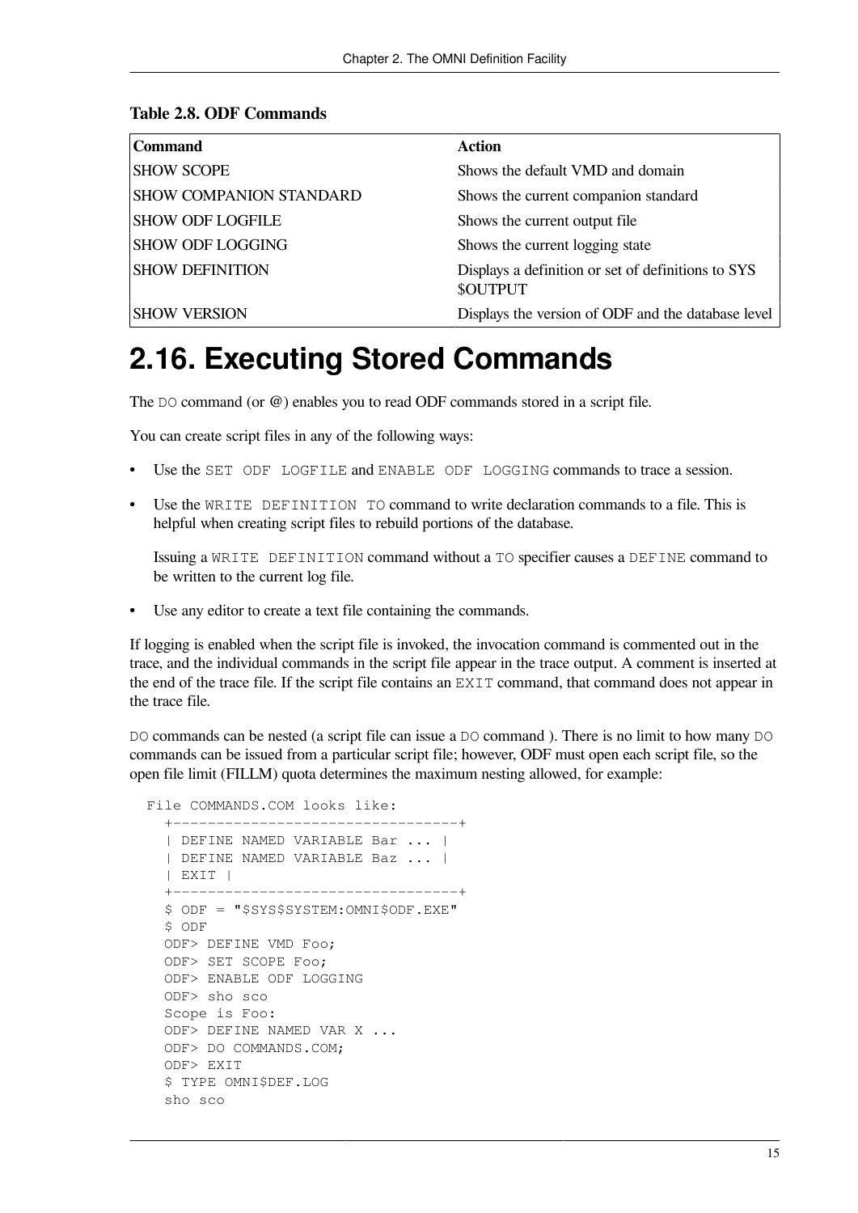**Table 2.8. ODF Commands**

| Command | Action |
|---|---|
| SHOW SCOPE | Shows the default VMD and domain |
| SHOW COMPANION STANDARD | Shows the current companion standard |
| SHOW ODF LOGFILE | Shows the current output file |
| SHOW ODF LOGGING | Shows the current logging state |
| SHOW DEFINITION | Displays a definition or set of definitions to SYS $OUTPUT |
| SHOW VERSION | Displays the version of ODF and the database level |

## 2.16. Executing Stored Commands

The `DO` command (or @) enables you to read ODF commands stored in a script file.

You can create script files in any of the following ways:

- Use the `SET ODF LOGFILE` and `ENABLE ODF LOGGING` commands to trace a session.
- Use the `WRITE DEFINITION TO` command to write declaration commands to a file. This is helpful when creating script files to rebuild portions of the database.

  Issuing a `WRITE DEFINITION` command without a `TO` specifier causes a `DEFINE` command to be written to the current log file.
- Use any editor to create a text file containing the commands.

If logging is enabled when the script file is invoked, the invocation command is commented out in the trace, and the individual commands in the script file appear in the trace output. A comment is inserted at the end of the trace file. If the script file contains an `EXIT` command, that command does not appear in the trace file.

`DO` commands can be nested (a script file can issue a `DO` command ). There is no limit to how many `DO` commands can be issued from a particular script file; however, ODF must open each script file, so the open file limit (FILLM) quota determines the maximum nesting allowed, for example:

```
File COMMANDS.COM looks like:
  +---------------------------------+
  | DEFINE NAMED VARIABLE Bar ... |
  | DEFINE NAMED VARIABLE Baz ... |
  | EXIT |
  +---------------------------------+
  $ ODF = "$SYS$SYSTEM:OMNI$ODF.EXE"
  $ ODF
  ODF> DEFINE VMD Foo;
  ODF> SET SCOPE Foo;
  ODF> ENABLE ODF LOGGING
  ODF> sho sco
  Scope is Foo:
  ODF> DEFINE NAMED VAR X ...
  ODF> DO COMMANDS.COM;
  ODF> EXIT
  $ TYPE OMNI$DEF.LOG
  sho sco
```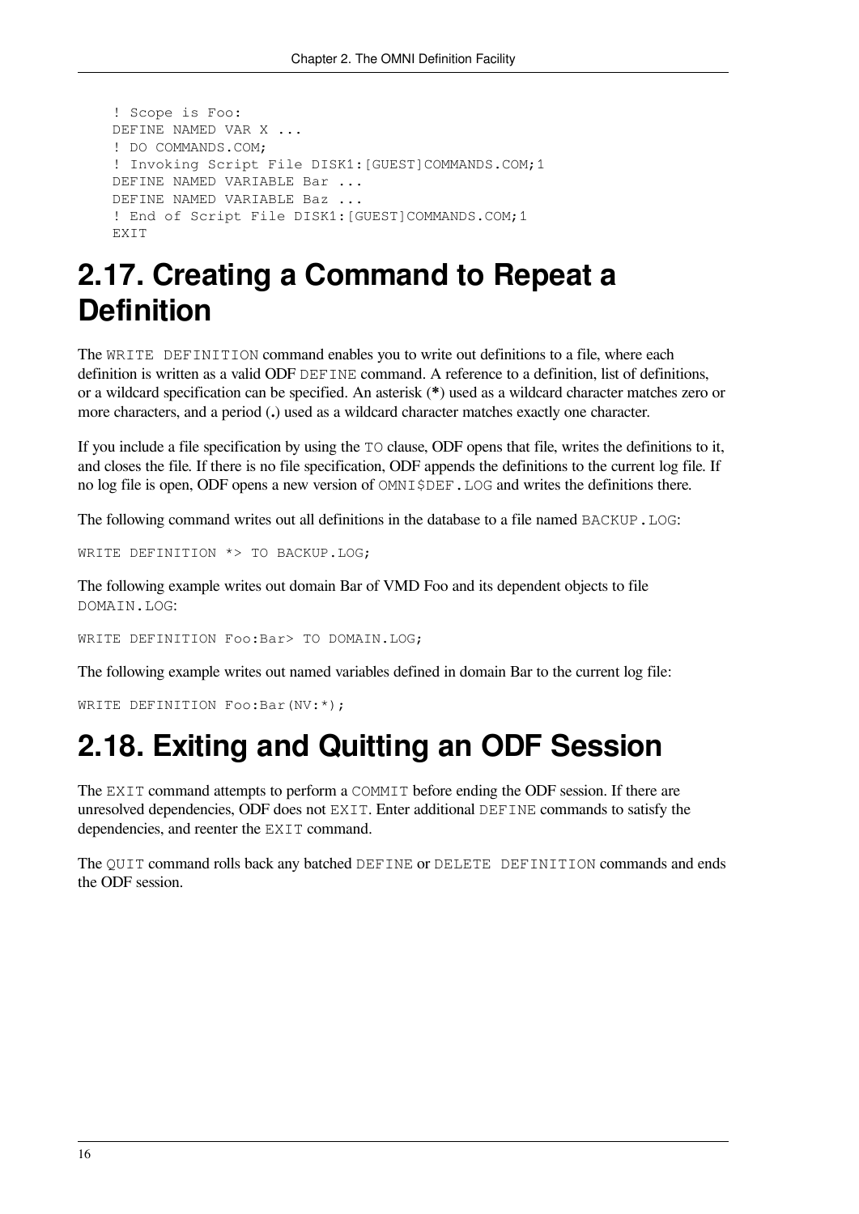```
! Scope is Foo:
DEFINE NAMED VAR X ...
! DO COMMANDS.COM;
! Invoking Script File DISK1:[GUEST]COMMANDS.COM;1
DEFINE NAMED VARIABLE Bar ...
DEFINE NAMED VARIABLE Baz ...
! End of Script File DISK1:[GUEST]COMMANDS.COM;1
EXIT
```

## 2.17. Creating a Command to Repeat a Definition

The `WRITE DEFINITION` command enables you to write out definitions to a file, where each definition is written as a valid ODF `DEFINE` command. A reference to a definition, list of definitions, or a wildcard specification can be specified. An asterisk (**\***) used as a wildcard character matches zero or more characters, and a period (**.**) used as a wildcard character matches exactly one character.

If you include a file specification by using the `TO` clause, ODF opens that file, writes the definitions to it, and closes the file. If there is no file specification, ODF appends the definitions to the current log file. If no log file is open, ODF opens a new version of `OMNI$DEF.LOG` and writes the definitions there.

The following command writes out all definitions in the database to a file named `BACKUP.LOG`:

```
WRITE DEFINITION *> TO BACKUP.LOG;
```

The following example writes out domain Bar of VMD Foo and its dependent objects to file `DOMAIN.LOG`:

```
WRITE DEFINITION Foo:Bar> TO DOMAIN.LOG;
```

The following example writes out named variables defined in domain Bar to the current log file:

```
WRITE DEFINITION Foo:Bar(NV:*);
```

## 2.18. Exiting and Quitting an ODF Session

The `EXIT` command attempts to perform a `COMMIT` before ending the ODF session. If there are unresolved dependencies, ODF does not `EXIT`. Enter additional `DEFINE` commands to satisfy the dependencies, and reenter the `EXIT` command.

The `QUIT` command rolls back any batched `DEFINE` or `DELETE DEFINITION` commands and ends the ODF session.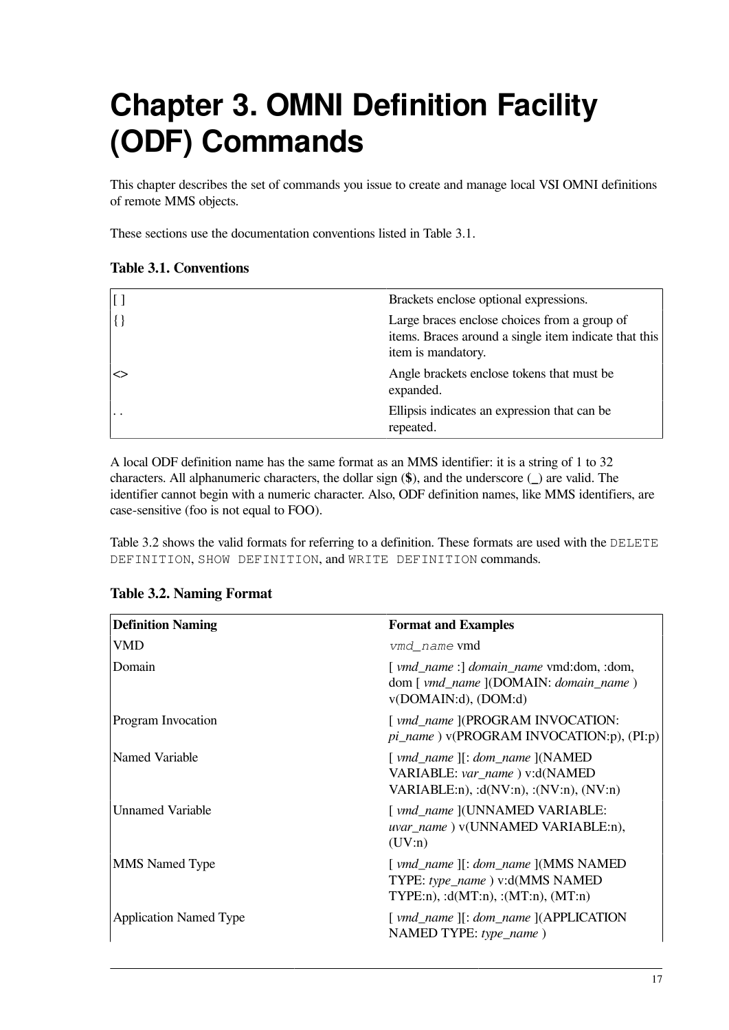# Chapter 3. OMNI Definition Facility (ODF) Commands

This chapter describes the set of commands you issue to create and manage local VSI OMNI definitions of remote MMS objects.

These sections use the documentation conventions listed in Table 3.1.

**Table 3.1. Conventions**

| | |
|---|---|
| [ ] | Brackets enclose optional expressions. |
| { } | Large braces enclose choices from a group of items. Braces around a single item indicate that this item is mandatory. |
| <> | Angle brackets enclose tokens that must be expanded. |
| . . | Ellipsis indicates an expression that can be repeated. |

A local ODF definition name has the same format as an MMS identifier: it is a string of 1 to 32 characters. All alphanumeric characters, the dollar sign (**$**), and the underscore (**_**) are valid. The identifier cannot begin with a numeric character. Also, ODF definition names, like MMS identifiers, are case-sensitive (foo is not equal to FOO).

Table 3.2 shows the valid formats for referring to a definition. These formats are used with the `DELETE DEFINITION`, `SHOW DEFINITION`, and `WRITE DEFINITION` commands.

**Table 3.2. Naming Format**

| Definition Naming | Format and Examples |
|---|---|
| VMD | `vmd_name` vmd |
| Domain | [ *vmd_name* :] *domain_name* vmd:dom, :dom, dom [ *vmd_name* ](DOMAIN: *domain_name* ) v(DOMAIN:d), (DOM:d) |
| Program Invocation | [ *vmd_name* ](PROGRAM INVOCATION: *pi_name* ) v(PROGRAM INVOCATION:p), (PI:p) |
| Named Variable | [ *vmd_name* ][: *dom_name* ](NAMED VARIABLE: *var_name* ) v:d(NAMED VARIABLE:n), :d(NV:n), :(NV:n), (NV:n) |
| Unnamed Variable | [ *vmd_name* ](UNNAMED VARIABLE: *uvar_name* ) v(UNNAMED VARIABLE:n), (UV:n) |
| MMS Named Type | [ *vmd_name* ][: *dom_name* ](MMS NAMED TYPE: *type_name* ) v:d(MMS NAMED TYPE:n), :d(MT:n), :(MT:n), (MT:n) |
| Application Named Type | [ *vmd_name* ][: *dom_name* ](APPLICATION NAMED TYPE: *type_name* ) |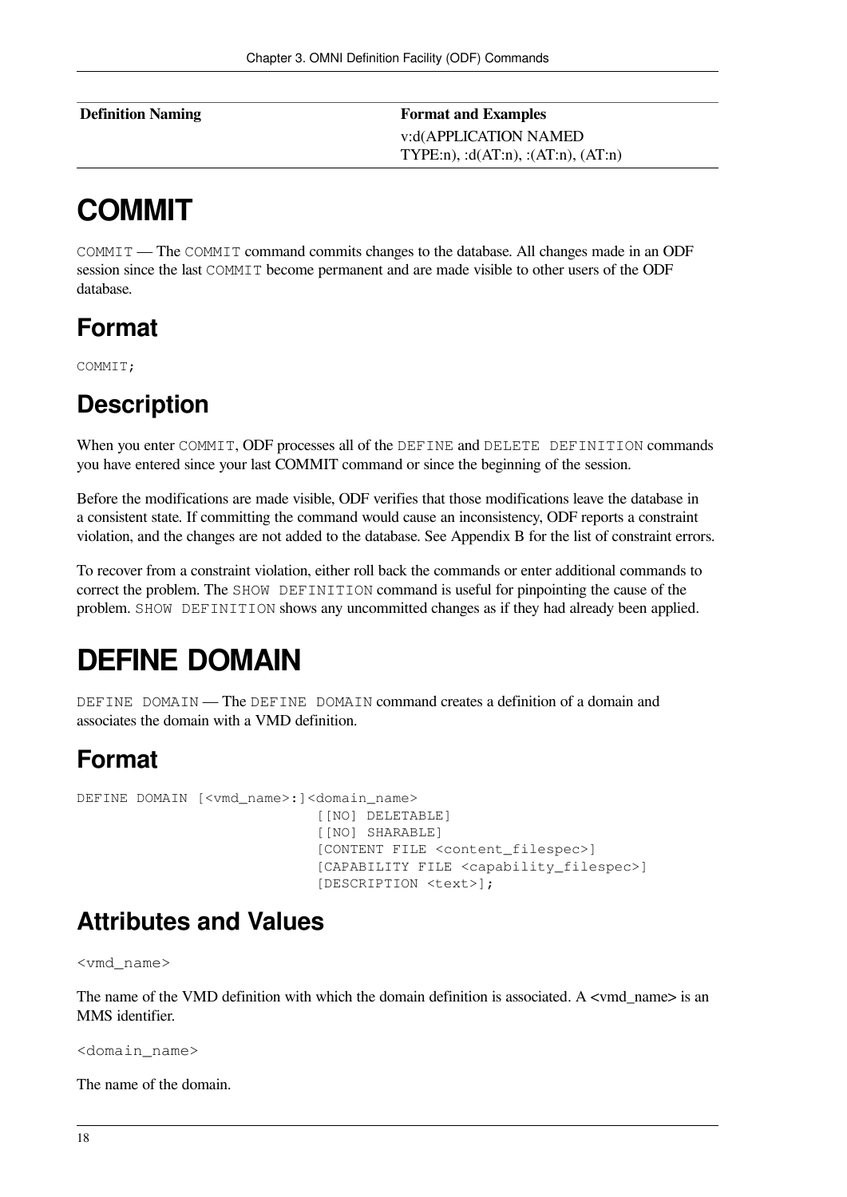| Definition Naming | Format and Examples |
|---|---|
| | v:d(APPLICATION NAMED TYPE:n), :d(AT:n), :(AT:n), (AT:n) |

# COMMIT

COMMIT — The COMMIT command commits changes to the database. All changes made in an ODF session since the last COMMIT become permanent and are made visible to other users of the ODF database.

## Format

```
COMMIT;
```

## Description

When you enter COMMIT, ODF processes all of the DEFINE and DELETE DEFINITION commands you have entered since your last COMMIT command or since the beginning of the session.

Before the modifications are made visible, ODF verifies that those modifications leave the database in a consistent state. If committing the command would cause an inconsistency, ODF reports a constraint violation, and the changes are not added to the database. See Appendix B for the list of constraint errors.

To recover from a constraint violation, either roll back the commands or enter additional commands to correct the problem. The SHOW DEFINITION command is useful for pinpointing the cause of the problem. SHOW DEFINITION shows any uncommitted changes as if they had already been applied.

# DEFINE DOMAIN

DEFINE DOMAIN — The DEFINE DOMAIN command creates a definition of a domain and associates the domain with a VMD definition.

## Format

```
DEFINE DOMAIN [<vmd_name>:]<domain_name>
                            [[NO] DELETABLE]
                            [[NO] SHARABLE]
                            [CONTENT FILE <content_filespec>]
                            [CAPABILITY FILE <capability_filespec>]
                            [DESCRIPTION <text>];
```

## Attributes and Values

`<vmd_name>`

The name of the VMD definition with which the domain definition is associated. A <vmd_name> is an MMS identifier.

`<domain_name>`

The name of the domain.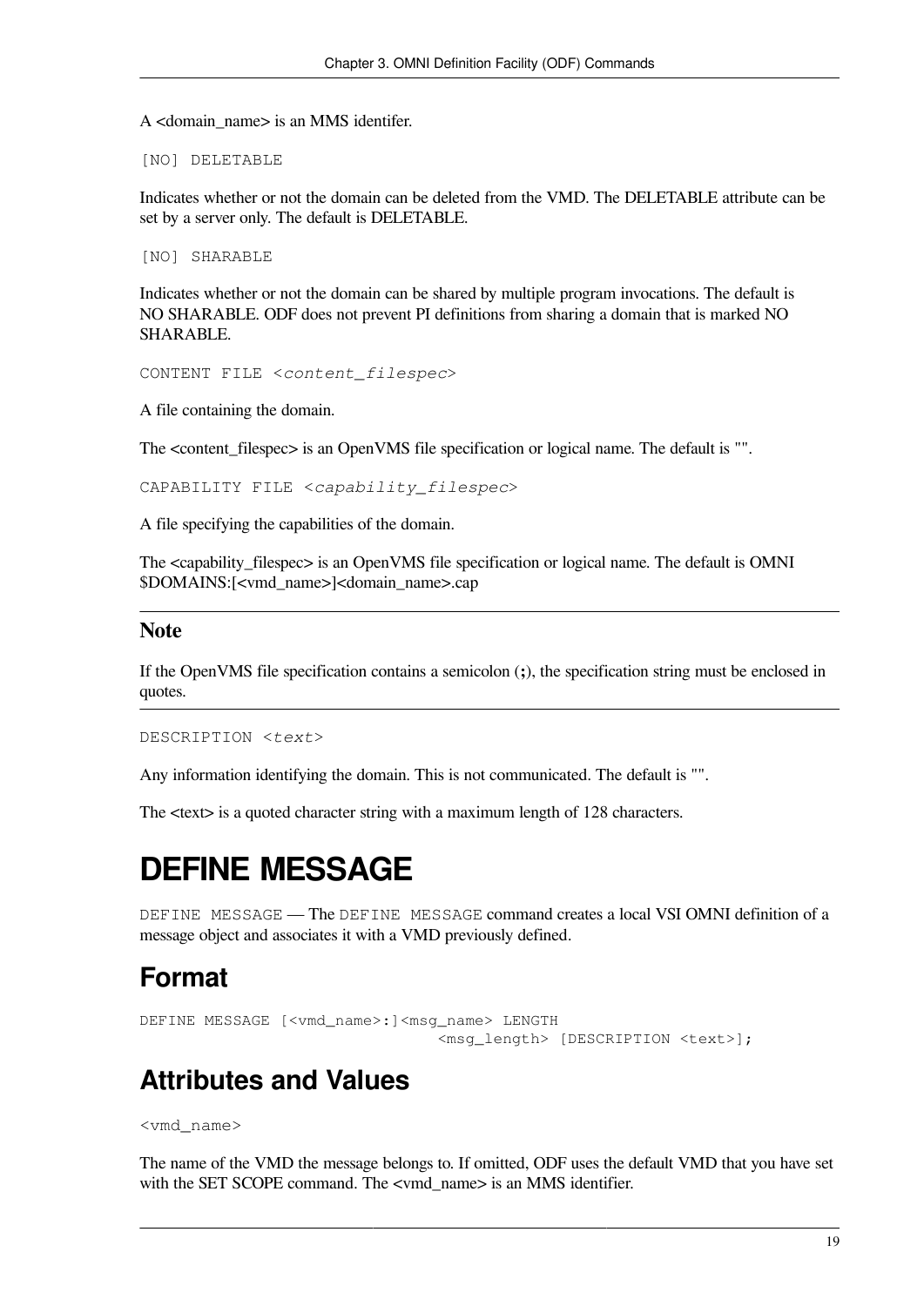A <domain_name> is an MMS identifer.

```
[NO] DELETABLE
```

Indicates whether or not the domain can be deleted from the VMD. The DELETABLE attribute can be set by a server only. The default is DELETABLE.

```
[NO] SHARABLE
```

Indicates whether or not the domain can be shared by multiple program invocations. The default is NO SHARABLE. ODF does not prevent PI definitions from sharing a domain that is marked NO SHARABLE.

```
CONTENT FILE <content_filespec>
```

A file containing the domain.

The <content_filespec> is an OpenVMS file specification or logical name. The default is "".

```
CAPABILITY FILE <capability_filespec>
```

A file specifying the capabilities of the domain.

The <capability_filespec> is an OpenVMS file specification or logical name. The default is OMNI $DOMAINS:[<vmd_name>]<domain_name>.cap

### Note

If the OpenVMS file specification contains a semicolon (**;**), the specification string must be enclosed in quotes.

```
DESCRIPTION <text>
```

Any information identifying the domain. This is not communicated. The default is "".

The <text> is a quoted character string with a maximum length of 128 characters.

# DEFINE MESSAGE

`DEFINE MESSAGE` — The `DEFINE MESSAGE` command creates a local VSI OMNI definition of a message object and associates it with a VMD previously defined.

## Format

```
DEFINE MESSAGE [<vmd_name>:]<msg_name> LENGTH
                                <msg_length> [DESCRIPTION <text>];
```

## Attributes and Values

```
<vmd_name>
```

The name of the VMD the message belongs to. If omitted, ODF uses the default VMD that you have set with the SET SCOPE command. The <vmd_name> is an MMS identifier.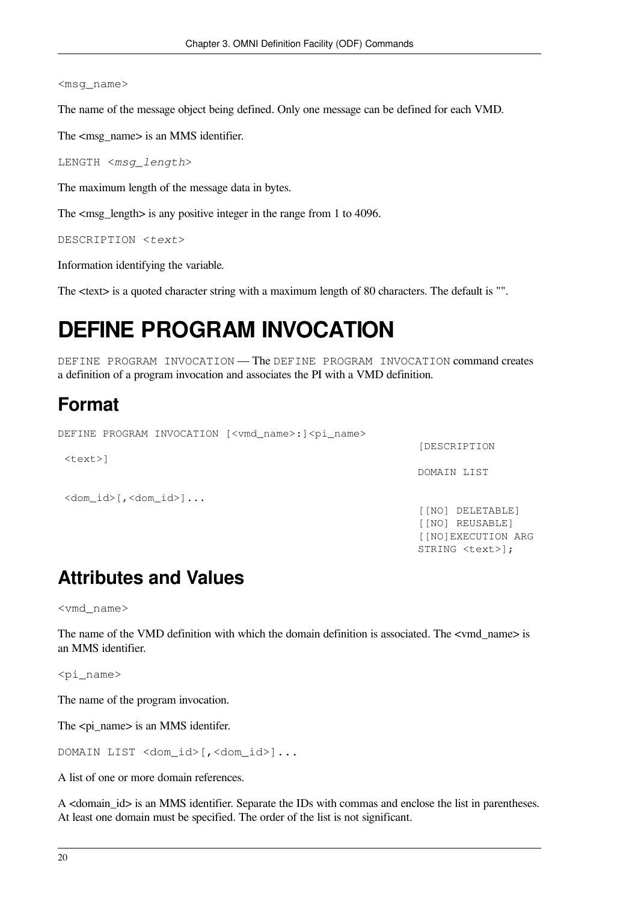`<msg_name>`

The name of the message object being defined. Only one message can be defined for each VMD.

The <msg_name> is an MMS identifier.

`LENGTH <msg_length>`

The maximum length of the message data in bytes.

The <msg_length> is any positive integer in the range from 1 to 4096.

`DESCRIPTION <text>`

Information identifying the variable.

The <text> is a quoted character string with a maximum length of 80 characters. The default is "".

# DEFINE PROGRAM INVOCATION

`DEFINE PROGRAM INVOCATION` — The `DEFINE PROGRAM INVOCATION` command creates a definition of a program invocation and associates the PI with a VMD definition.

## Format

```
DEFINE PROGRAM INVOCATION [<vmd_name>:]<pi_name>
                                                          [DESCRIPTION
 <text>]
                                                          DOMAIN LIST

 <dom_id>[,<dom_id>]...
                                                          [[NO] DELETABLE]
                                                          [[NO] REUSABLE]
                                                          [[NO]EXECUTION ARG
                                                          STRING <text>];
```

## Attributes and Values

`<vmd_name>`

The name of the VMD definition with which the domain definition is associated. The <vmd_name> is an MMS identifier.

`<pi_name>`

The name of the program invocation.

The <pi_name> is an MMS identifer.

`DOMAIN LIST <dom_id>[,<dom_id>]...`

A list of one or more domain references.

A <domain_id> is an MMS identifier. Separate the IDs with commas and enclose the list in parentheses. At least one domain must be specified. The order of the list is not significant.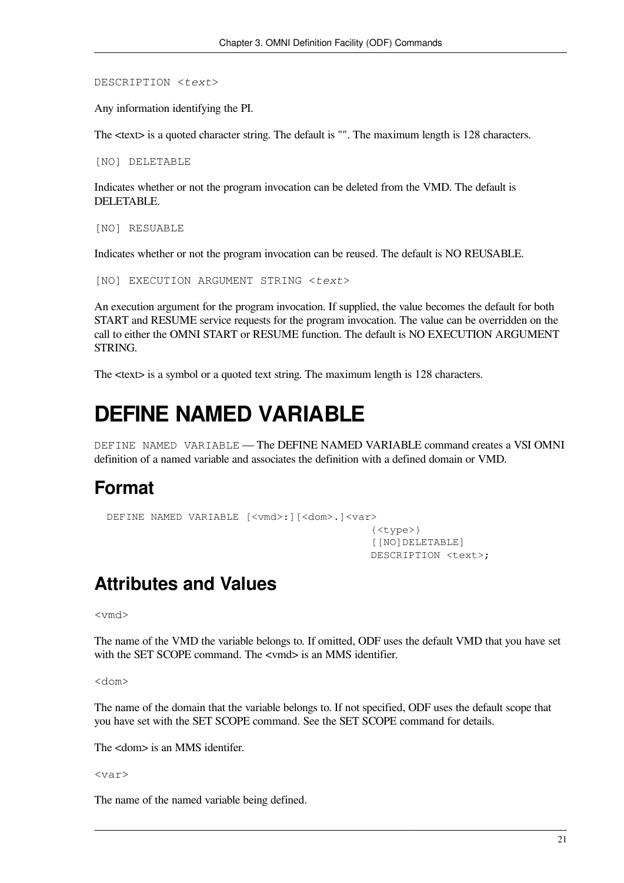```
DESCRIPTION <text>
```

Any information identifying the PI.

The <text> is a quoted character string. The default is "". The maximum length is 128 characters.

```
[NO] DELETABLE
```

Indicates whether or not the program invocation can be deleted from the VMD. The default is DELETABLE.

```
[NO] RESUABLE
```

Indicates whether or not the program invocation can be reused. The default is NO REUSABLE.

```
[NO] EXECUTION ARGUMENT STRING <text>
```

An execution argument for the program invocation. If supplied, the value becomes the default for both START and RESUME service requests for the program invocation. The value can be overridden on the call to either the OMNI START or RESUME function. The default is NO EXECUTION ARGUMENT STRING.

The <text> is a symbol or a quoted text string. The maximum length is 128 characters.

# DEFINE NAMED VARIABLE

DEFINE NAMED VARIABLE — The DEFINE NAMED VARIABLE command creates a VSI OMNI definition of a named variable and associates the definition with a defined domain or VMD.

## Format

```
DEFINE NAMED VARIABLE [<vmd>:][<dom>.]<var>
                                            {<type>}
                                            [[NO]DELETABLE]
                                            DESCRIPTION <text>;
```

## Attributes and Values

```
<vmd>
```

The name of the VMD the variable belongs to. If omitted, ODF uses the default VMD that you have set with the SET SCOPE command. The <vmd> is an MMS identifier.

```
<dom>
```

The name of the domain that the variable belongs to. If not specified, ODF uses the default scope that you have set with the SET SCOPE command. See the SET SCOPE command for details.

The <dom> is an MMS identifer.

```
<var>
```

The name of the named variable being defined.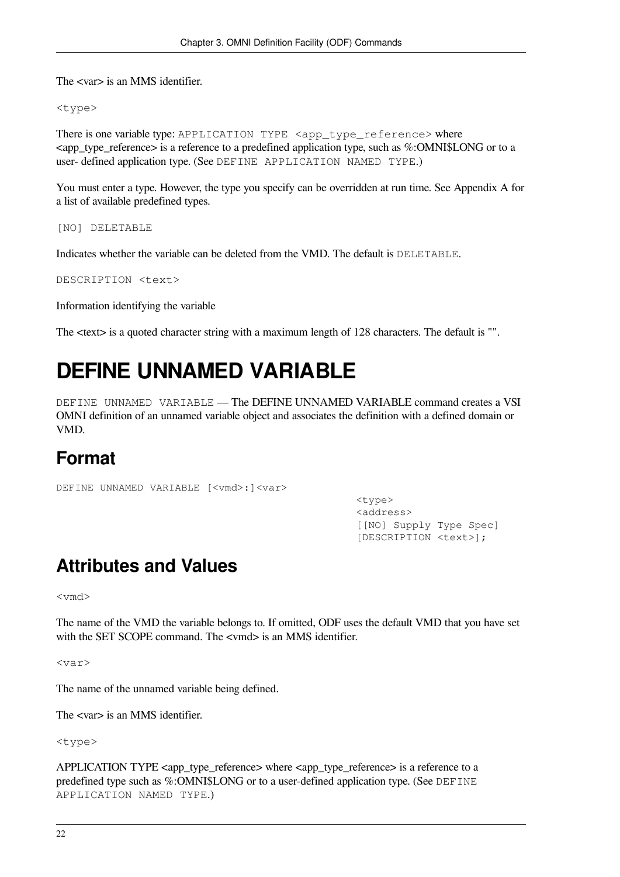The <var> is an MMS identifier.

`<type>`

There is one variable type: `APPLICATION TYPE <app_type_reference>` where <app_type_reference> is a reference to a predefined application type, such as %:OMNI$LONG or to a user- defined application type. (See `DEFINE APPLICATION NAMED TYPE`.)

You must enter a type. However, the type you specify can be overridden at run time. See Appendix A for a list of available predefined types.

`[NO] DELETABLE`

Indicates whether the variable can be deleted from the VMD. The default is `DELETABLE`.

`DESCRIPTION <text>`

Information identifying the variable

The <text> is a quoted character string with a maximum length of 128 characters. The default is "".

# DEFINE UNNAMED VARIABLE

`DEFINE UNNAMED VARIABLE` — The DEFINE UNNAMED VARIABLE command creates a VSI OMNI definition of an unnamed variable object and associates the definition with a defined domain or VMD.

## Format

```
DEFINE UNNAMED VARIABLE [<vmd>:]<var>
                                         <type>
                                         <address>
                                         [[NO] Supply Type Spec]
                                         [DESCRIPTION <text>];
```

## Attributes and Values

`<vmd>`

The name of the VMD the variable belongs to. If omitted, ODF uses the default VMD that you have set with the SET SCOPE command. The <vmd> is an MMS identifier.

`<var>`

The name of the unnamed variable being defined.

The <var> is an MMS identifier.

`<type>`

APPLICATION TYPE <app_type_reference> where <app_type_reference> is a reference to a predefined type such as %:OMNI$LONG or to a user-defined application type. (See `DEFINE APPLICATION NAMED TYPE`.)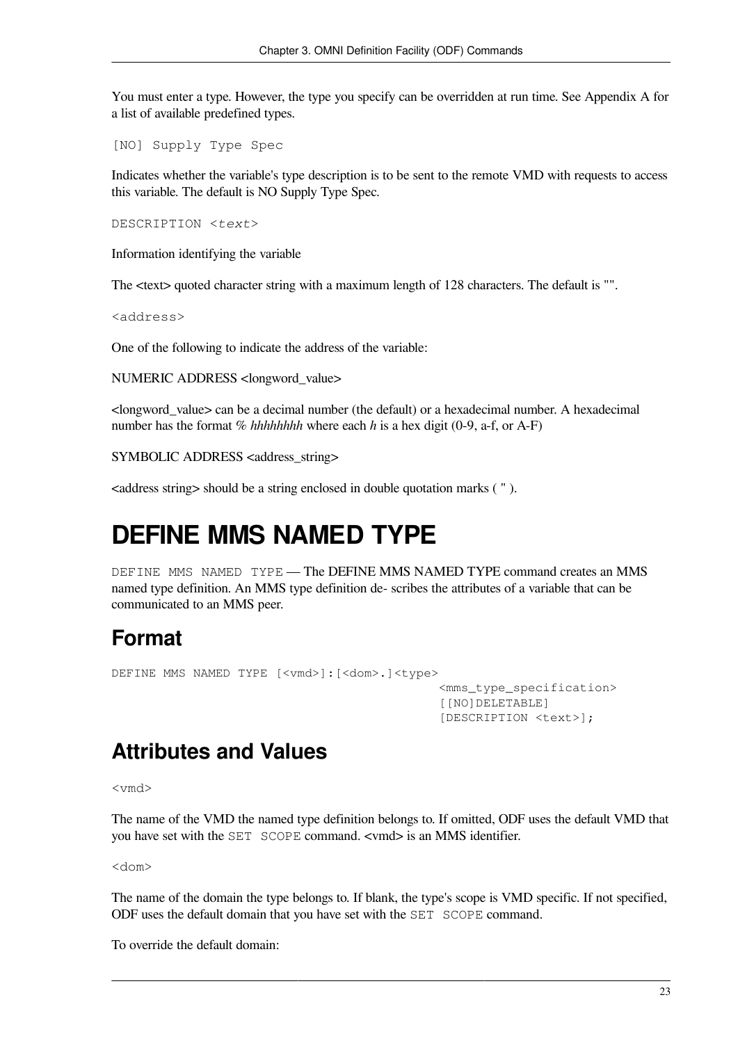You must enter a type. However, the type you specify can be overridden at run time. See Appendix A for a list of available predefined types.

```
[NO] Supply Type Spec
```

Indicates whether the variable's type description is to be sent to the remote VMD with requests to access this variable. The default is NO Supply Type Spec.

```
DESCRIPTION <text>
```

Information identifying the variable

The <text> quoted character string with a maximum length of 128 characters. The default is "".

```
<address>
```

One of the following to indicate the address of the variable:

NUMERIC ADDRESS <longword_value>

<longword_value> can be a decimal number (the default) or a hexadecimal number. A hexadecimal number has the format *% hhhhhhhh* where each *h* is a hex digit (0-9, a-f, or A-F)

SYMBOLIC ADDRESS <address_string>

<address string> should be a string enclosed in double quotation marks ( " ).

# DEFINE MMS NAMED TYPE

`DEFINE MMS NAMED TYPE` — The DEFINE MMS NAMED TYPE command creates an MMS named type definition. An MMS type definition de- scribes the attributes of a variable that can be communicated to an MMS peer.

## Format

```
DEFINE MMS NAMED TYPE [<vmd>]:[<dom>.]<type>
                                            <mms_type_specification>
                                            [[NO]DELETABLE]
                                            [DESCRIPTION <text>];
```

## Attributes and Values

```
<vmd>
```

The name of the VMD the named type definition belongs to. If omitted, ODF uses the default VMD that you have set with the `SET SCOPE` command. <vmd> is an MMS identifier.

```
<dom>
```

The name of the domain the type belongs to. If blank, the type's scope is VMD specific. If not specified, ODF uses the default domain that you have set with the `SET SCOPE` command.

To override the default domain: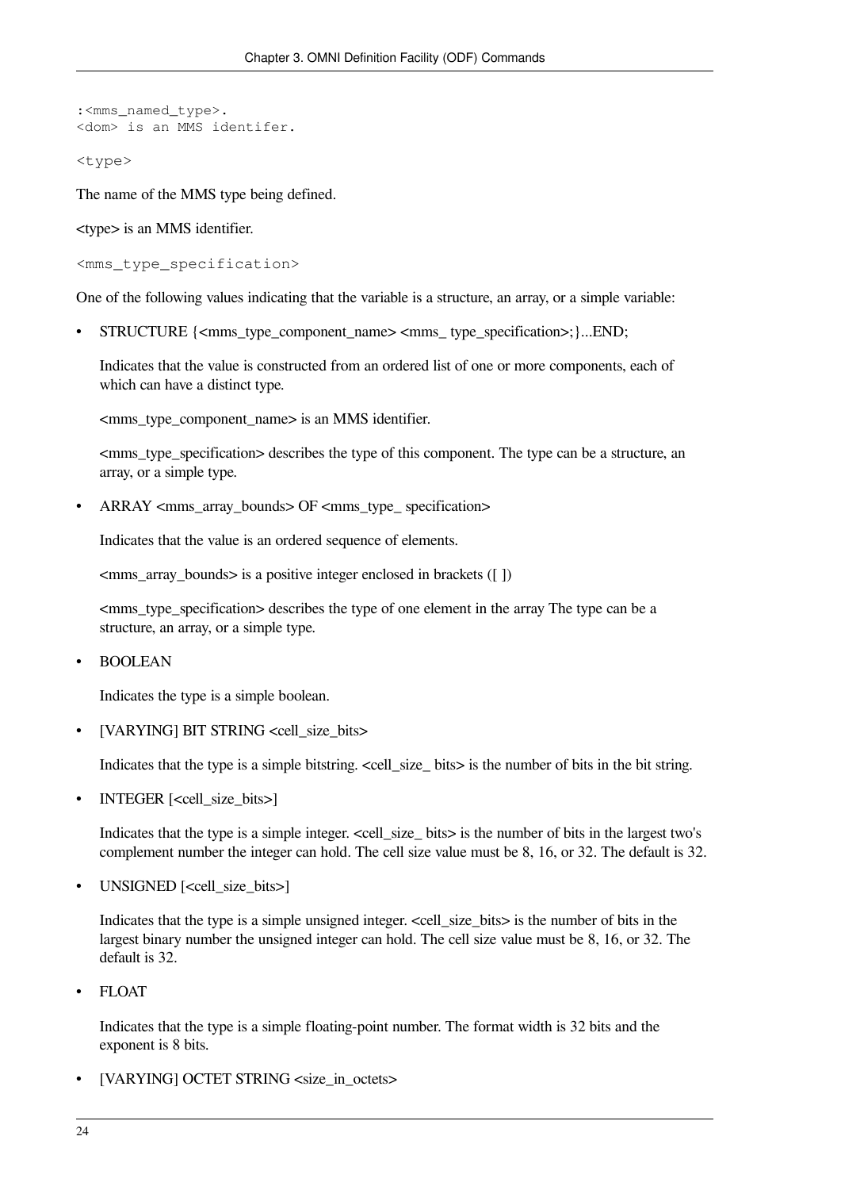```
:<mms_named_type>.
<dom> is an MMS identifer.
```

`<type>`

The name of the MMS type being defined.

<type> is an MMS identifier.

`<mms_type_specification>`

One of the following values indicating that the variable is a structure, an array, or a simple variable:

- STRUCTURE {<mms_type_component_name> <mms_ type_specification>;}...END;

  Indicates that the value is constructed from an ordered list of one or more components, each of which can have a distinct type.

  <mms_type_component_name> is an MMS identifier.

  <mms_type_specification> describes the type of this component. The type can be a structure, an array, or a simple type.

- ARRAY <mms_array_bounds> OF <mms_type_ specification>

  Indicates that the value is an ordered sequence of elements.

  <mms_array_bounds> is a positive integer enclosed in brackets ([ ])

  <mms_type_specification> describes the type of one element in the array The type can be a structure, an array, or a simple type.

- BOOLEAN

  Indicates the type is a simple boolean.

- [VARYING] BIT STRING <cell_size_bits>

  Indicates that the type is a simple bitstring. <cell_size_ bits> is the number of bits in the bit string.

- INTEGER [<cell_size_bits>]

  Indicates that the type is a simple integer. <cell_size_ bits> is the number of bits in the largest two's complement number the integer can hold. The cell size value must be 8, 16, or 32. The default is 32.

- UNSIGNED [<cell_size_bits>]

  Indicates that the type is a simple unsigned integer. <cell_size_bits> is the number of bits in the largest binary number the unsigned integer can hold. The cell size value must be 8, 16, or 32. The default is 32.

- FLOAT

  Indicates that the type is a simple floating-point number. The format width is 32 bits and the exponent is 8 bits.

- [VARYING] OCTET STRING <size_in_octets>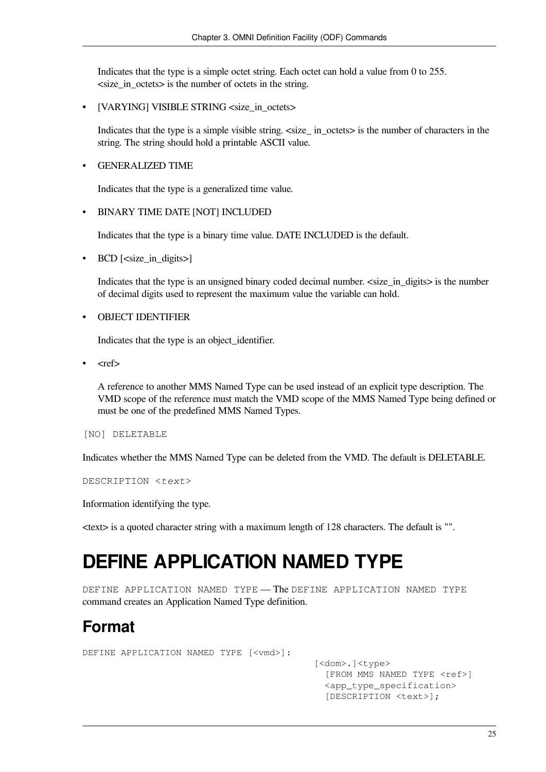Indicates that the type is a simple octet string. Each octet can hold a value from 0 to 255. <size_in_octets> is the number of octets in the string.

- [VARYING] VISIBLE STRING <size_in_octets>

  Indicates that the type is a simple visible string. <size_ in_octets> is the number of characters in the string. The string should hold a printable ASCII value.

- GENERALIZED TIME

  Indicates that the type is a generalized time value.

- BINARY TIME DATE [NOT] INCLUDED

  Indicates that the type is a binary time value. DATE INCLUDED is the default.

- BCD [<size_in_digits>]

  Indicates that the type is an unsigned binary coded decimal number. <size_in_digits> is the number of decimal digits used to represent the maximum value the variable can hold.

- OBJECT IDENTIFIER

  Indicates that the type is an object_identifier.

- <ref>

  A reference to another MMS Named Type can be used instead of an explicit type description. The VMD scope of the reference must match the VMD scope of the MMS Named Type being defined or must be one of the predefined MMS Named Types.

`[NO] DELETABLE`

Indicates whether the MMS Named Type can be deleted from the VMD. The default is DELETABLE.

`DESCRIPTION <text>`

Information identifying the type.

<text> is a quoted character string with a maximum length of 128 characters. The default is "".

# DEFINE APPLICATION NAMED TYPE

`DEFINE APPLICATION NAMED TYPE` — The `DEFINE APPLICATION NAMED TYPE` command creates an Application Named Type definition.

## Format

```
DEFINE APPLICATION NAMED TYPE [<vmd>]:
                                        [<dom>.]<type>
                                          [FROM MMS NAMED TYPE <ref>]
                                          <app_type_specification>
                                          [DESCRIPTION <text>];
```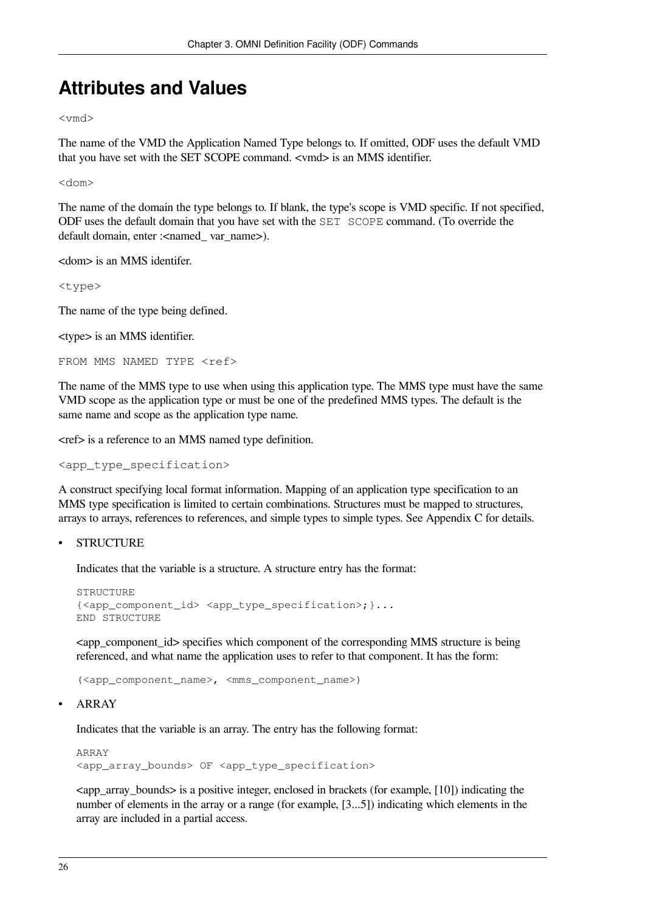## Attributes and Values

`<vmd>`

The name of the VMD the Application Named Type belongs to. If omitted, ODF uses the default VMD that you have set with the SET SCOPE command. <vmd> is an MMS identifier.

`<dom>`

The name of the domain the type belongs to. If blank, the type's scope is VMD specific. If not specified, ODF uses the default domain that you have set with the `SET SCOPE` command. (To override the default domain, enter :<named_ var_name>).

<dom> is an MMS identifer.

`<type>`

The name of the type being defined.

<type> is an MMS identifier.

`FROM MMS NAMED TYPE <ref>`

The name of the MMS type to use when using this application type. The MMS type must have the same VMD scope as the application type or must be one of the predefined MMS types. The default is the same name and scope as the application type name.

<ref> is a reference to an MMS named type definition.

`<app_type_specification>`

A construct specifying local format information. Mapping of an application type specification to an MMS type specification is limited to certain combinations. Structures must be mapped to structures, arrays to arrays, references to references, and simple types to simple types. See Appendix C for details.

- STRUCTURE

  Indicates that the variable is a structure. A structure entry has the format:

  ```
  STRUCTURE
  {<app_component_id> <app_type_specification>;}...
  END STRUCTURE
  ```

  <app_component_id> specifies which component of the corresponding MMS structure is being referenced, and what name the application uses to refer to that component. It has the form:

  ```
  (<app_component_name>, <mms_component_name>)
  ```

- ARRAY

  Indicates that the variable is an array. The entry has the following format:

  ```
  ARRAY
  <app_array_bounds> OF <app_type_specification>
  ```

  <app_array_bounds> is a positive integer, enclosed in brackets (for example, [10]) indicating the number of elements in the array or a range (for example, [3...5]) indicating which elements in the array are included in a partial access.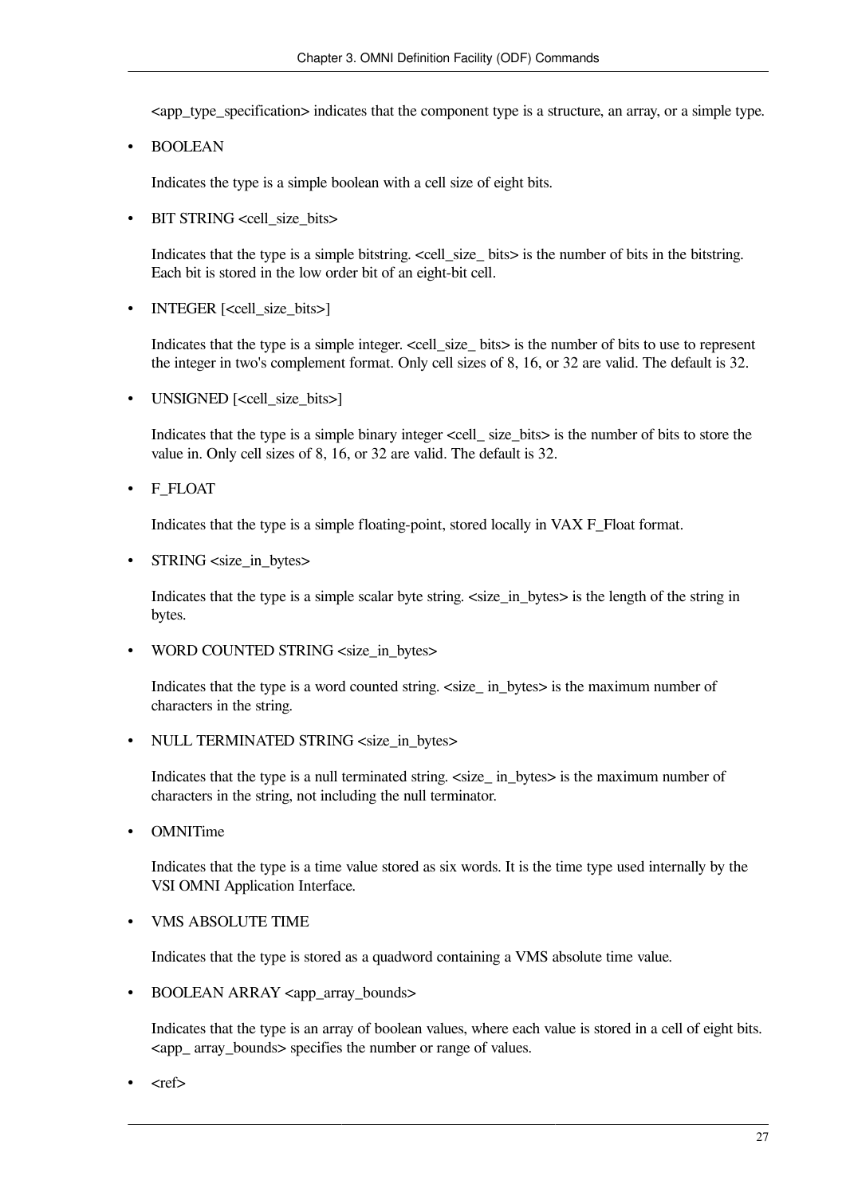<app_type_specification> indicates that the component type is a structure, an array, or a simple type.

- BOOLEAN

  Indicates the type is a simple boolean with a cell size of eight bits.

- BIT STRING <cell_size_bits>

  Indicates that the type is a simple bitstring. <cell_size_ bits> is the number of bits in the bitstring. Each bit is stored in the low order bit of an eight-bit cell.

- INTEGER [<cell_size_bits>]

  Indicates that the type is a simple integer. <cell_size_ bits> is the number of bits to use to represent the integer in two's complement format. Only cell sizes of 8, 16, or 32 are valid. The default is 32.

- UNSIGNED [<cell_size_bits>]

  Indicates that the type is a simple binary integer <cell_ size_bits> is the number of bits to store the value in. Only cell sizes of 8, 16, or 32 are valid. The default is 32.

- F_FLOAT

  Indicates that the type is a simple floating-point, stored locally in VAX F_Float format.

- STRING <size_in_bytes>

  Indicates that the type is a simple scalar byte string. <size_in_bytes> is the length of the string in bytes.

- WORD COUNTED STRING <size_in_bytes>

  Indicates that the type is a word counted string. <size_ in_bytes> is the maximum number of characters in the string.

- NULL TERMINATED STRING <size_in_bytes>

  Indicates that the type is a null terminated string. <size_ in_bytes> is the maximum number of characters in the string, not including the null terminator.

- OMNITime

  Indicates that the type is a time value stored as six words. It is the time type used internally by the VSI OMNI Application Interface.

- VMS ABSOLUTE TIME

  Indicates that the type is stored as a quadword containing a VMS absolute time value.

- BOOLEAN ARRAY <app_array_bounds>

  Indicates that the type is an array of boolean values, where each value is stored in a cell of eight bits. <app_ array_bounds> specifies the number or range of values.

- <ref>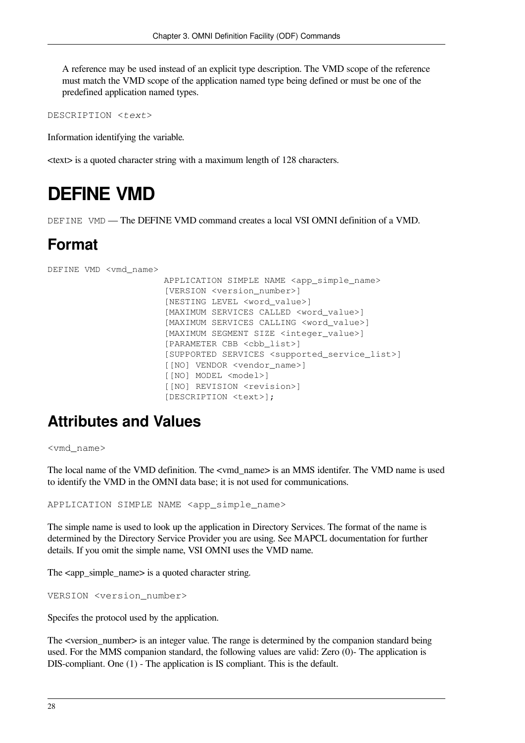A reference may be used instead of an explicit type description. The VMD scope of the reference must match the VMD scope of the application named type being defined or must be one of the predefined application named types.

```
DESCRIPTION <text>
```

Information identifying the variable.

<text> is a quoted character string with a maximum length of 128 characters.

# DEFINE VMD

`DEFINE VMD` — The DEFINE VMD command creates a local VSI OMNI definition of a VMD.

## Format

```
DEFINE VMD <vmd_name>
                      APPLICATION SIMPLE NAME <app_simple_name>
                      [VERSION <version_number>]
                      [NESTING LEVEL <word_value>]
                      [MAXIMUM SERVICES CALLED <word_value>]
                      [MAXIMUM SERVICES CALLING <word_value>]
                      [MAXIMUM SEGMENT SIZE <integer_value>]
                      [PARAMETER CBB <cbb_list>]
                      [SUPPORTED SERVICES <supported_service_list>]
                      [[NO] VENDOR <vendor_name>]
                      [[NO] MODEL <model>]
                      [[NO] REVISION <revision>]
                      [DESCRIPTION <text>];
```

## Attributes and Values

```
<vmd_name>
```

The local name of the VMD definition. The <vmd_name> is an MMS identifer. The VMD name is used to identify the VMD in the OMNI data base; it is not used for communications.

```
APPLICATION SIMPLE NAME <app_simple_name>
```

The simple name is used to look up the application in Directory Services. The format of the name is determined by the Directory Service Provider you are using. See MAPCL documentation for further details. If you omit the simple name, VSI OMNI uses the VMD name.

The <app_simple_name> is a quoted character string.

```
VERSION <version_number>
```

Specifes the protocol used by the application.

The <version_number> is an integer value. The range is determined by the companion standard being used. For the MMS companion standard, the following values are valid: Zero (0)- The application is DIS-compliant. One (1) - The application is IS compliant. This is the default.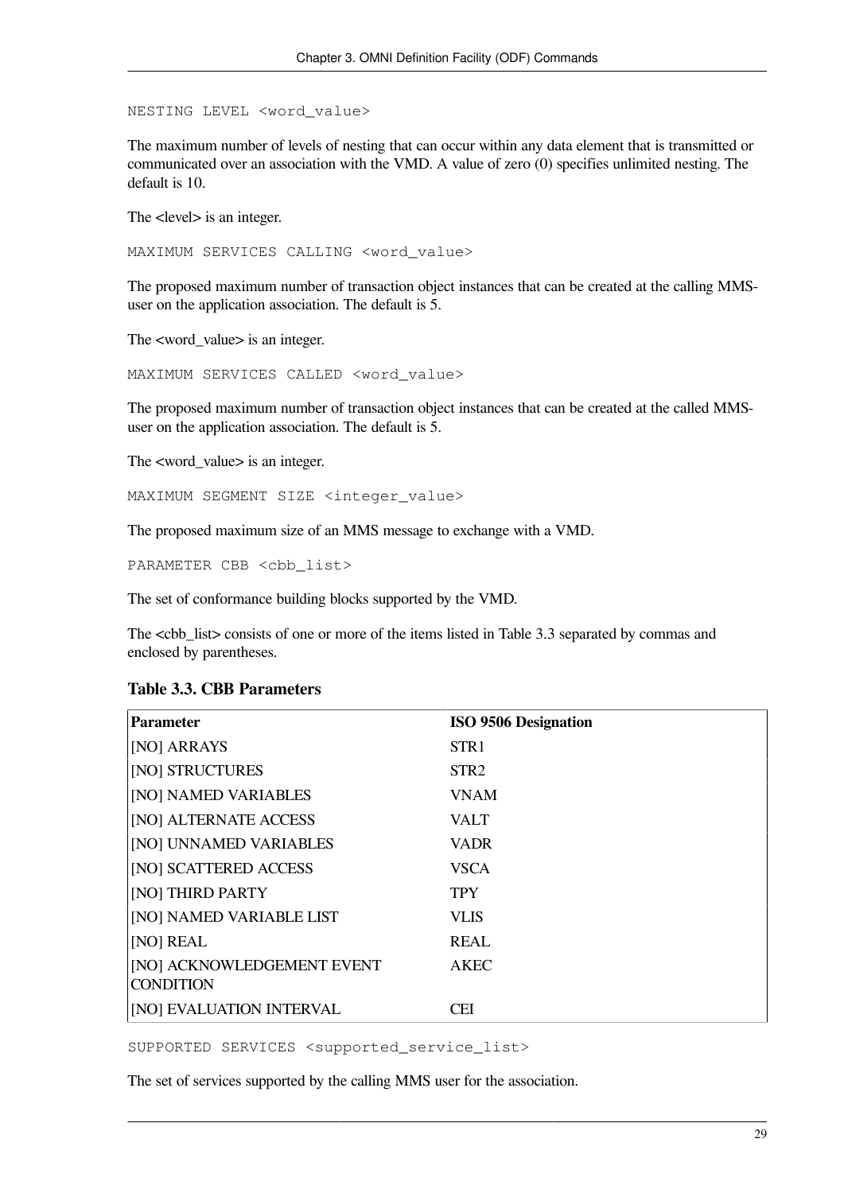```
NESTING LEVEL <word_value>
```

The maximum number of levels of nesting that can occur within any data element that is transmitted or communicated over an association with the VMD. A value of zero (0) specifies unlimited nesting. The default is 10.

The <level> is an integer.

```
MAXIMUM SERVICES CALLING <word_value>
```

The proposed maximum number of transaction object instances that can be created at the calling MMS-user on the application association. The default is 5.

The <word_value> is an integer.

```
MAXIMUM SERVICES CALLED <word_value>
```

The proposed maximum number of transaction object instances that can be created at the called MMS-user on the application association. The default is 5.

The <word_value> is an integer.

```
MAXIMUM SEGMENT SIZE <integer_value>
```

The proposed maximum size of an MMS message to exchange with a VMD.

```
PARAMETER CBB <cbb_list>
```

The set of conformance building blocks supported by the VMD.

The <cbb_list> consists of one or more of the items listed in Table 3.3 separated by commas and enclosed by parentheses.

**Table 3.3. CBB Parameters**

| Parameter | ISO 9506 Designation |
|---|---|
| [NO] ARRAYS | STR1 |
| [NO] STRUCTURES | STR2 |
| [NO] NAMED VARIABLES | VNAM |
| [NO] ALTERNATE ACCESS | VALT |
| [NO] UNNAMED VARIABLES | VADR |
| [NO] SCATTERED ACCESS | VSCA |
| [NO] THIRD PARTY | TPY |
| [NO] NAMED VARIABLE LIST | VLIS |
| [NO] REAL | REAL |
| [NO] ACKNOWLEDGEMENT EVENT CONDITION | AKEC |
| [NO] EVALUATION INTERVAL | CEI |

```
SUPPORTED SERVICES <supported_service_list>
```

The set of services supported by the calling MMS user for the association.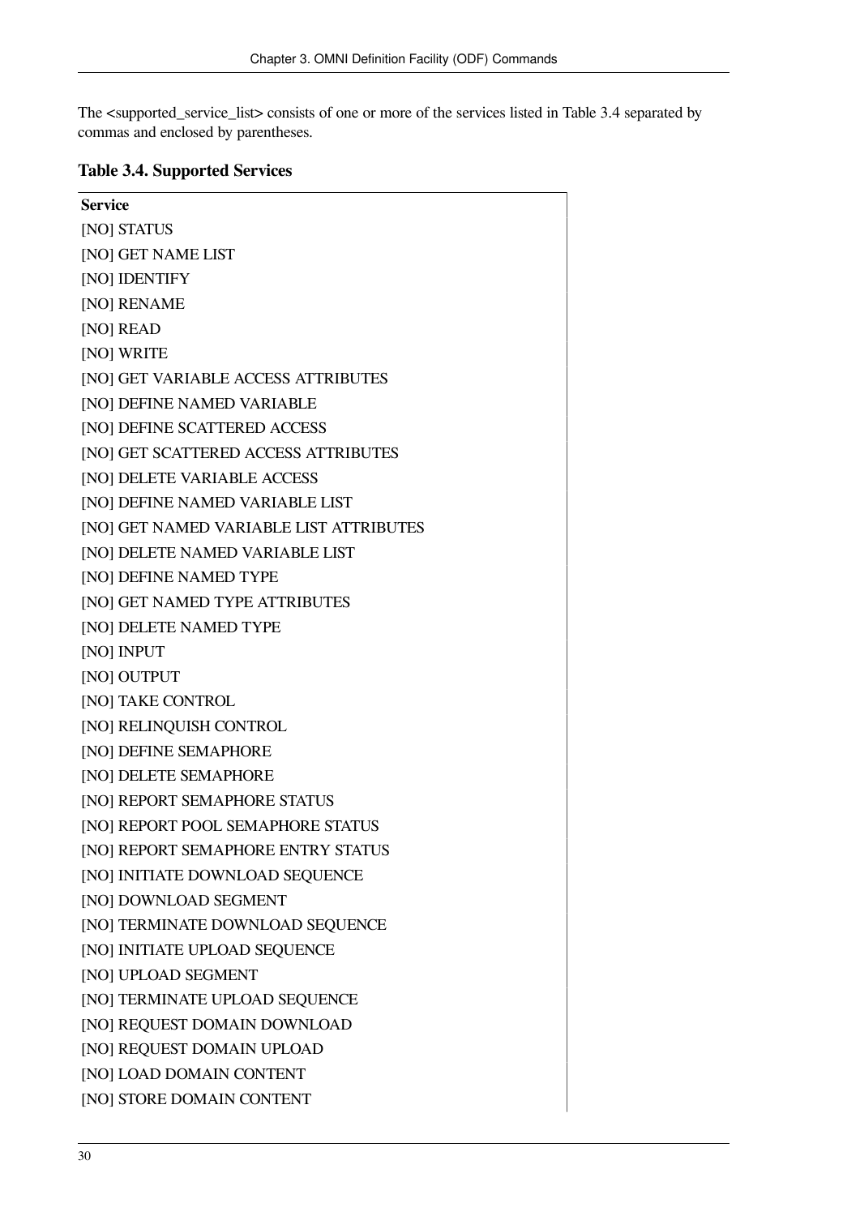The <supported_service_list> consists of one or more of the services listed in Table 3.4 separated by commas and enclosed by parentheses.

**Table 3.4. Supported Services**

| Service |
|---|
| [NO] STATUS |
| [NO] GET NAME LIST |
| [NO] IDENTIFY |
| [NO] RENAME |
| [NO] READ |
| [NO] WRITE |
| [NO] GET VARIABLE ACCESS ATTRIBUTES |
| [NO] DEFINE NAMED VARIABLE |
| [NO] DEFINE SCATTERED ACCESS |
| [NO] GET SCATTERED ACCESS ATTRIBUTES |
| [NO] DELETE VARIABLE ACCESS |
| [NO] DEFINE NAMED VARIABLE LIST |
| [NO] GET NAMED VARIABLE LIST ATTRIBUTES |
| [NO] DELETE NAMED VARIABLE LIST |
| [NO] DEFINE NAMED TYPE |
| [NO] GET NAMED TYPE ATTRIBUTES |
| [NO] DELETE NAMED TYPE |
| [NO] INPUT |
| [NO] OUTPUT |
| [NO] TAKE CONTROL |
| [NO] RELINQUISH CONTROL |
| [NO] DEFINE SEMAPHORE |
| [NO] DELETE SEMAPHORE |
| [NO] REPORT SEMAPHORE STATUS |
| [NO] REPORT POOL SEMAPHORE STATUS |
| [NO] REPORT SEMAPHORE ENTRY STATUS |
| [NO] INITIATE DOWNLOAD SEQUENCE |
| [NO] DOWNLOAD SEGMENT |
| [NO] TERMINATE DOWNLOAD SEQUENCE |
| [NO] INITIATE UPLOAD SEQUENCE |
| [NO] UPLOAD SEGMENT |
| [NO] TERMINATE UPLOAD SEQUENCE |
| [NO] REQUEST DOMAIN DOWNLOAD |
| [NO] REQUEST DOMAIN UPLOAD |
| [NO] LOAD DOMAIN CONTENT |
| [NO] STORE DOMAIN CONTENT |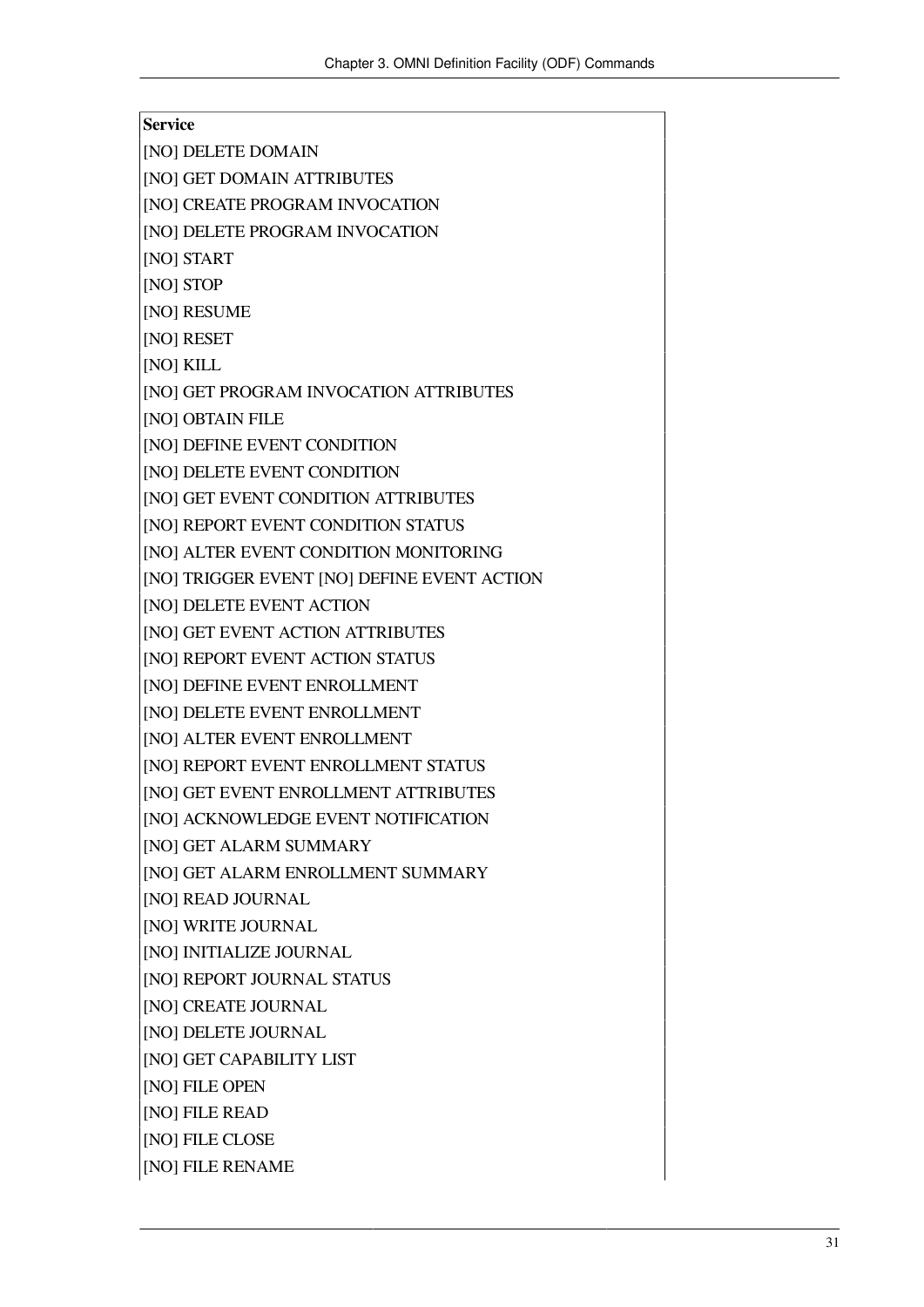| Service |
| --- |
| [NO] DELETE DOMAIN |
| [NO] GET DOMAIN ATTRIBUTES |
| [NO] CREATE PROGRAM INVOCATION |
| [NO] DELETE PROGRAM INVOCATION |
| [NO] START |
| [NO] STOP |
| [NO] RESUME |
| [NO] RESET |
| [NO] KILL |
| [NO] GET PROGRAM INVOCATION ATTRIBUTES |
| [NO] OBTAIN FILE |
| [NO] DEFINE EVENT CONDITION |
| [NO] DELETE EVENT CONDITION |
| [NO] GET EVENT CONDITION ATTRIBUTES |
| [NO] REPORT EVENT CONDITION STATUS |
| [NO] ALTER EVENT CONDITION MONITORING |
| [NO] TRIGGER EVENT [NO] DEFINE EVENT ACTION |
| [NO] DELETE EVENT ACTION |
| [NO] GET EVENT ACTION ATTRIBUTES |
| [NO] REPORT EVENT ACTION STATUS |
| [NO] DEFINE EVENT ENROLLMENT |
| [NO] DELETE EVENT ENROLLMENT |
| [NO] ALTER EVENT ENROLLMENT |
| [NO] REPORT EVENT ENROLLMENT STATUS |
| [NO] GET EVENT ENROLLMENT ATTRIBUTES |
| [NO] ACKNOWLEDGE EVENT NOTIFICATION |
| [NO] GET ALARM SUMMARY |
| [NO] GET ALARM ENROLLMENT SUMMARY |
| [NO] READ JOURNAL |
| [NO] WRITE JOURNAL |
| [NO] INITIALIZE JOURNAL |
| [NO] REPORT JOURNAL STATUS |
| [NO] CREATE JOURNAL |
| [NO] DELETE JOURNAL |
| [NO] GET CAPABILITY LIST |
| [NO] FILE OPEN |
| [NO] FILE READ |
| [NO] FILE CLOSE |
| [NO] FILE RENAME |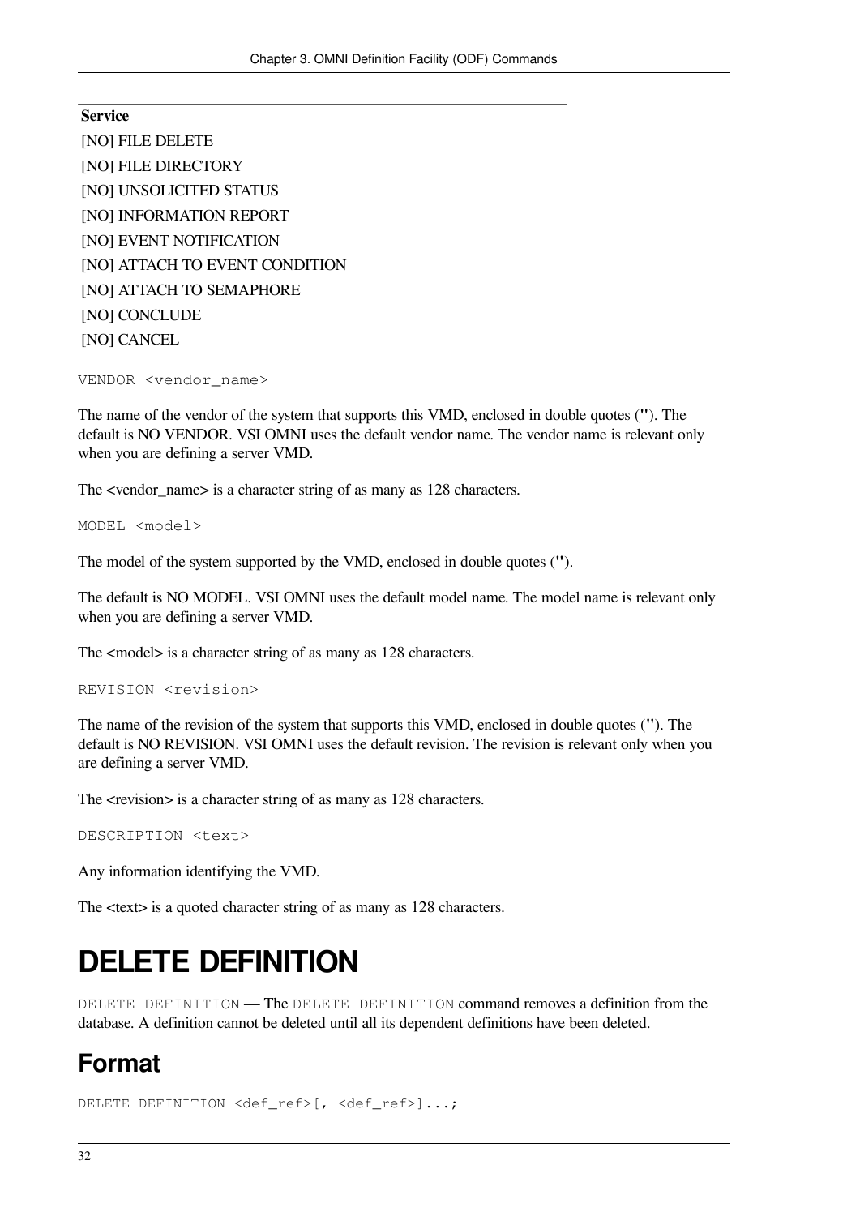| Service |
| --- |
| [NO] FILE DELETE |
| [NO] FILE DIRECTORY |
| [NO] UNSOLICITED STATUS |
| [NO] INFORMATION REPORT |
| [NO] EVENT NOTIFICATION |
| [NO] ATTACH TO EVENT CONDITION |
| [NO] ATTACH TO SEMAPHORE |
| [NO] CONCLUDE |
| [NO] CANCEL |

```
VENDOR <vendor_name>
```

The name of the vendor of the system that supports this VMD, enclosed in double quotes ("). The default is NO VENDOR. VSI OMNI uses the default vendor name. The vendor name is relevant only when you are defining a server VMD.

The <vendor_name> is a character string of as many as 128 characters.

```
MODEL <model>
```

The model of the system supported by the VMD, enclosed in double quotes (").

The default is NO MODEL. VSI OMNI uses the default model name. The model name is relevant only when you are defining a server VMD.

The <model> is a character string of as many as 128 characters.

```
REVISION <revision>
```

The name of the revision of the system that supports this VMD, enclosed in double quotes ("). The default is NO REVISION. VSI OMNI uses the default revision. The revision is relevant only when you are defining a server VMD.

The <revision> is a character string of as many as 128 characters.

```
DESCRIPTION <text>
```

Any information identifying the VMD.

The <text> is a quoted character string of as many as 128 characters.

# DELETE DEFINITION

`DELETE DEFINITION` — The `DELETE DEFINITION` command removes a definition from the database. A definition cannot be deleted until all its dependent definitions have been deleted.

## Format

```
DELETE DEFINITION <def_ref>[, <def_ref>]...;
```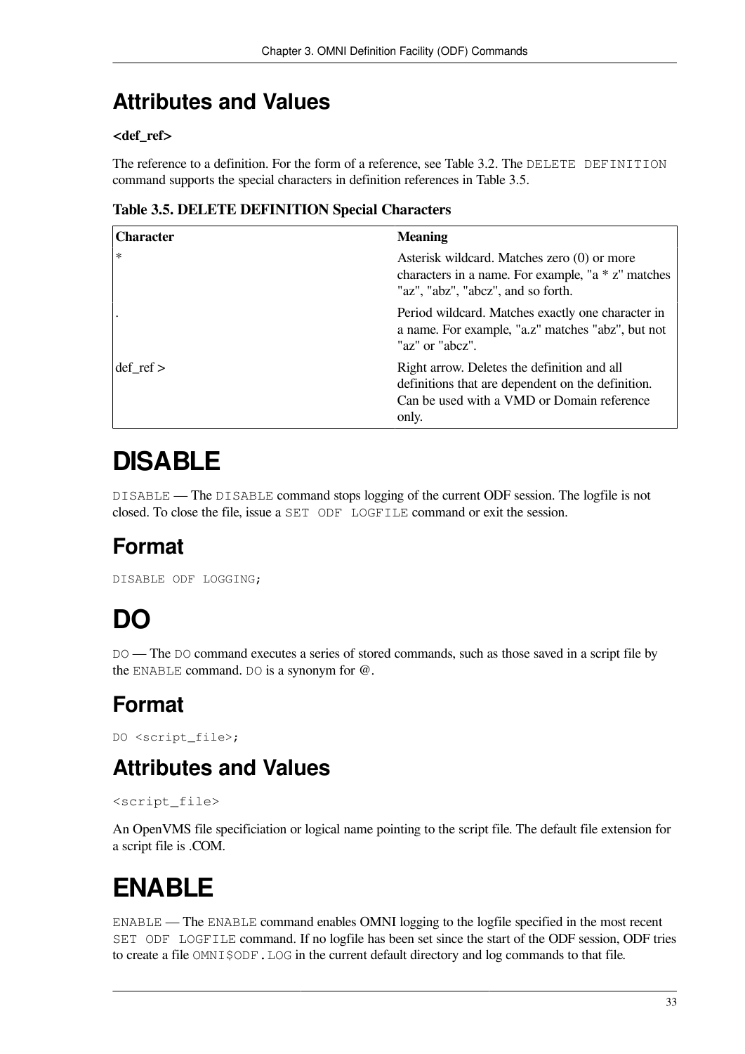## Attributes and Values

**<def_ref>**

The reference to a definition. For the form of a reference, see Table 3.2. The `DELETE DEFINITION` command supports the special characters in definition references in Table 3.5.

**Table 3.5. DELETE DEFINITION Special Characters**

| Character | Meaning |
|---|---|
| * | Asterisk wildcard. Matches zero (0) or more characters in a name. For example, "a * z" matches "az", "abz", "abcz", and so forth. |
| . | Period wildcard. Matches exactly one character in a name. For example, "a.z" matches "abz", but not "az" or "abcz". |
| def_ref > | Right arrow. Deletes the definition and all definitions that are dependent on the definition. Can be used with a VMD or Domain reference only. |

# DISABLE

`DISABLE` — The `DISABLE` command stops logging of the current ODF session. The logfile is not closed. To close the file, issue a `SET ODF LOGFILE` command or exit the session.

## Format

```
DISABLE ODF LOGGING;
```

# DO

`DO` — The `DO` command executes a series of stored commands, such as those saved in a script file by the `ENABLE` command. `DO` is a synonym for `@`.

## Format

```
DO <script_file>;
```

## Attributes and Values

`<script_file>`

An OpenVMS file specificiation or logical name pointing to the script file. The default file extension for a script file is .COM.

# ENABLE

`ENABLE` — The `ENABLE` command enables OMNI logging to the logfile specified in the most recent `SET ODF LOGFILE` command. If no logfile has been set since the start of the ODF session, ODF tries to create a file `OMNI$ODF.LOG` in the current default directory and log commands to that file.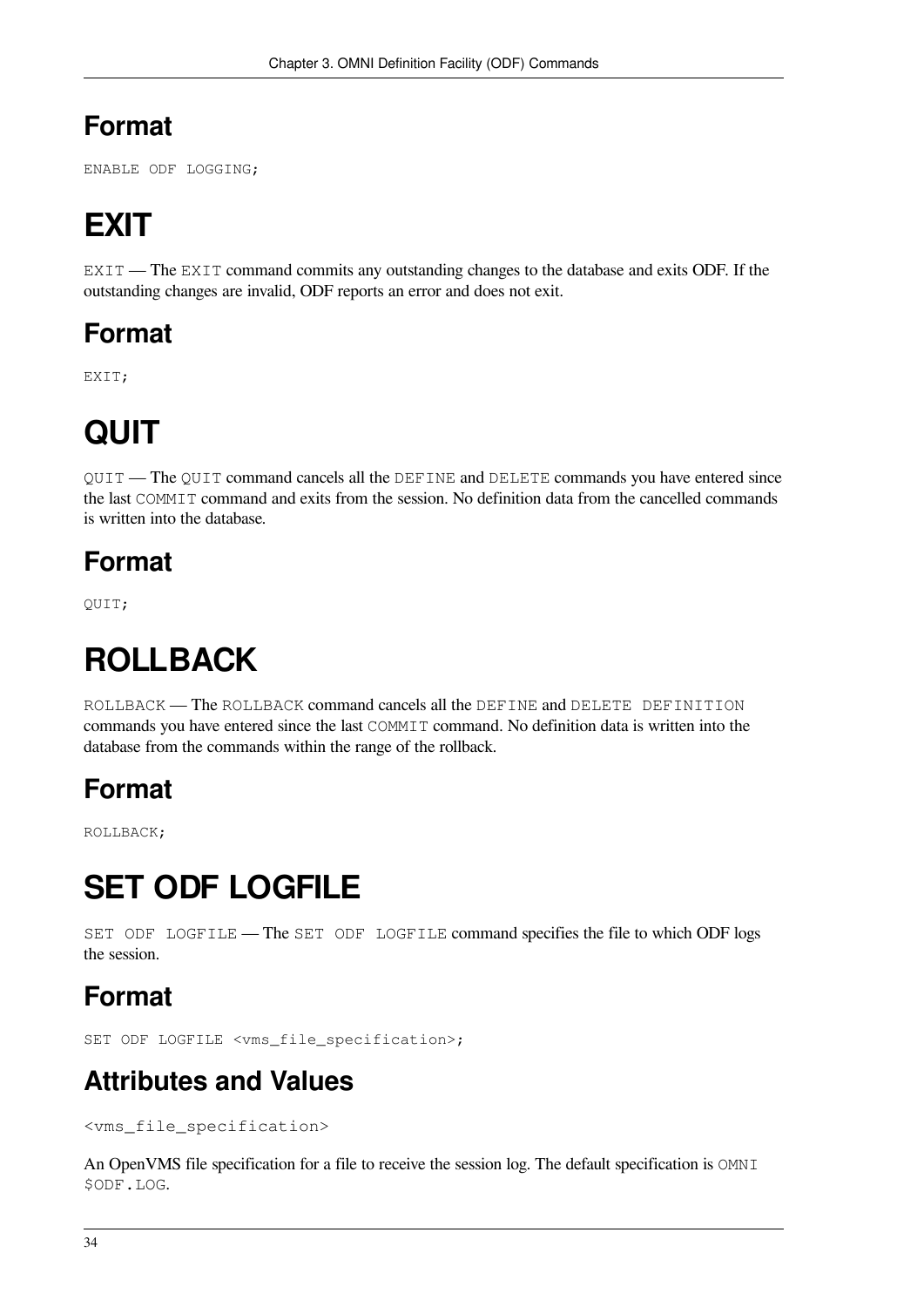## Format

```
ENABLE ODF LOGGING;
```

# EXIT

`EXIT` — The `EXIT` command commits any outstanding changes to the database and exits ODF. If the outstanding changes are invalid, ODF reports an error and does not exit.

## Format

```
EXIT;
```

# QUIT

`QUIT` — The `QUIT` command cancels all the `DEFINE` and `DELETE` commands you have entered since the last `COMMIT` command and exits from the session. No definition data from the cancelled commands is written into the database.

## Format

```
QUIT;
```

# ROLLBACK

`ROLLBACK` — The `ROLLBACK` command cancels all the `DEFINE` and `DELETE DEFINITION` commands you have entered since the last `COMMIT` command. No definition data is written into the database from the commands within the range of the rollback.

## Format

```
ROLLBACK;
```

# SET ODF LOGFILE

`SET ODF LOGFILE` — The `SET ODF LOGFILE` command specifies the file to which ODF logs the session.

## Format

```
SET ODF LOGFILE <vms_file_specification>;
```

## Attributes and Values

```
<vms_file_specification>
```

An OpenVMS file specification for a file to receive the session log. The default specification is `OMNI$ODF.LOG`.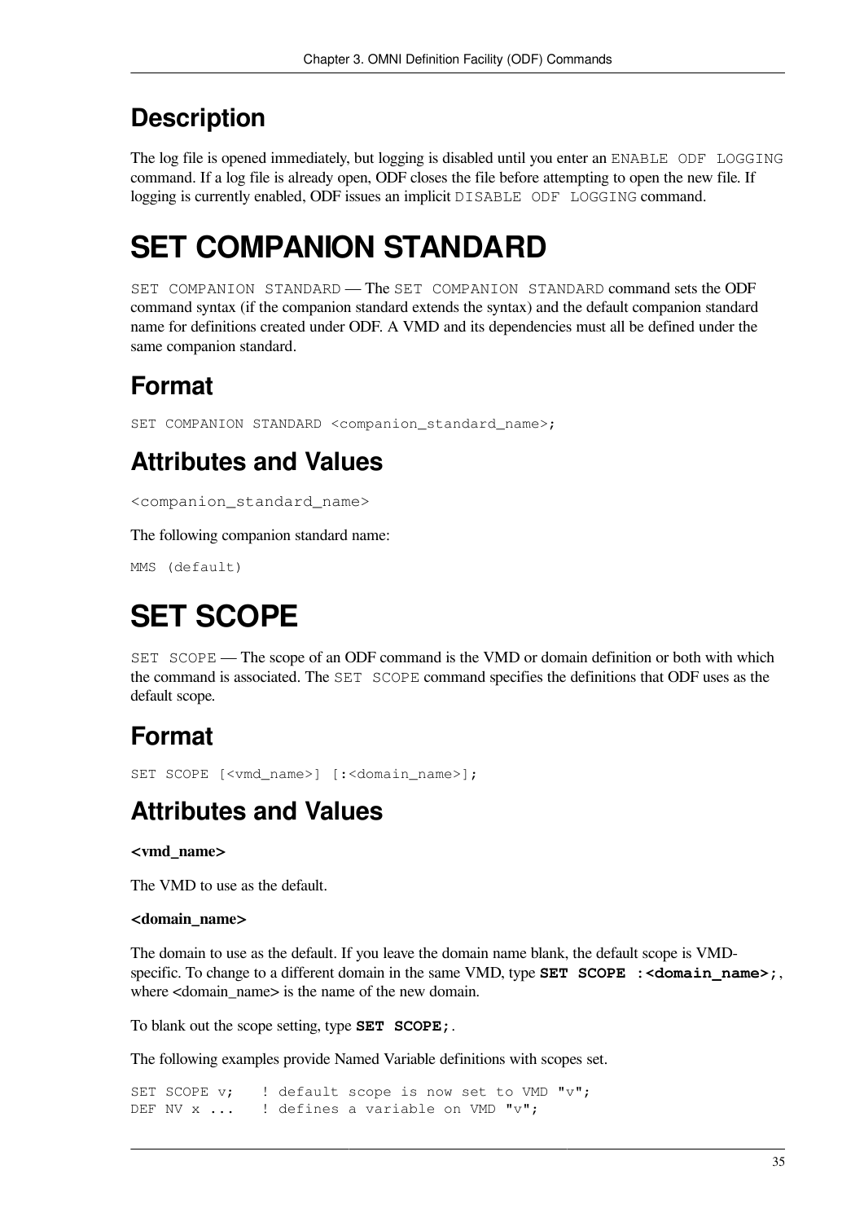## Description

The log file is opened immediately, but logging is disabled until you enter an `ENABLE ODF LOGGING` command. If a log file is already open, ODF closes the file before attempting to open the new file. If logging is currently enabled, ODF issues an implicit `DISABLE ODF LOGGING` command.

# SET COMPANION STANDARD

`SET COMPANION STANDARD` — The `SET COMPANION STANDARD` command sets the ODF command syntax (if the companion standard extends the syntax) and the default companion standard name for definitions created under ODF. A VMD and its dependencies must all be defined under the same companion standard.

## Format

```
SET COMPANION STANDARD <companion_standard_name>;
```

## Attributes and Values

`<companion_standard_name>`

The following companion standard name:

```
MMS (default)
```

# SET SCOPE

`SET SCOPE` — The scope of an ODF command is the VMD or domain definition or both with which the command is associated. The `SET SCOPE` command specifies the definitions that ODF uses as the default scope.

## Format

```
SET SCOPE [<vmd_name>] [:<domain_name>];
```

## Attributes and Values

**<vmd_name>**

The VMD to use as the default.

**<domain_name>**

The domain to use as the default. If you leave the domain name blank, the default scope is VMD-specific. To change to a different domain in the same VMD, type **`SET SCOPE :<domain_name>;`**, where <domain_name> is the name of the new domain.

To blank out the scope setting, type **`SET SCOPE;`**.

The following examples provide Named Variable definitions with scopes set.

```
SET SCOPE v;    ! default scope is now set to VMD "v";
DEF NV x ...    ! defines a variable on VMD "v";
```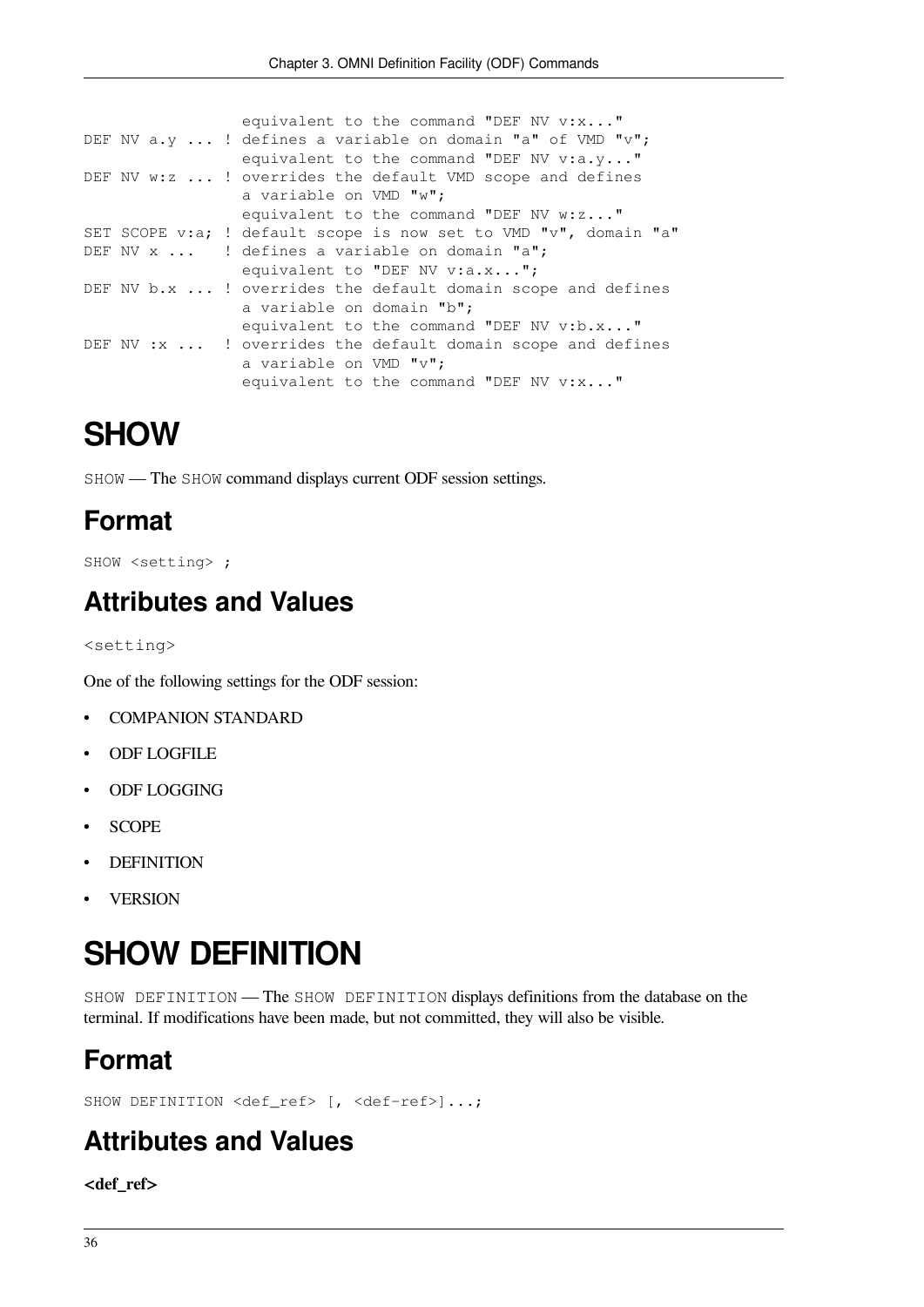```
                  equivalent to the command "DEF NV v:x..."
DEF NV a.y ... ! defines a variable on domain "a" of VMD "v";
                  equivalent to the command "DEF NV v:a.y..."
DEF NV w:z ... ! overrides the default VMD scope and defines
                  a variable on VMD "w";
                  equivalent to the command "DEF NV w:z..."
SET SCOPE v:a; ! default scope is now set to VMD "v", domain "a"
DEF NV x ...   ! defines a variable on domain "a";
                  equivalent to "DEF NV v:a.x...";
DEF NV b.x ... ! overrides the default domain scope and defines
                  a variable on domain "b";
                  equivalent to the command "DEF NV v:b.x..."
DEF NV :x ...  ! overrides the default domain scope and defines
                  a variable on VMD "v";
                  equivalent to the command "DEF NV v:x..."
```

# SHOW

`SHOW` — The `SHOW` command displays current ODF session settings.

## Format

```
SHOW <setting> ;
```

## Attributes and Values

`<setting>`

One of the following settings for the ODF session:

- COMPANION STANDARD
- ODF LOGFILE
- ODF LOGGING
- SCOPE
- DEFINITION
- VERSION

# SHOW DEFINITION

`SHOW DEFINITION` — The `SHOW DEFINITION` displays definitions from the database on the terminal. If modifications have been made, but not committed, they will also be visible.

## Format

```
SHOW DEFINITION <def_ref> [, <def-ref>]...;
```

## Attributes and Values

**<def_ref>**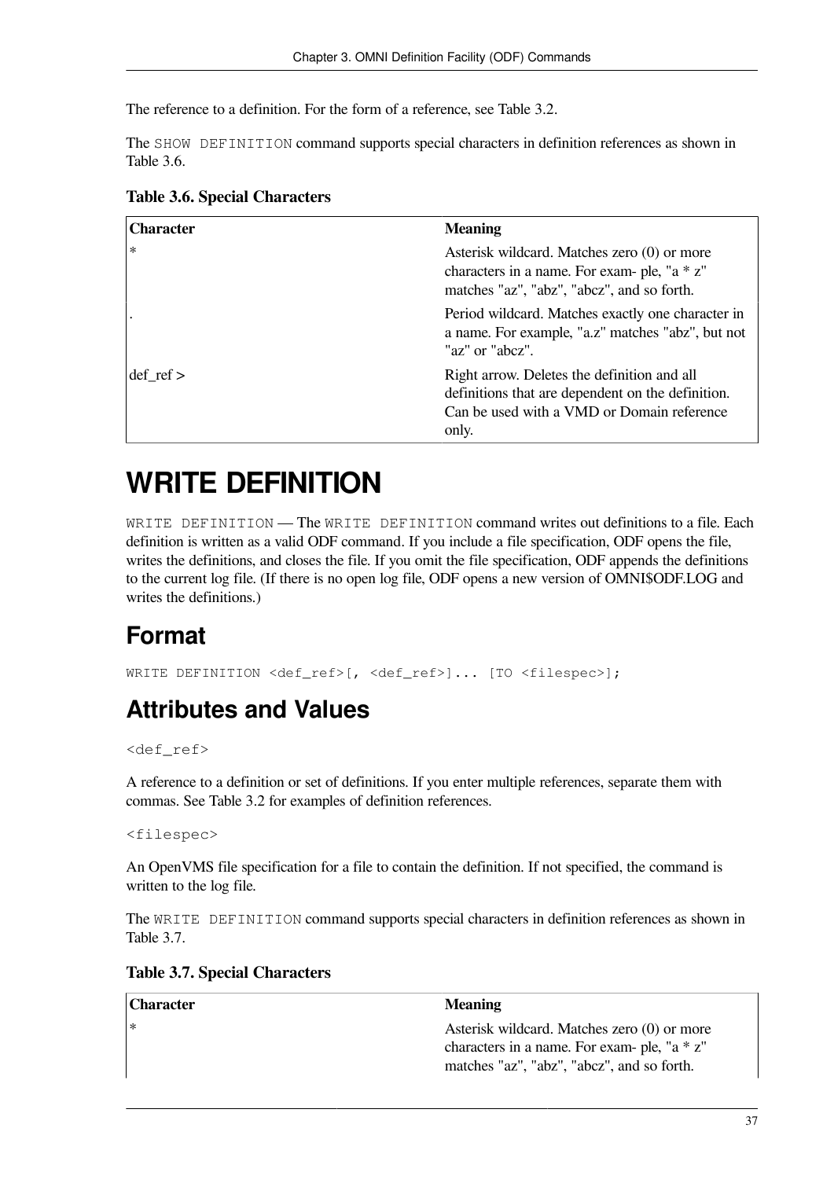The reference to a definition. For the form of a reference, see Table 3.2.

The `SHOW DEFINITION` command supports special characters in definition references as shown in Table 3.6.

**Table 3.6. Special Characters**

| Character | Meaning |
|---|---|
| * | Asterisk wildcard. Matches zero (0) or more characters in a name. For exam- ple, "a * z" matches "az", "abz", "abcz", and so forth. |
| . | Period wildcard. Matches exactly one character in a name. For example, "a.z" matches "abz", but not "az" or "abcz". |
| def_ref > | Right arrow. Deletes the definition and all definitions that are dependent on the definition. Can be used with a VMD or Domain reference only. |

# WRITE DEFINITION

`WRITE DEFINITION` — The `WRITE DEFINITION` command writes out definitions to a file. Each definition is written as a valid ODF command. If you include a file specification, ODF opens the file, writes the definitions, and closes the file. If you omit the file specification, ODF appends the definitions to the current log file. (If there is no open log file, ODF opens a new version of OMNI$ODF.LOG and writes the definitions.)

## Format

```
WRITE DEFINITION <def_ref>[, <def_ref>]... [TO <filespec>];
```

## Attributes and Values

`<def_ref>`

A reference to a definition or set of definitions. If you enter multiple references, separate them with commas. See Table 3.2 for examples of definition references.

`<filespec>`

An OpenVMS file specification for a file to contain the definition. If not specified, the command is written to the log file.

The `WRITE DEFINITION` command supports special characters in definition references as shown in Table 3.7.

**Table 3.7. Special Characters**

| Character | Meaning |
|---|---|
| * | Asterisk wildcard. Matches zero (0) or more characters in a name. For exam- ple, "a * z" matches "az", "abz", "abcz", and so forth. |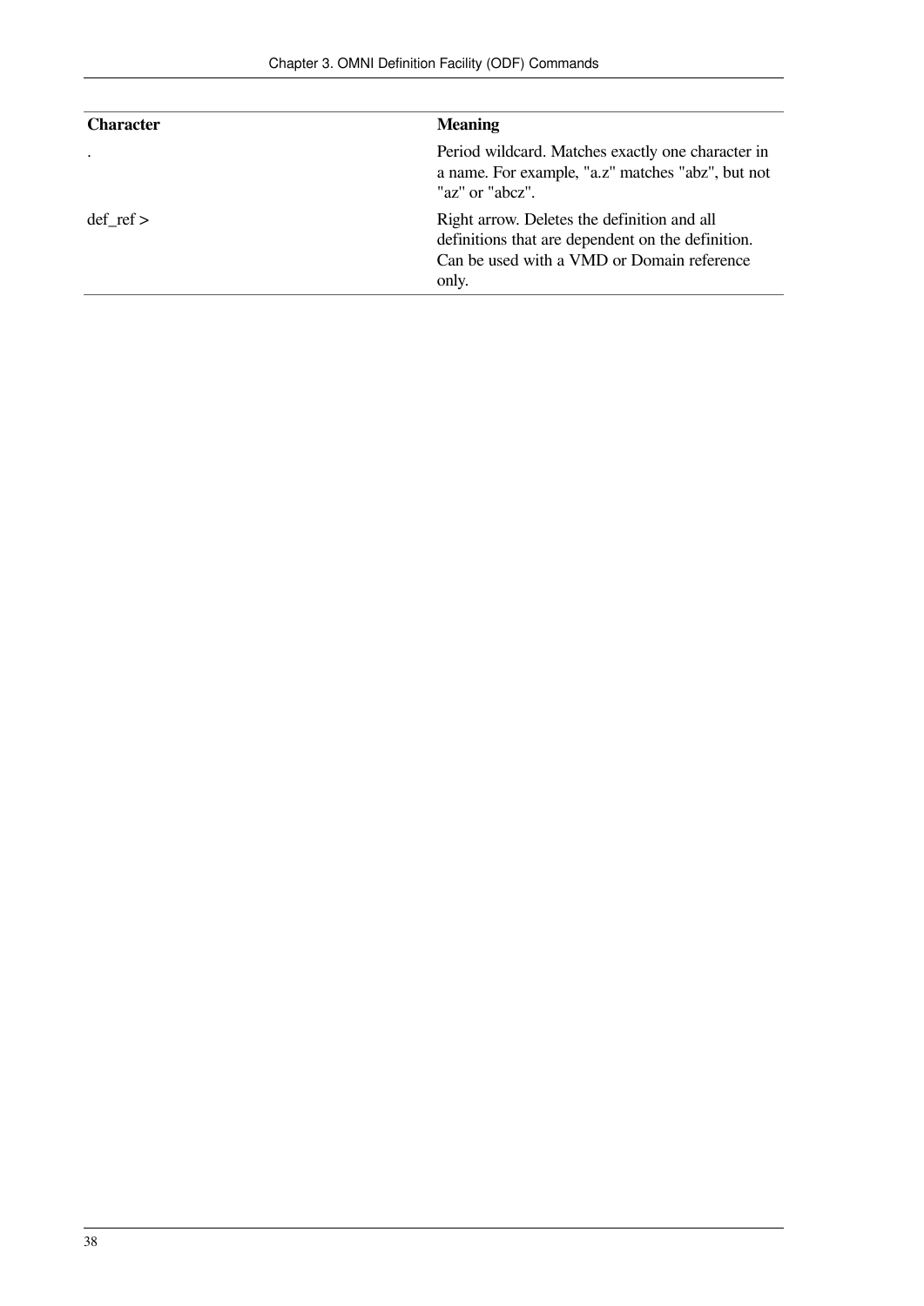| Character | Meaning |
| --- | --- |
| . | Period wildcard. Matches exactly one character in a name. For example, "a.z" matches "abz", but not "az" or "abcz". |
| def_ref > | Right arrow. Deletes the definition and all definitions that are dependent on the definition. Can be used with a VMD or Domain reference only. |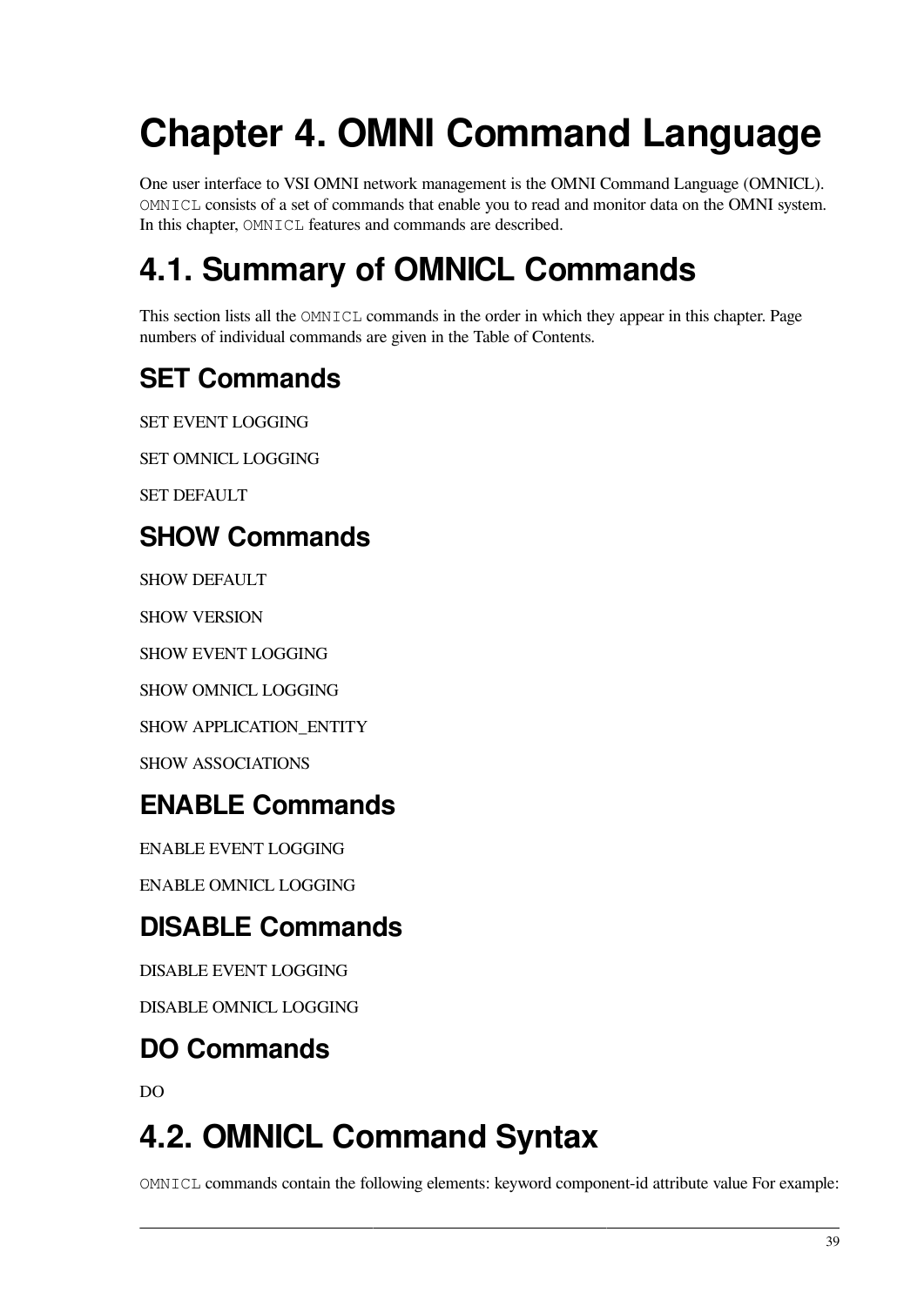# Chapter 4. OMNI Command Language

One user interface to VSI OMNI network management is the OMNI Command Language (OMNICL). `OMNICL` consists of a set of commands that enable you to read and monitor data on the OMNI system. In this chapter, `OMNICL` features and commands are described.

# 4.1. Summary of OMNICL Commands

This section lists all the `OMNICL` commands in the order in which they appear in this chapter. Page numbers of individual commands are given in the Table of Contents.

## SET Commands

SET EVENT LOGGING

SET OMNICL LOGGING

SET DEFAULT

## SHOW Commands

SHOW DEFAULT

SHOW VERSION

SHOW EVENT LOGGING

SHOW OMNICL LOGGING

SHOW APPLICATION_ENTITY

SHOW ASSOCIATIONS

## ENABLE Commands

ENABLE EVENT LOGGING

ENABLE OMNICL LOGGING

## DISABLE Commands

DISABLE EVENT LOGGING

DISABLE OMNICL LOGGING

## DO Commands

DO

# 4.2. OMNICL Command Syntax

`OMNICL` commands contain the following elements: keyword component-id attribute value For example: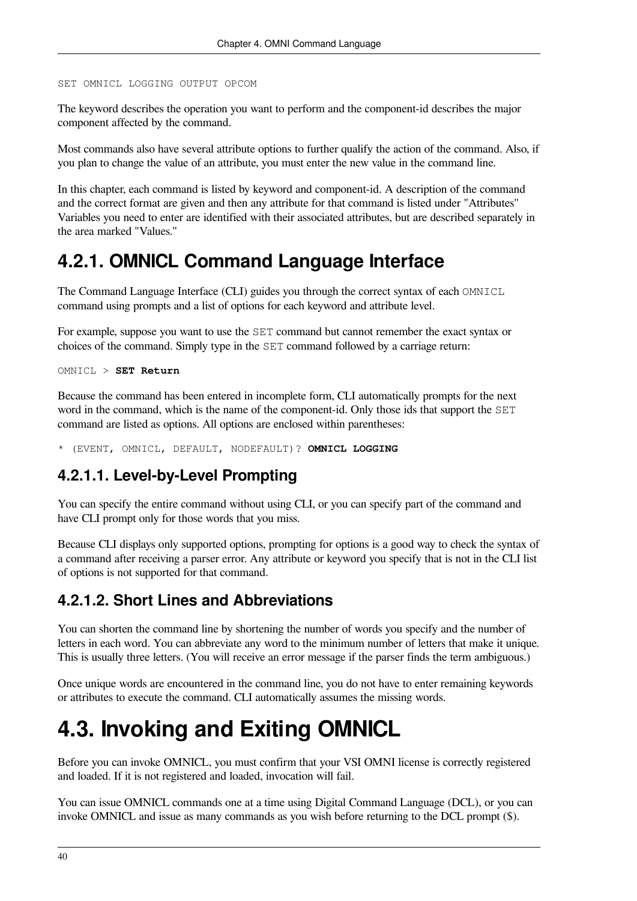```
SET OMNICL LOGGING OUTPUT OPCOM
```

The keyword describes the operation you want to perform and the component-id describes the major component affected by the command.

Most commands also have several attribute options to further qualify the action of the command. Also, if you plan to change the value of an attribute, you must enter the new value in the command line.

In this chapter, each command is listed by keyword and component-id. A description of the command and the correct format are given and then any attribute for that command is listed under "Attributes" Variables you need to enter are identified with their associated attributes, but are described separately in the area marked "Values."

## 4.2.1. OMNICL Command Language Interface

The Command Language Interface (CLI) guides you through the correct syntax of each `OMNICL` command using prompts and a list of options for each keyword and attribute level.

For example, suppose you want to use the `SET` command but cannot remember the exact syntax or choices of the command. Simply type in the `SET` command followed by a carriage return:

```
OMNICL > SET Return
```

Because the command has been entered in incomplete form, CLI automatically prompts for the next word in the command, which is the name of the component-id. Only those ids that support the `SET` command are listed as options. All options are enclosed within parentheses:

```
* (EVENT, OMNICL, DEFAULT, NODEFAULT)? OMNICL LOGGING
```

### 4.2.1.1. Level-by-Level Prompting

You can specify the entire command without using CLI, or you can specify part of the command and have CLI prompt only for those words that you miss.

Because CLI displays only supported options, prompting for options is a good way to check the syntax of a command after receiving a parser error. Any attribute or keyword you specify that is not in the CLI list of options is not supported for that command.

### 4.2.1.2. Short Lines and Abbreviations

You can shorten the command line by shortening the number of words you specify and the number of letters in each word. You can abbreviate any word to the minimum number of letters that make it unique. This is usually three letters. (You will receive an error message if the parser finds the term ambiguous.)

Once unique words are encountered in the command line, you do not have to enter remaining keywords or attributes to execute the command. CLI automatically assumes the missing words.

# 4.3. Invoking and Exiting OMNICL

Before you can invoke OMNICL, you must confirm that your VSI OMNI license is correctly registered and loaded. If it is not registered and loaded, invocation will fail.

You can issue OMNICL commands one at a time using Digital Command Language (DCL), or you can invoke OMNICL and issue as many commands as you wish before returning to the DCL prompt ($).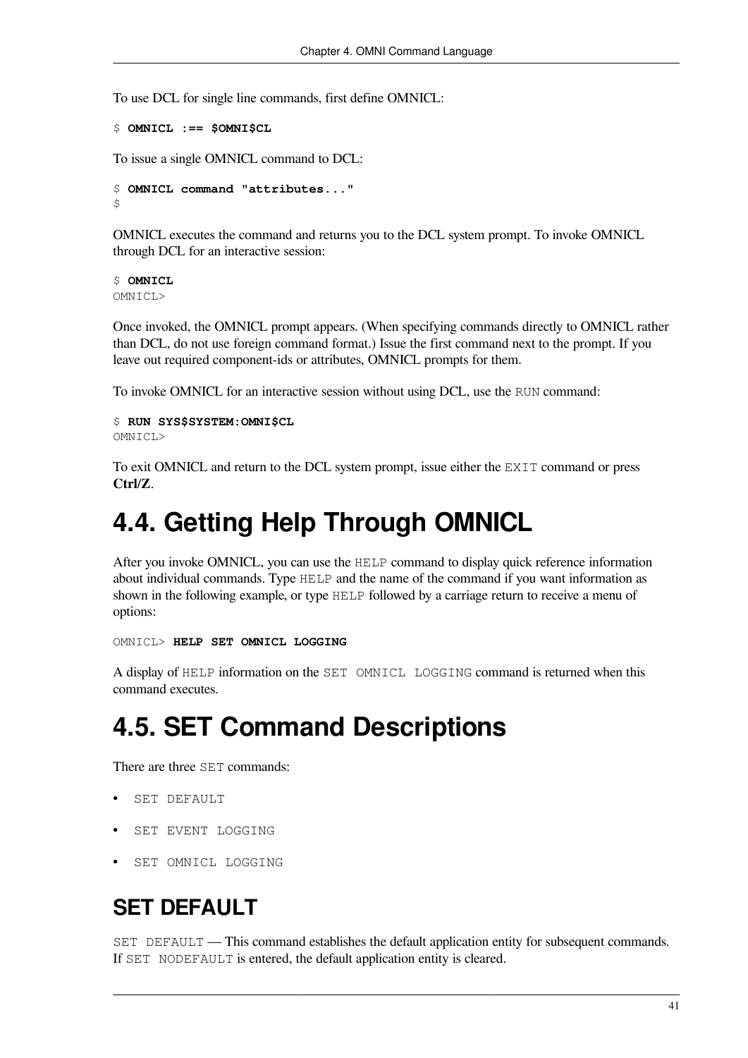To use DCL for single line commands, first define OMNICL:

```
$ OMNICL :== $OMNI$CL
```

To issue a single OMNICL command to DCL:

```
$ OMNICL command "attributes..."
$
```

OMNICL executes the command and returns you to the DCL system prompt. To invoke OMNICL through DCL for an interactive session:

```
$ OMNICL
OMNICL>
```

Once invoked, the OMNICL prompt appears. (When specifying commands directly to OMNICL rather than DCL, do not use foreign command format.) Issue the first command next to the prompt. If you leave out required component-ids or attributes, OMNICL prompts for them.

To invoke OMNICL for an interactive session without using DCL, use the `RUN` command:

```
$ RUN SYS$SYSTEM:OMNI$CL
OMNICL>
```

To exit OMNICL and return to the DCL system prompt, issue either the `EXIT` command or press **Ctrl/Z**.

# 4.4. Getting Help Through OMNICL

After you invoke OMNICL, you can use the `HELP` command to display quick reference information about individual commands. Type `HELP` and the name of the command if you want information as shown in the following example, or type `HELP` followed by a carriage return to receive a menu of options:

```
OMNICL> HELP SET OMNICL LOGGING
```

A display of `HELP` information on the `SET OMNICL LOGGING` command is returned when this command executes.

# 4.5. SET Command Descriptions

There are three `SET` commands:

- `SET DEFAULT`
- `SET EVENT LOGGING`
- `SET OMNICL LOGGING`

## SET DEFAULT

`SET DEFAULT` — This command establishes the default application entity for subsequent commands. If `SET NODEFAULT` is entered, the default application entity is cleared.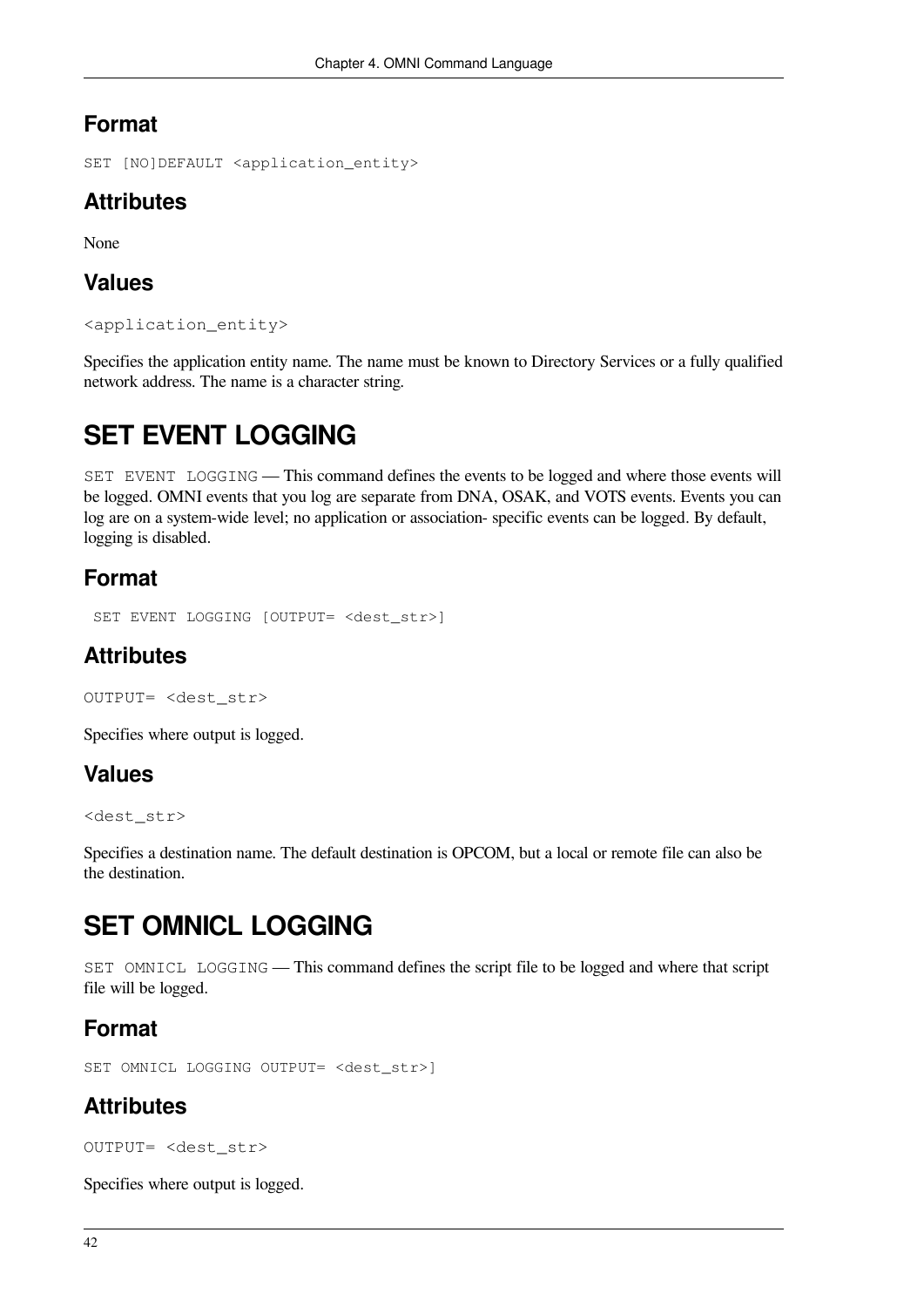### Format

```
SET [NO]DEFAULT <application_entity>
```

### Attributes

None

### Values

```
<application_entity>
```

Specifies the application entity name. The name must be known to Directory Services or a fully qualified network address. The name is a character string.

## SET EVENT LOGGING

`SET EVENT LOGGING` — This command defines the events to be logged and where those events will be logged. OMNI events that you log are separate from DNA, OSAK, and VOTS events. Events you can log are on a system-wide level; no application or association- specific events can be logged. By default, logging is disabled.

### Format

```
 SET EVENT LOGGING [OUTPUT= <dest_str>]
```

### Attributes

```
OUTPUT= <dest_str>
```

Specifies where output is logged.

### Values

```
<dest_str>
```

Specifies a destination name. The default destination is OPCOM, but a local or remote file can also be the destination.

## SET OMNICL LOGGING

`SET OMNICL LOGGING` — This command defines the script file to be logged and where that script file will be logged.

### Format

```
SET OMNICL LOGGING OUTPUT= <dest_str>]
```

### Attributes

```
OUTPUT= <dest_str>
```

Specifies where output is logged.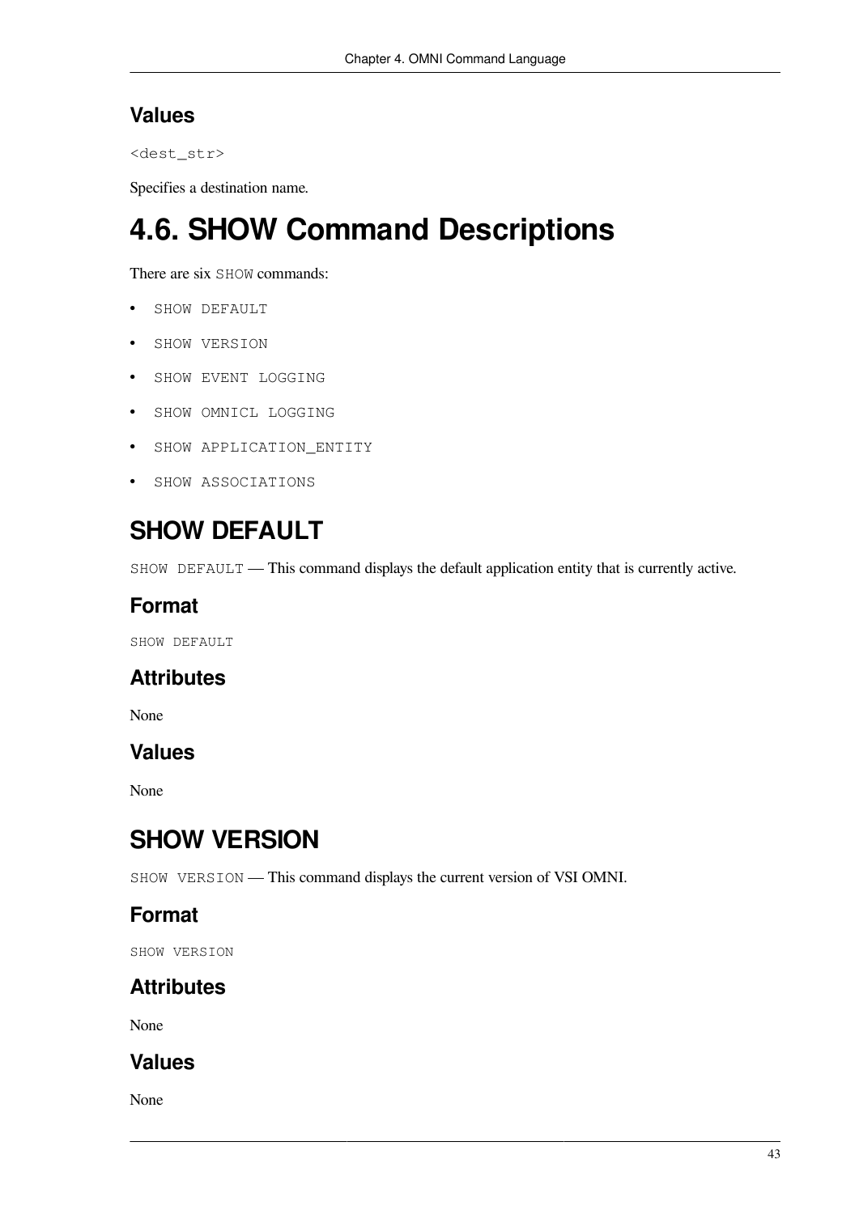### Values

`<dest_str>`

Specifies a destination name.

## 4.6. SHOW Command Descriptions

There are six `SHOW` commands:

- `SHOW DEFAULT`
- `SHOW VERSION`
- `SHOW EVENT LOGGING`
- `SHOW OMNICL LOGGING`
- `SHOW APPLICATION_ENTITY`
- `SHOW ASSOCIATIONS`

## SHOW DEFAULT

`SHOW DEFAULT` — This command displays the default application entity that is currently active.

### Format

```
SHOW DEFAULT
```

### Attributes

None

### Values

None

## SHOW VERSION

`SHOW VERSION` — This command displays the current version of VSI OMNI.

### Format

```
SHOW VERSION
```

### Attributes

None

### Values

None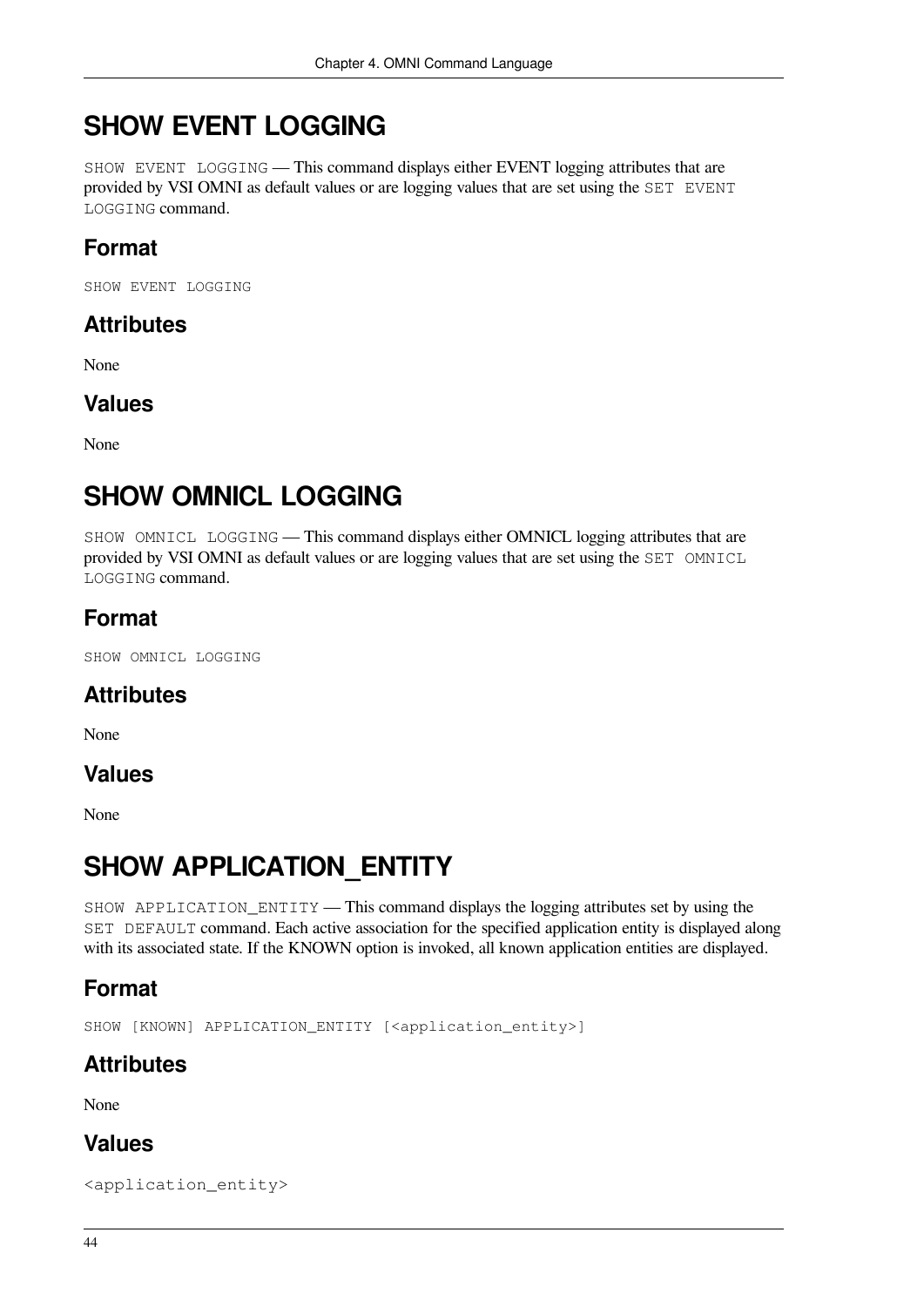# SHOW EVENT LOGGING

`SHOW EVENT LOGGING` — This command displays either EVENT logging attributes that are provided by VSI OMNI as default values or are logging values that are set using the `SET EVENT LOGGING` command.

## Format

```
SHOW EVENT LOGGING
```

## Attributes

None

## Values

None

# SHOW OMNICL LOGGING

`SHOW OMNICL LOGGING` — This command displays either OMNICL logging attributes that are provided by VSI OMNI as default values or are logging values that are set using the `SET OMNICL LOGGING` command.

## Format

```
SHOW OMNICL LOGGING
```

## Attributes

None

## Values

None

# SHOW APPLICATION_ENTITY

`SHOW APPLICATION_ENTITY` — This command displays the logging attributes set by using the `SET DEFAULT` command. Each active association for the specified application entity is displayed along with its associated state. If the KNOWN option is invoked, all known application entities are displayed.

## Format

```
SHOW [KNOWN] APPLICATION_ENTITY [<application_entity>]
```

## Attributes

None

## Values

`<application_entity>`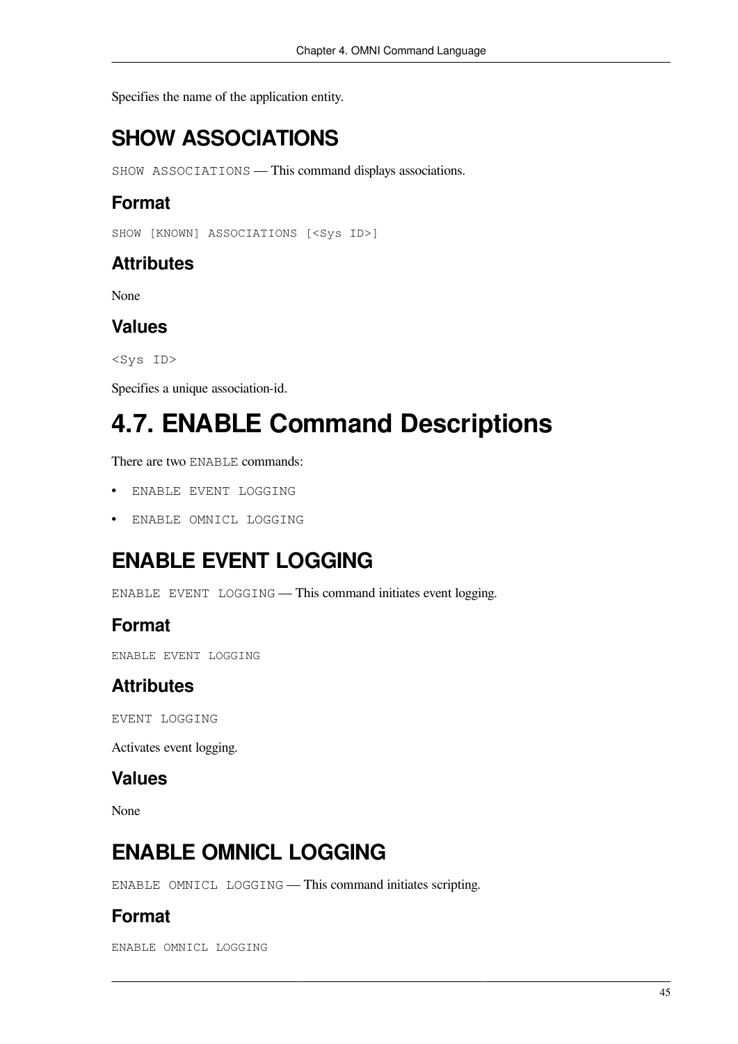Specifies the name of the application entity.

### SHOW ASSOCIATIONS

`SHOW ASSOCIATIONS` — This command displays associations.

#### Format

```
SHOW [KNOWN] ASSOCIATIONS [<Sys ID>]
```

#### Attributes

None

#### Values

`<Sys ID>`

Specifies a unique association-id.

## 4.7. ENABLE Command Descriptions

There are two `ENABLE` commands:

- `ENABLE EVENT LOGGING`
- `ENABLE OMNICL LOGGING`

### ENABLE EVENT LOGGING

`ENABLE EVENT LOGGING` — This command initiates event logging.

#### Format

```
ENABLE EVENT LOGGING
```

#### Attributes

`EVENT LOGGING`

Activates event logging.

#### Values

None

### ENABLE OMNICL LOGGING

`ENABLE OMNICL LOGGING` — This command initiates scripting.

#### Format

```
ENABLE OMNICL LOGGING
```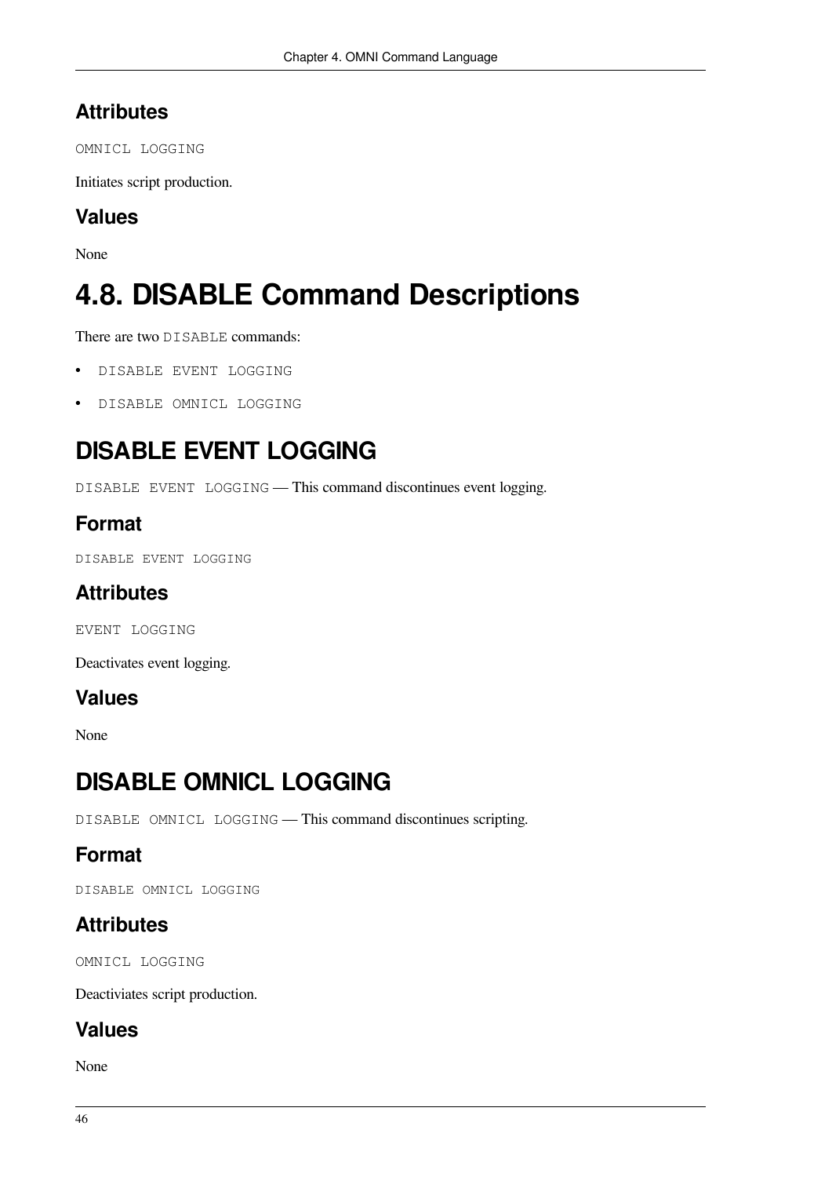### Attributes

`OMNICL LOGGING`

Initiates script production.

### Values

None

# 4.8. DISABLE Command Descriptions

There are two `DISABLE` commands:

- `DISABLE EVENT LOGGING`
- `DISABLE OMNICL LOGGING`

## DISABLE EVENT LOGGING

`DISABLE EVENT LOGGING` — This command discontinues event logging.

### Format

`DISABLE EVENT LOGGING`

### Attributes

`EVENT LOGGING`

Deactivates event logging.

### Values

None

## DISABLE OMNICL LOGGING

`DISABLE OMNICL LOGGING` — This command discontinues scripting.

### Format

`DISABLE OMNICL LOGGING`

### Attributes

`OMNICL LOGGING`

Deactiviates script production.

### Values

None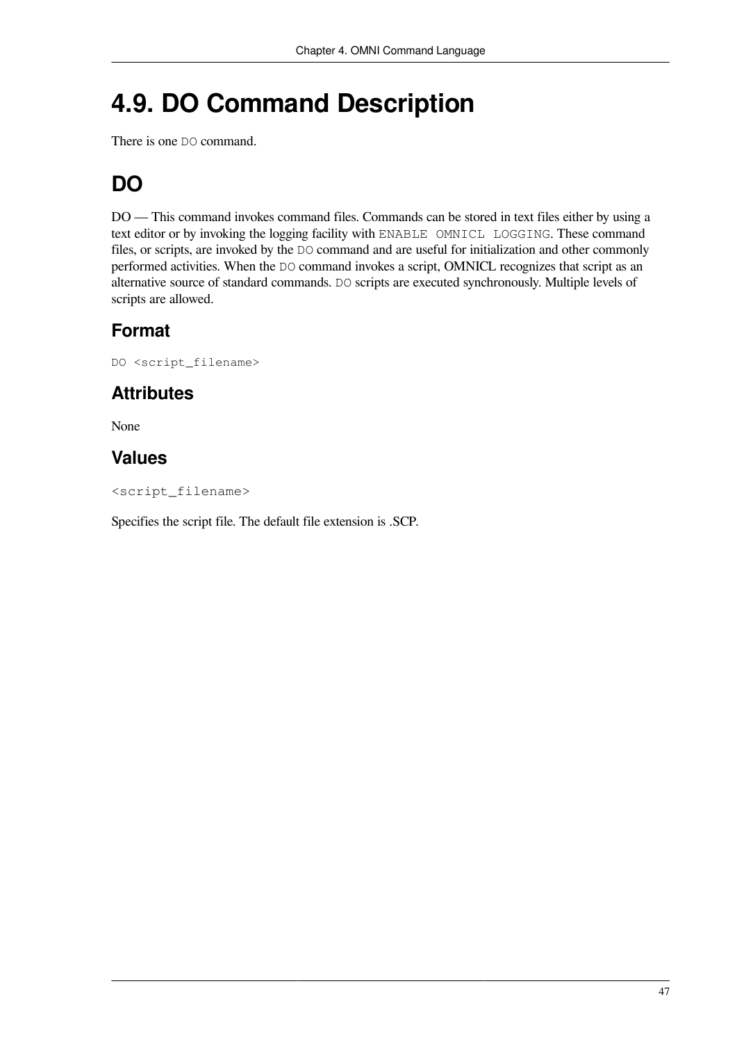# 4.9. DO Command Description

There is one `DO` command.

## DO

DO — This command invokes command files. Commands can be stored in text files either by using a text editor or by invoking the logging facility with `ENABLE OMNICL LOGGING`. These command files, or scripts, are invoked by the `DO` command and are useful for initialization and other commonly performed activities. When the `DO` command invokes a script, OMNICL recognizes that script as an alternative source of standard commands. `DO` scripts are executed synchronously. Multiple levels of scripts are allowed.

### Format

```
DO <script_filename>
```

### Attributes

None

### Values

```
<script_filename>
```

Specifies the script file. The default file extension is .SCP.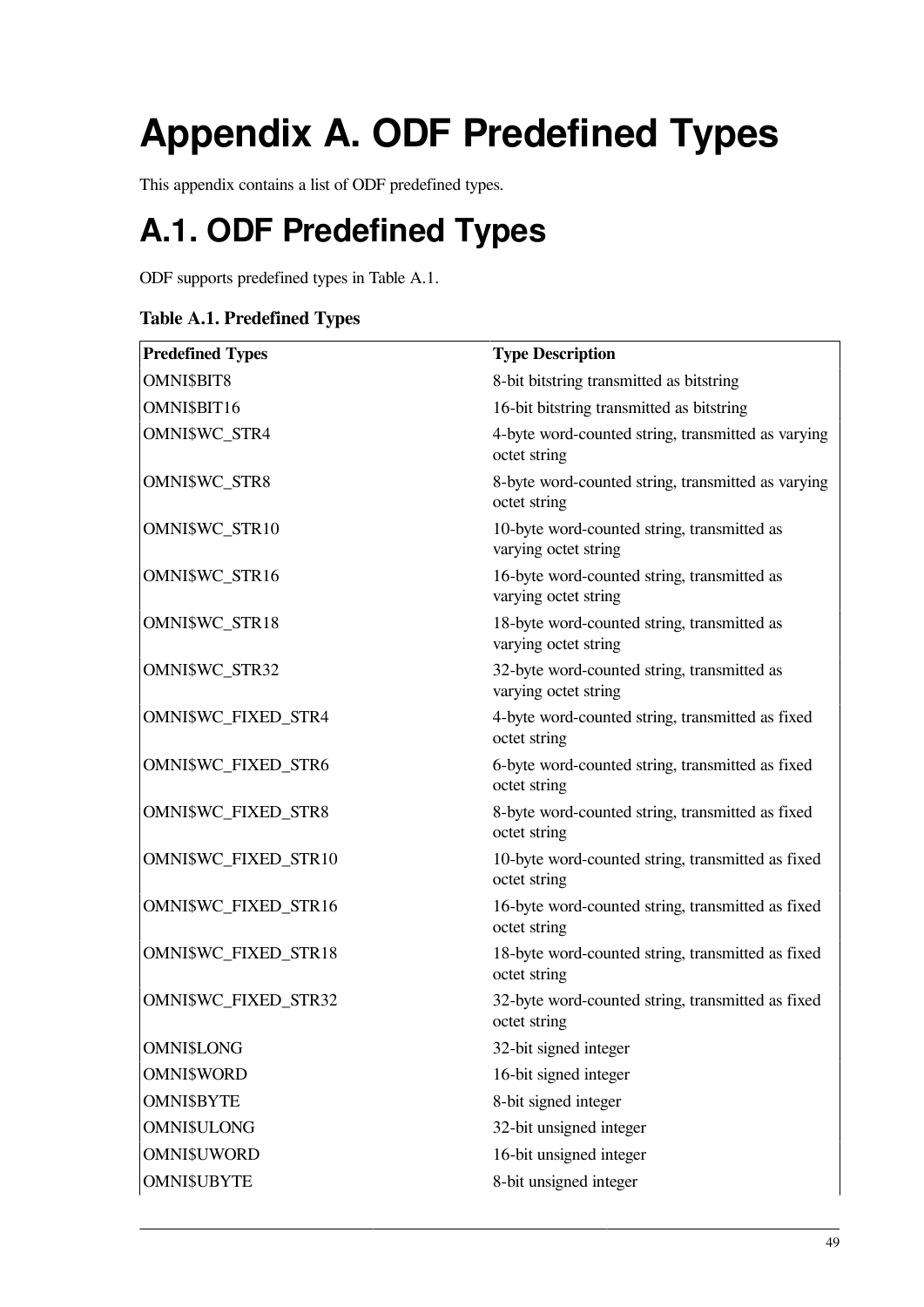# Appendix A. ODF Predefined Types

This appendix contains a list of ODF predefined types.

## A.1. ODF Predefined Types

ODF supports predefined types in Table A.1.

**Table A.1. Predefined Types**

| Predefined Types | Type Description |
| --- | --- |
| OMNI$BIT8 | 8-bit bitstring transmitted as bitstring |
| OMNI$BIT16 | 16-bit bitstring transmitted as bitstring |
| OMNI$WC_STR4 | 4-byte word-counted string, transmitted as varying octet string |
| OMNI$WC_STR8 | 8-byte word-counted string, transmitted as varying octet string |
| OMNI$WC_STR10 | 10-byte word-counted string, transmitted as varying octet string |
| OMNI$WC_STR16 | 16-byte word-counted string, transmitted as varying octet string |
| OMNI$WC_STR18 | 18-byte word-counted string, transmitted as varying octet string |
| OMNI$WC_STR32 | 32-byte word-counted string, transmitted as varying octet string |
| OMNI$WC_FIXED_STR4 | 4-byte word-counted string, transmitted as fixed octet string |
| OMNI$WC_FIXED_STR6 | 6-byte word-counted string, transmitted as fixed octet string |
| OMNI$WC_FIXED_STR8 | 8-byte word-counted string, transmitted as fixed octet string |
| OMNI$WC_FIXED_STR10 | 10-byte word-counted string, transmitted as fixed octet string |
| OMNI$WC_FIXED_STR16 | 16-byte word-counted string, transmitted as fixed octet string |
| OMNI$WC_FIXED_STR18 | 18-byte word-counted string, transmitted as fixed octet string |
| OMNI$WC_FIXED_STR32 | 32-byte word-counted string, transmitted as fixed octet string |
| OMNI$LONG | 32-bit signed integer |
| OMNI$WORD | 16-bit signed integer |
| OMNI$BYTE | 8-bit signed integer |
| OMNI$ULONG | 32-bit unsigned integer |
| OMNI$UWORD | 16-bit unsigned integer |
| OMNI$UBYTE | 8-bit unsigned integer |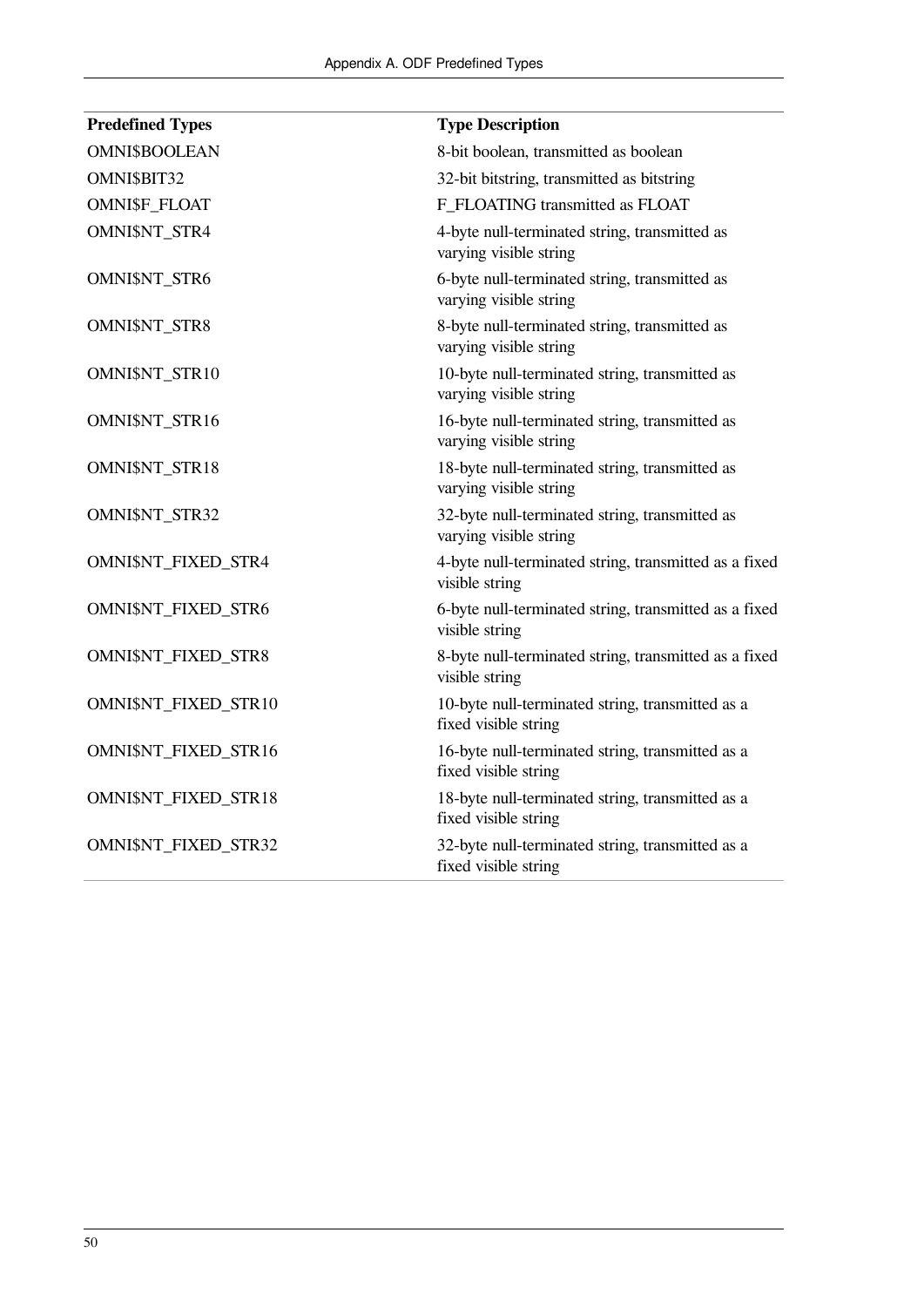| Predefined Types | Type Description |
|---|---|
| OMNI$BOOLEAN | 8-bit boolean, transmitted as boolean |
| OMNI$BIT32 | 32-bit bitstring, transmitted as bitstring |
| OMNI$F_FLOAT | F_FLOATING transmitted as FLOAT |
| OMNI$NT_STR4 | 4-byte null-terminated string, transmitted as varying visible string |
| OMNI$NT_STR6 | 6-byte null-terminated string, transmitted as varying visible string |
| OMNI$NT_STR8 | 8-byte null-terminated string, transmitted as varying visible string |
| OMNI$NT_STR10 | 10-byte null-terminated string, transmitted as varying visible string |
| OMNI$NT_STR16 | 16-byte null-terminated string, transmitted as varying visible string |
| OMNI$NT_STR18 | 18-byte null-terminated string, transmitted as varying visible string |
| OMNI$NT_STR32 | 32-byte null-terminated string, transmitted as varying visible string |
| OMNI$NT_FIXED_STR4 | 4-byte null-terminated string, transmitted as a fixed visible string |
| OMNI$NT_FIXED_STR6 | 6-byte null-terminated string, transmitted as a fixed visible string |
| OMNI$NT_FIXED_STR8 | 8-byte null-terminated string, transmitted as a fixed visible string |
| OMNI$NT_FIXED_STR10 | 10-byte null-terminated string, transmitted as a fixed visible string |
| OMNI$NT_FIXED_STR16 | 16-byte null-terminated string, transmitted as a fixed visible string |
| OMNI$NT_FIXED_STR18 | 18-byte null-terminated string, transmitted as a fixed visible string |
| OMNI$NT_FIXED_STR32 | 32-byte null-terminated string, transmitted as a fixed visible string |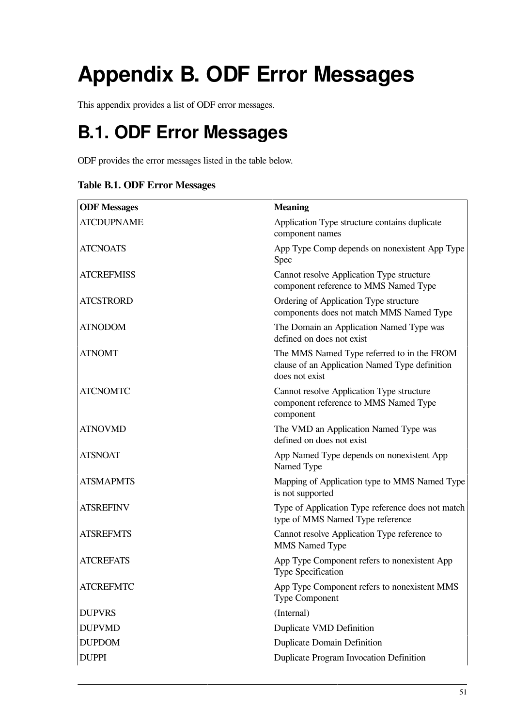# Appendix B. ODF Error Messages

This appendix provides a list of ODF error messages.

## B.1. ODF Error Messages

ODF provides the error messages listed in the table below.

**Table B.1. ODF Error Messages**

| ODF Messages | Meaning |
|---|---|
| ATCDUPNAME | Application Type structure contains duplicate component names |
| ATCNOATS | App Type Comp depends on nonexistent App Type Spec |
| ATCREFMISS | Cannot resolve Application Type structure component reference to MMS Named Type |
| ATCSTRORD | Ordering of Application Type structure components does not match MMS Named Type |
| ATNODOM | The Domain an Application Named Type was defined on does not exist |
| ATNOMT | The MMS Named Type referred to in the FROM clause of an Application Named Type definition does not exist |
| ATCNOMTC | Cannot resolve Application Type structure component reference to MMS Named Type component |
| ATNOVMD | The VMD an Application Named Type was defined on does not exist |
| ATSNOAT | App Named Type depends on nonexistent App Named Type |
| ATSMAPMTS | Mapping of Application type to MMS Named Type is not supported |
| ATSREFINV | Type of Application Type reference does not match type of MMS Named Type reference |
| ATSREFMTS | Cannot resolve Application Type reference to MMS Named Type |
| ATCREFATS | App Type Component refers to nonexistent App Type Specification |
| ATCREFMTC | App Type Component refers to nonexistent MMS Type Component |
| DUPVRS | (Internal) |
| DUPVMD | Duplicate VMD Definition |
| DUPDOM | Duplicate Domain Definition |
| DUPPI | Duplicate Program Invocation Definition |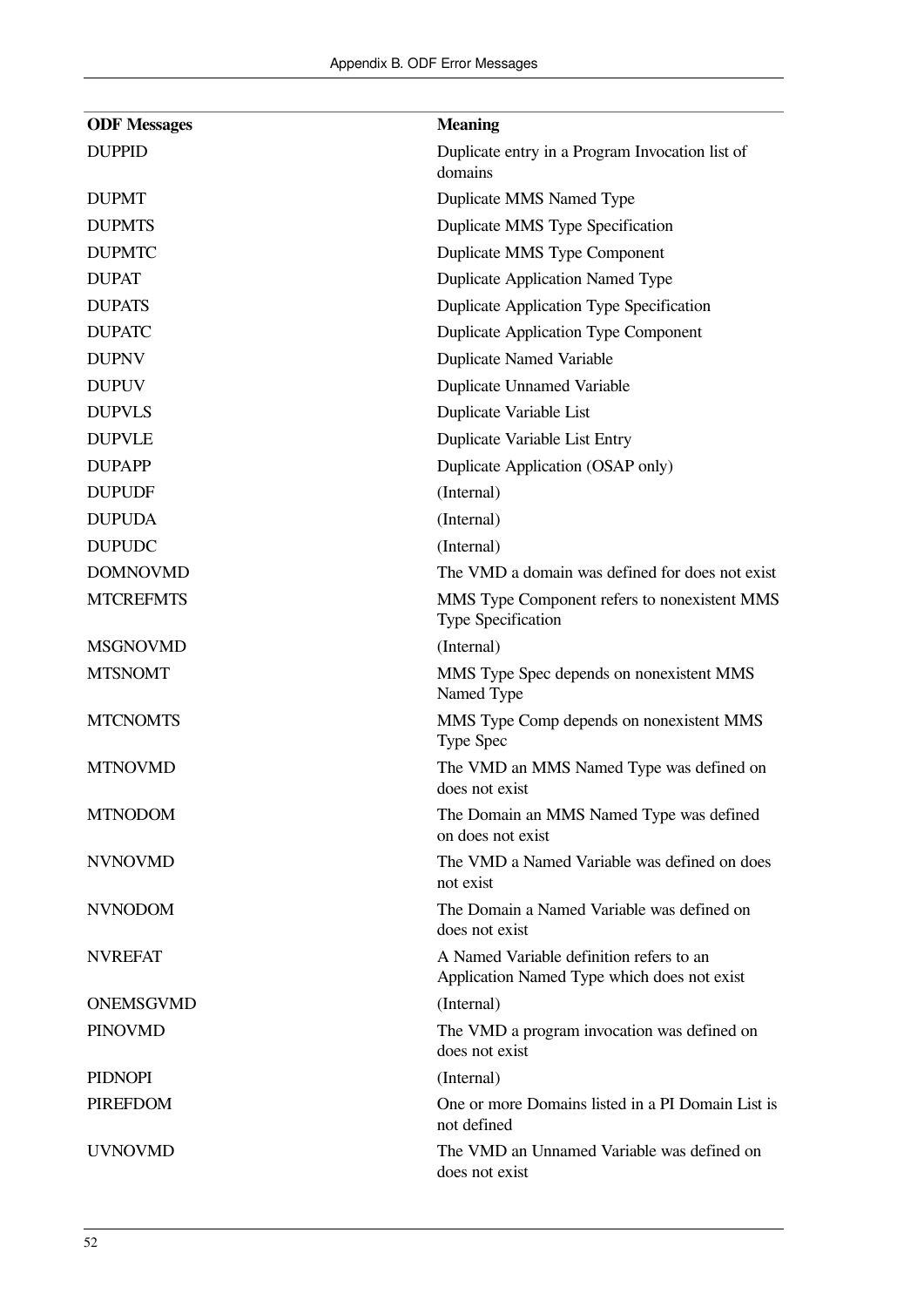| ODF Messages | Meaning |
|---|---|
| DUPPID | Duplicate entry in a Program Invocation list of domains |
| DUPMT | Duplicate MMS Named Type |
| DUPMTS | Duplicate MMS Type Specification |
| DUPMTC | Duplicate MMS Type Component |
| DUPAT | Duplicate Application Named Type |
| DUPATS | Duplicate Application Type Specification |
| DUPATC | Duplicate Application Type Component |
| DUPNV | Duplicate Named Variable |
| DUPUV | Duplicate Unnamed Variable |
| DUPVLS | Duplicate Variable List |
| DUPVLE | Duplicate Variable List Entry |
| DUPAPP | Duplicate Application (OSAP only) |
| DUPUDF | (Internal) |
| DUPUDA | (Internal) |
| DUPUDC | (Internal) |
| DOMNOVMD | The VMD a domain was defined for does not exist |
| MTCREFMTS | MMS Type Component refers to nonexistent MMS Type Specification |
| MSGNOVMD | (Internal) |
| MTSNOMT | MMS Type Spec depends on nonexistent MMS Named Type |
| MTCNOMTS | MMS Type Comp depends on nonexistent MMS Type Spec |
| MTNOVMD | The VMD an MMS Named Type was defined on does not exist |
| MTNODOM | The Domain an MMS Named Type was defined on does not exist |
| NVNOVMD | The VMD a Named Variable was defined on does not exist |
| NVNODOM | The Domain a Named Variable was defined on does not exist |
| NVREFAT | A Named Variable definition refers to an Application Named Type which does not exist |
| ONEMSGVMD | (Internal) |
| PINOVMD | The VMD a program invocation was defined on does not exist |
| PIDNOPI | (Internal) |
| PIREFDOM | One or more Domains listed in a PI Domain List is not defined |
| UVNOVMD | The VMD an Unnamed Variable was defined on does not exist |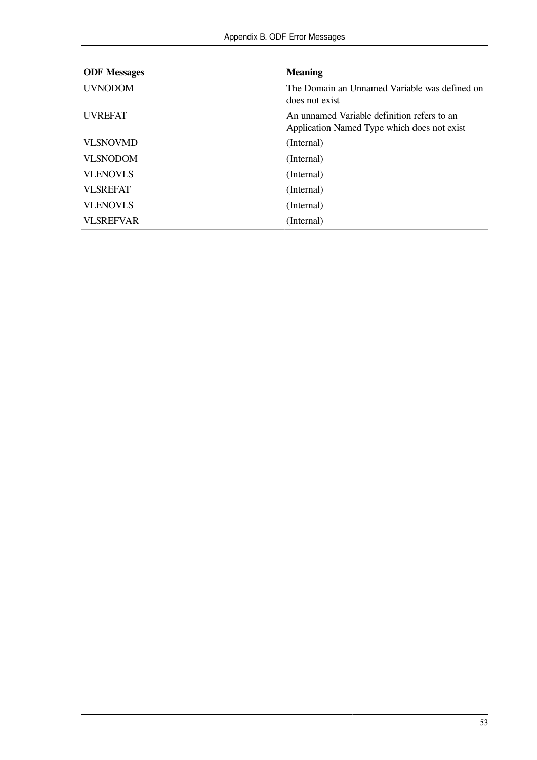| ODF Messages | Meaning |
|---|---|
| UVNODOM | The Domain an Unnamed Variable was defined on does not exist |
| UVREFAT | An unnamed Variable definition refers to an Application Named Type which does not exist |
| VLSNOVMD | (Internal) |
| VLSNODOM | (Internal) |
| VLENOVLS | (Internal) |
| VLSREFAT | (Internal) |
| VLENOVLS | (Internal) |
| VLSREFVAR | (Internal) |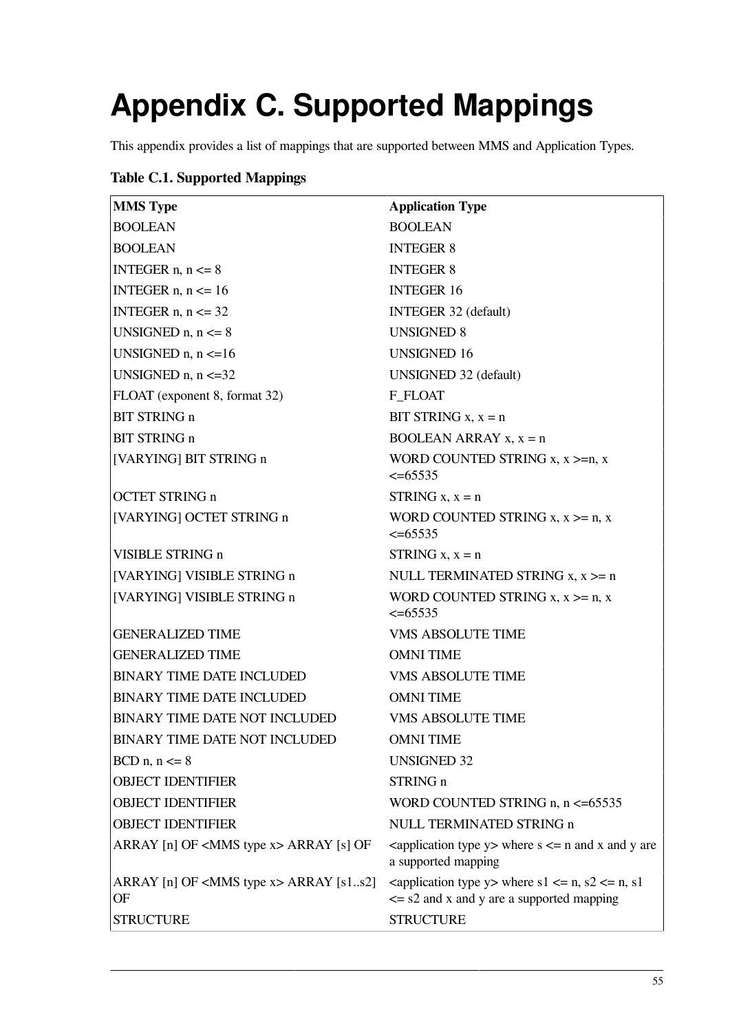# Appendix C. Supported Mappings

This appendix provides a list of mappings that are supported between MMS and Application Types.

**Table C.1. Supported Mappings**

| MMS Type | Application Type |
|---|---|
| BOOLEAN | BOOLEAN |
| BOOLEAN | INTEGER 8 |
| INTEGER n, n <= 8 | INTEGER 8 |
| INTEGER n, n <= 16 | INTEGER 16 |
| INTEGER n, n <= 32 | INTEGER 32 (default) |
| UNSIGNED n, n <= 8 | UNSIGNED 8 |
| UNSIGNED n, n <=16 | UNSIGNED 16 |
| UNSIGNED n, n <=32 | UNSIGNED 32 (default) |
| FLOAT (exponent 8, format 32) | F_FLOAT |
| BIT STRING n | BIT STRING x, x = n |
| BIT STRING n | BOOLEAN ARRAY x, x = n |
| [VARYING] BIT STRING n | WORD COUNTED STRING x, x >=n, x <=65535 |
| OCTET STRING n | STRING x, x = n |
| [VARYING] OCTET STRING n | WORD COUNTED STRING x, x >= n, x <=65535 |
| VISIBLE STRING n | STRING x, x = n |
| [VARYING] VISIBLE STRING n | NULL TERMINATED STRING x, x >= n |
| [VARYING] VISIBLE STRING n | WORD COUNTED STRING x, x >= n, x <=65535 |
| GENERALIZED TIME | VMS ABSOLUTE TIME |
| GENERALIZED TIME | OMNI TIME |
| BINARY TIME DATE INCLUDED | VMS ABSOLUTE TIME |
| BINARY TIME DATE INCLUDED | OMNI TIME |
| BINARY TIME DATE NOT INCLUDED | VMS ABSOLUTE TIME |
| BINARY TIME DATE NOT INCLUDED | OMNI TIME |
| BCD n, n <= 8 | UNSIGNED 32 |
| OBJECT IDENTIFIER | STRING n |
| OBJECT IDENTIFIER | WORD COUNTED STRING n, n <=65535 |
| OBJECT IDENTIFIER | NULL TERMINATED STRING n |
| ARRAY [n] OF <MMS type x> ARRAY [s] OF | <application type y> where s <= n and x and y are a supported mapping |
| ARRAY [n] OF <MMS type x> ARRAY [s1..s2] OF | <application type y> where s1 <= n, s2 <= n, s1 <= s2 and x and y are a supported mapping |
| STRUCTURE | STRUCTURE |